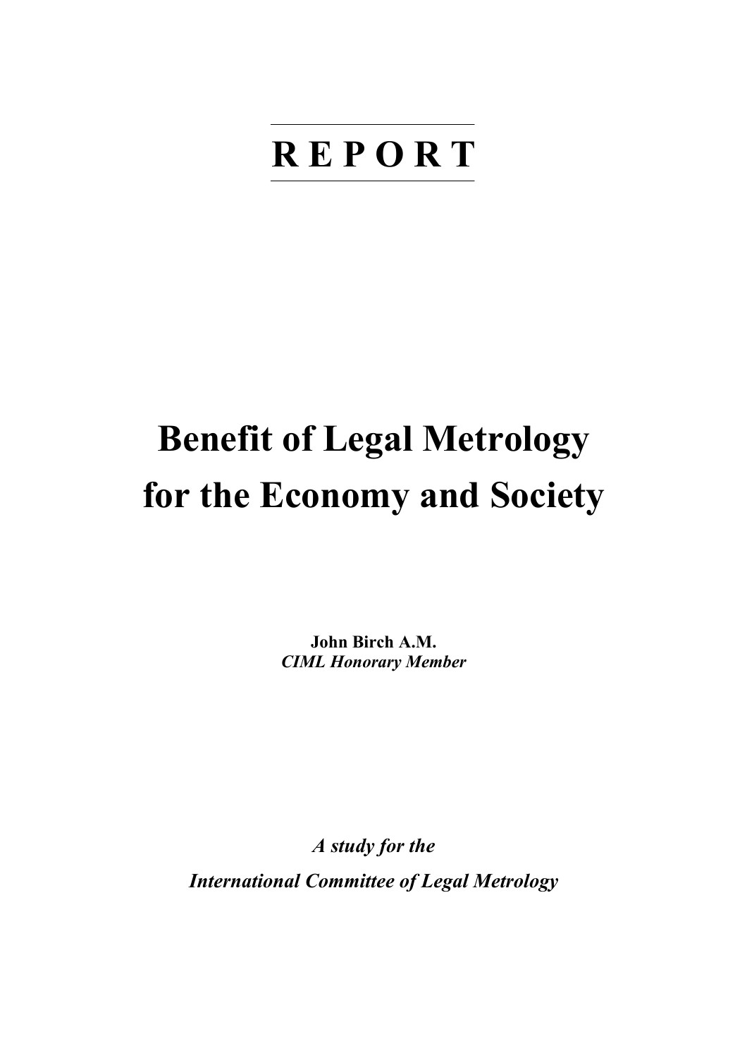# R E P O R T

# Benefit of Legal Metrology for the Economy and Society

**John Birch A.M.**
***CIML Honorary Member***

***A study for the***

***International Committee of Legal Metrology***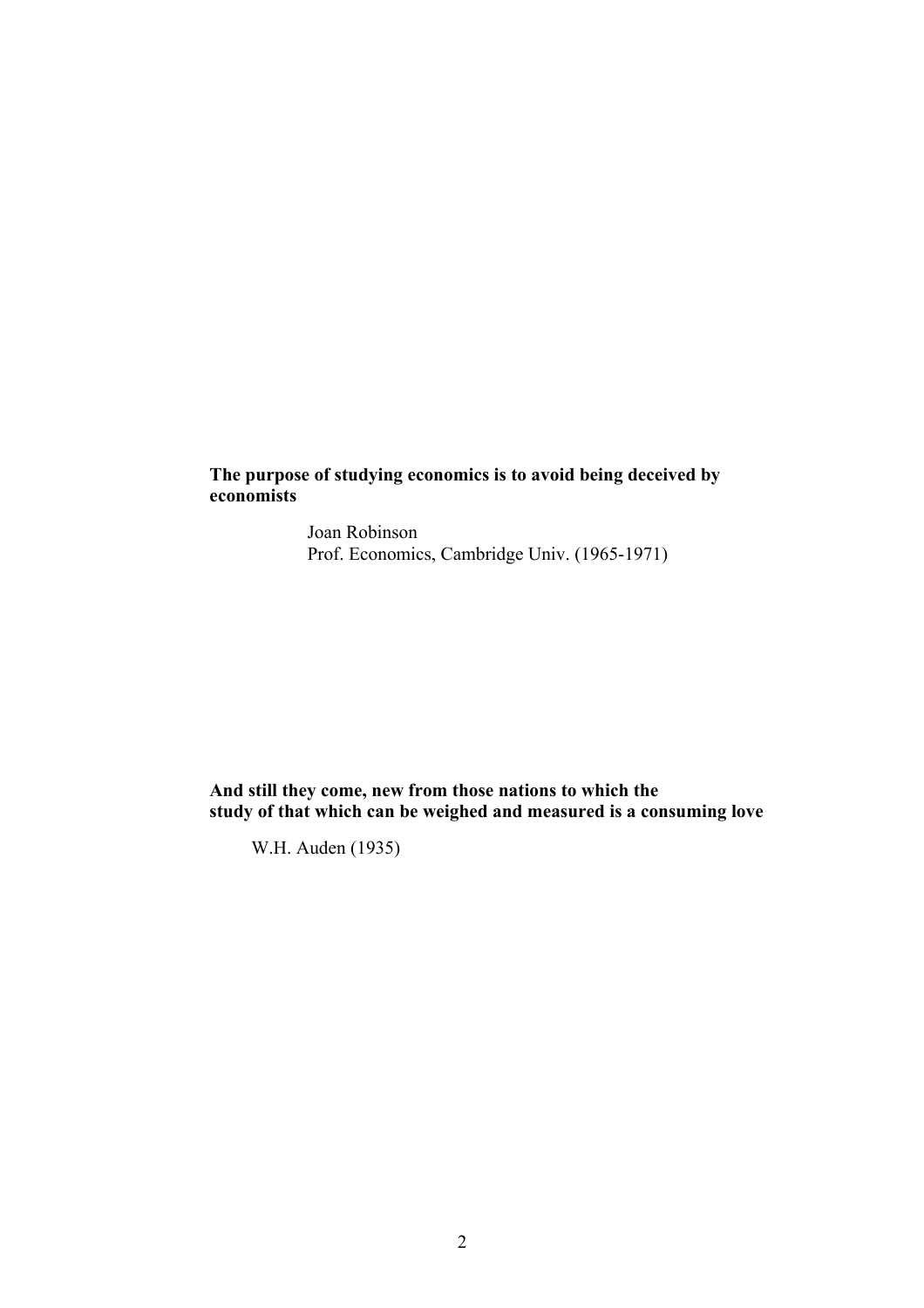**The purpose of studying economics is to avoid being deceived by economists**

Joan Robinson
Prof. Economics, Cambridge Univ. (1965-1971)

**And still they come, new from those nations to which the study of that which can be weighed and measured is a consuming love**

W.H. Auden (1935)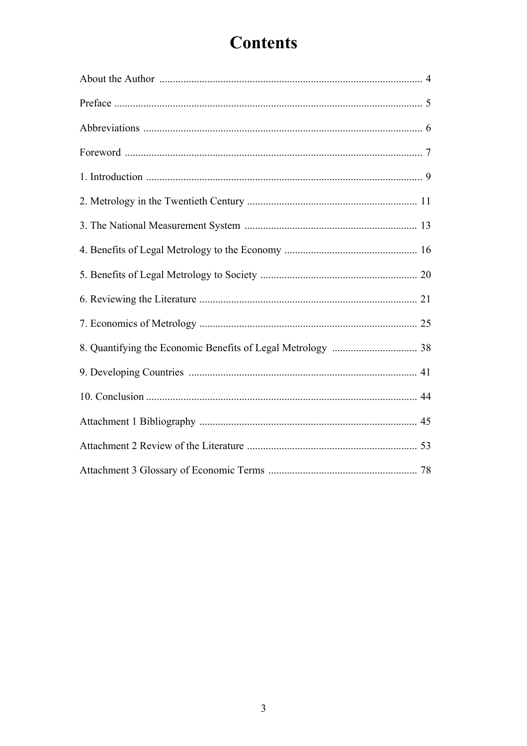# Contents

About the Author .......... 4

Preface .......... 5

Abbreviations .......... 6

Foreword .......... 7

1. Introduction .......... 9

2. Metrology in the Twentieth Century .......... 11

3. The National Measurement System .......... 13

4. Benefits of Legal Metrology to the Economy .......... 16

5. Benefits of Legal Metrology to Society .......... 20

6. Reviewing the Literature .......... 21

7. Economics of Metrology .......... 25

8. Quantifying the Economic Benefits of Legal Metrology .......... 38

9. Developing Countries .......... 41

10. Conclusion .......... 44

Attachment 1 Bibliography .......... 45

Attachment 2 Review of the Literature .......... 53

Attachment 3 Glossary of Economic Terms .......... 78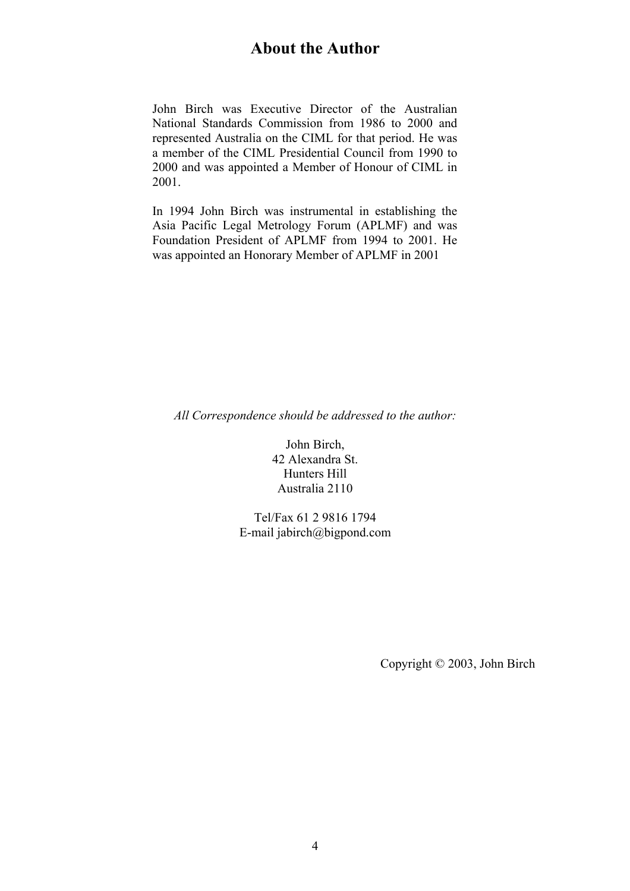# About the Author

John Birch was Executive Director of the Australian National Standards Commission from 1986 to 2000 and represented Australia on the CIML for that period. He was a member of the CIML Presidential Council from 1990 to 2000 and was appointed a Member of Honour of CIML in 2001.

In 1994 John Birch was instrumental in establishing the Asia Pacific Legal Metrology Forum (APLMF) and was Foundation President of APLMF from 1994 to 2001. He was appointed an Honorary Member of APLMF in 2001

*All Correspondence should be addressed to the author:*

John Birch,
42 Alexandra St.
Hunters Hill
Australia 2110

Tel/Fax 61 2 9816 1794
E-mail jabirch@bigpond.com

Copyright © 2003, John Birch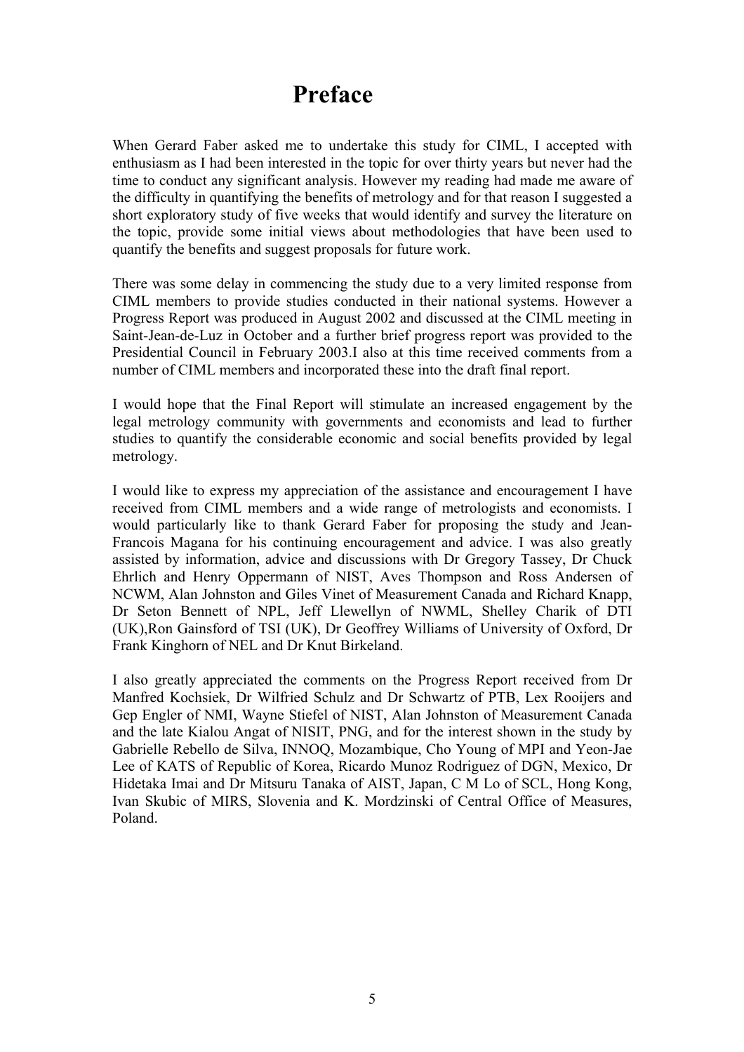# Preface

When Gerard Faber asked me to undertake this study for CIML, I accepted with enthusiasm as I had been interested in the topic for over thirty years but never had the time to conduct any significant analysis. However my reading had made me aware of the difficulty in quantifying the benefits of metrology and for that reason I suggested a short exploratory study of five weeks that would identify and survey the literature on the topic, provide some initial views about methodologies that have been used to quantify the benefits and suggest proposals for future work.

There was some delay in commencing the study due to a very limited response from CIML members to provide studies conducted in their national systems. However a Progress Report was produced in August 2002 and discussed at the CIML meeting in Saint-Jean-de-Luz in October and a further brief progress report was provided to the Presidential Council in February 2003.I also at this time received comments from a number of CIML members and incorporated these into the draft final report.

I would hope that the Final Report will stimulate an increased engagement by the legal metrology community with governments and economists and lead to further studies to quantify the considerable economic and social benefits provided by legal metrology.

I would like to express my appreciation of the assistance and encouragement I have received from CIML members and a wide range of metrologists and economists. I would particularly like to thank Gerard Faber for proposing the study and Jean-Francois Magana for his continuing encouragement and advice. I was also greatly assisted by information, advice and discussions with Dr Gregory Tassey, Dr Chuck Ehrlich and Henry Oppermann of NIST, Aves Thompson and Ross Andersen of NCWM, Alan Johnston and Giles Vinet of Measurement Canada and Richard Knapp, Dr Seton Bennett of NPL, Jeff Llewellyn of NWML, Shelley Charik of DTI (UK),Ron Gainsford of TSI (UK), Dr Geoffrey Williams of University of Oxford, Dr Frank Kinghorn of NEL and Dr Knut Birkeland.

I also greatly appreciated the comments on the Progress Report received from Dr Manfred Kochsiek, Dr Wilfried Schulz and Dr Schwartz of PTB, Lex Rooijers and Gep Engler of NMI, Wayne Stiefel of NIST, Alan Johnston of Measurement Canada and the late Kialou Angat of NISIT, PNG, and for the interest shown in the study by Gabrielle Rebello de Silva, INNOQ, Mozambique, Cho Young of MPI and Yeon-Jae Lee of KATS of Republic of Korea, Ricardo Munoz Rodriguez of DGN, Mexico, Dr Hidetaka Imai and Dr Mitsuru Tanaka of AIST, Japan, C M Lo of SCL, Hong Kong, Ivan Skubic of MIRS, Slovenia and K. Mordzinski of Central Office of Measures, Poland.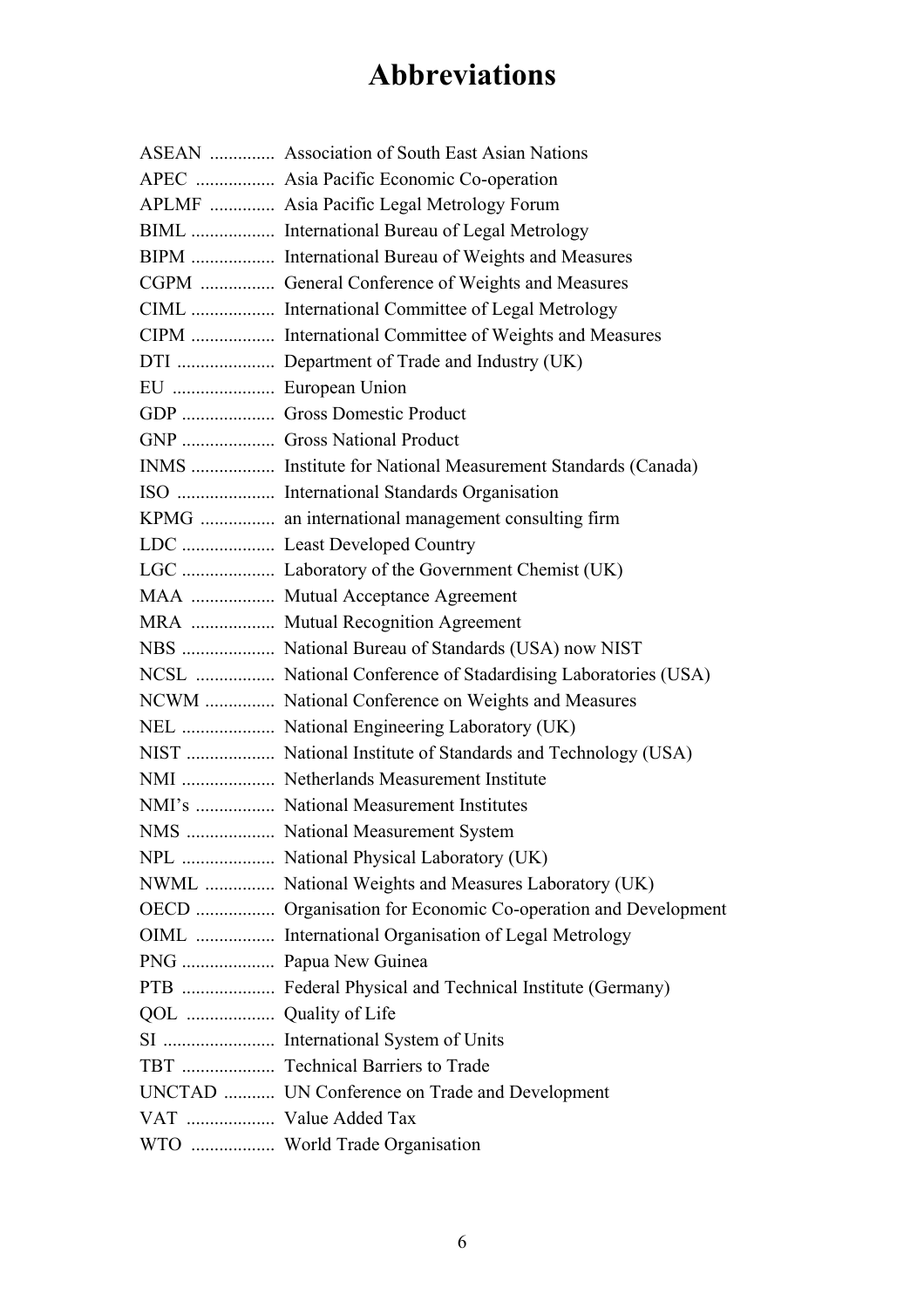# Abbreviations

ASEAN .............. Association of South East Asian Nations
APEC ................. Asia Pacific Economic Co-operation
APLMF .............. Asia Pacific Legal Metrology Forum
BIML .................. International Bureau of Legal Metrology
BIPM .................. International Bureau of Weights and Measures
CGPM ................ General Conference of Weights and Measures
CIML .................. International Committee of Legal Metrology
CIPM .................. International Committee of Weights and Measures
DTI ..................... Department of Trade and Industry (UK)
EU ...................... European Union
GDP .................... Gross Domestic Product
GNP .................... Gross National Product
INMS .................. Institute for National Measurement Standards (Canada)
ISO ..................... International Standards Organisation
KPMG ................ an international management consulting firm
LDC .................... Least Developed Country
LGC .................... Laboratory of the Government Chemist (UK)
MAA .................. Mutual Acceptance Agreement
MRA .................. Mutual Recognition Agreement
NBS .................... National Bureau of Standards (USA) now NIST
NCSL ................. National Conference of Stadardising Laboratories (USA)
NCWM ............... National Conference on Weights and Measures
NEL .................... National Engineering Laboratory (UK)
NIST ................... National Institute of Standards and Technology (USA)
NMI .................... Netherlands Measurement Institute
NMI's ................. National Measurement Institutes
NMS ................... National Measurement System
NPL .................... National Physical Laboratory (UK)
NWML ............... National Weights and Measures Laboratory (UK)
OECD ................. Organisation for Economic Co-operation and Development
OIML ................. International Organisation of Legal Metrology
PNG .................... Papua New Guinea
PTB .................... Federal Physical and Technical Institute (Germany)
QOL ................... Quality of Life
SI ........................ International System of Units
TBT .................... Technical Barriers to Trade
UNCTAD ........... UN Conference on Trade and Development
VAT ................... Value Added Tax
WTO .................. World Trade Organisation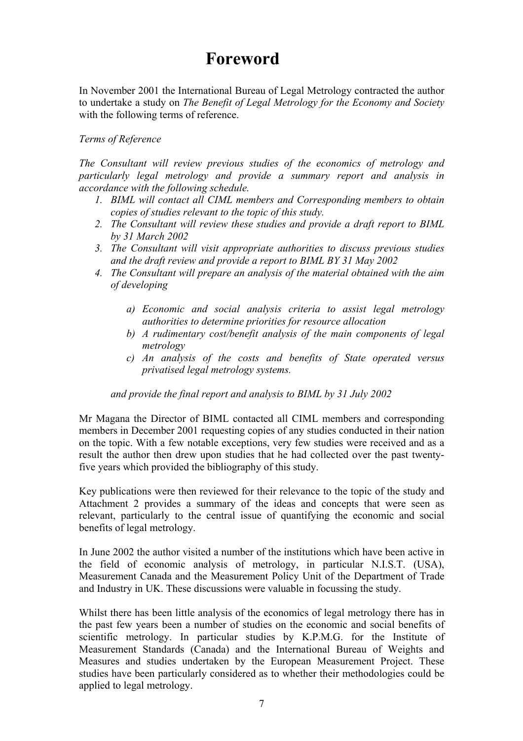# Foreword

In November 2001 the International Bureau of Legal Metrology contracted the author to undertake a study on *The Benefit of Legal Metrology for the Economy and Society* with the following terms of reference.

*Terms of Reference*

*The Consultant will review previous studies of the economics of metrology and particularly legal metrology and provide a summary report and analysis in accordance with the following schedule.*

1. *BIML will contact all CIML members and Corresponding members to obtain copies of studies relevant to the topic of this study.*
2. *The Consultant will review these studies and provide a draft report to BIML by 31 March 2002*
3. *The Consultant will visit appropriate authorities to discuss previous studies and the draft review and provide a report to BIML BY 31 May 2002*
4. *The Consultant will prepare an analysis of the material obtained with the aim of developing*

    a) *Economic and social analysis criteria to assist legal metrology authorities to determine priorities for resource allocation*
    b) *A rudimentary cost/benefit analysis of the main components of legal metrology*
    c) *An analysis of the costs and benefits of State operated versus privatised legal metrology systems.*

    *and provide the final report and analysis to BIML by 31 July 2002*

Mr Magana the Director of BIML contacted all CIML members and corresponding members in December 2001 requesting copies of any studies conducted in their nation on the topic. With a few notable exceptions, very few studies were received and as a result the author then drew upon studies that he had collected over the past twenty-five years which provided the bibliography of this study.

Key publications were then reviewed for their relevance to the topic of the study and Attachment 2 provides a summary of the ideas and concepts that were seen as relevant, particularly to the central issue of quantifying the economic and social benefits of legal metrology.

In June 2002 the author visited a number of the institutions which have been active in the field of economic analysis of metrology, in particular N.I.S.T. (USA), Measurement Canada and the Measurement Policy Unit of the Department of Trade and Industry in UK. These discussions were valuable in focussing the study.

Whilst there has been little analysis of the economics of legal metrology there has in the past few years been a number of studies on the economic and social benefits of scientific metrology. In particular studies by K.P.M.G. for the Institute of Measurement Standards (Canada) and the International Bureau of Weights and Measures and studies undertaken by the European Measurement Project. These studies have been particularly considered as to whether their methodologies could be applied to legal metrology.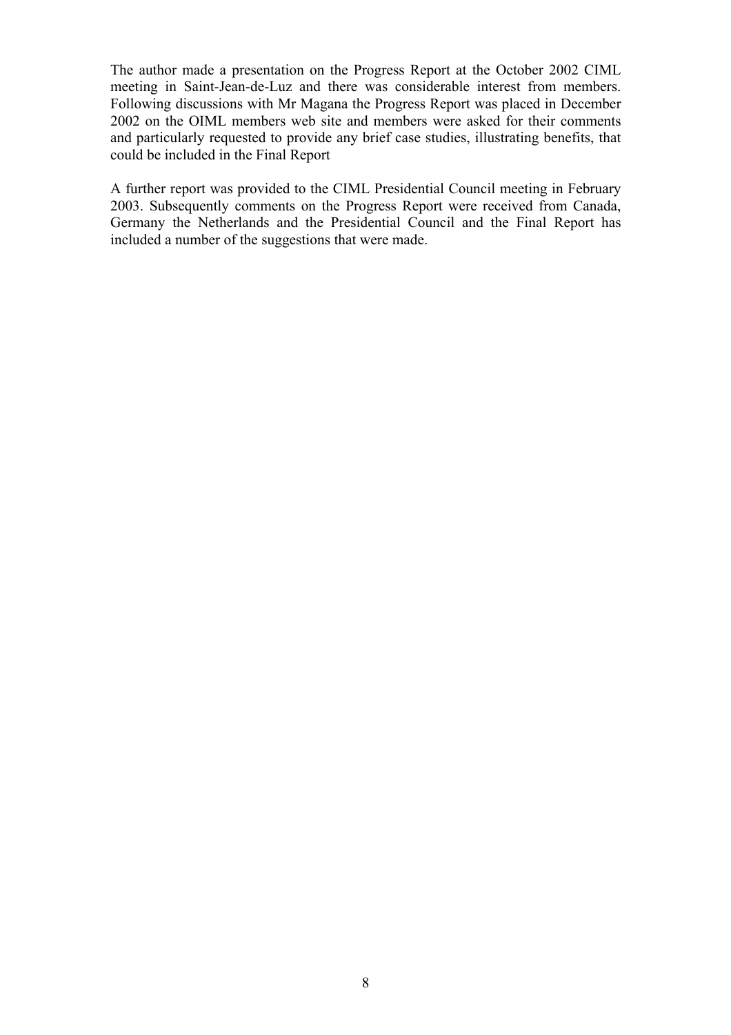The author made a presentation on the Progress Report at the October 2002 CIML meeting in Saint-Jean-de-Luz and there was considerable interest from members. Following discussions with Mr Magana the Progress Report was placed in December 2002 on the OIML members web site and members were asked for their comments and particularly requested to provide any brief case studies, illustrating benefits, that could be included in the Final Report

A further report was provided to the CIML Presidential Council meeting in February 2003. Subsequently comments on the Progress Report were received from Canada, Germany the Netherlands and the Presidential Council and the Final Report has included a number of the suggestions that were made.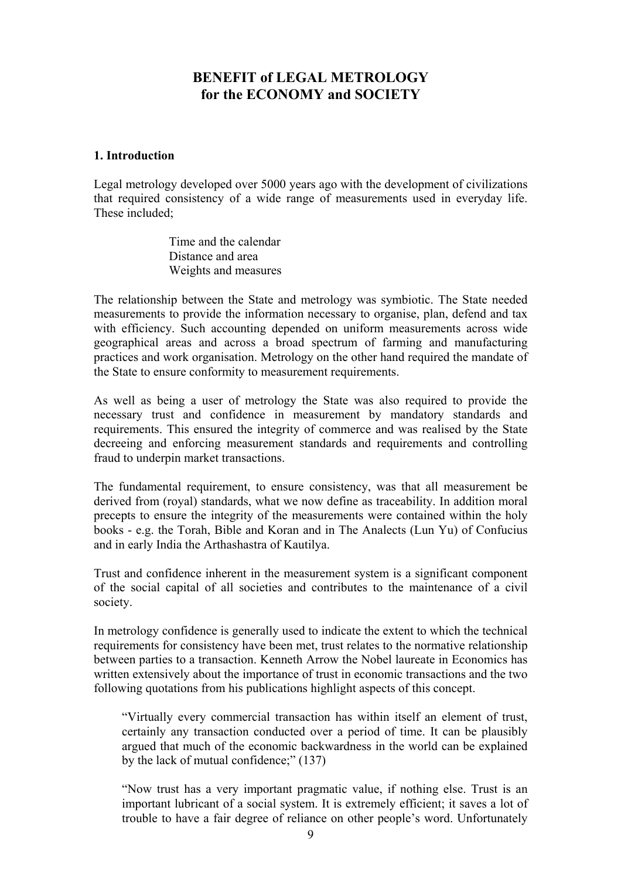# BENEFIT of LEGAL METROLOGY for the ECONOMY and SOCIETY

## 1. Introduction

Legal metrology developed over 5000 years ago with the development of civilizations that required consistency of a wide range of measurements used in everyday life. These included;

> Time and the calendar
> Distance and area
> Weights and measures

The relationship between the State and metrology was symbiotic. The State needed measurements to provide the information necessary to organise, plan, defend and tax with efficiency. Such accounting depended on uniform measurements across wide geographical areas and across a broad spectrum of farming and manufacturing practices and work organisation. Metrology on the other hand required the mandate of the State to ensure conformity to measurement requirements.

As well as being a user of metrology the State was also required to provide the necessary trust and confidence in measurement by mandatory standards and requirements. This ensured the integrity of commerce and was realised by the State decreeing and enforcing measurement standards and requirements and controlling fraud to underpin market transactions.

The fundamental requirement, to ensure consistency, was that all measurement be derived from (royal) standards, what we now define as traceability. In addition moral precepts to ensure the integrity of the measurements were contained within the holy books - e.g. the Torah, Bible and Koran and in The Analects (Lun Yu) of Confucius and in early India the Arthashastra of Kautilya.

Trust and confidence inherent in the measurement system is a significant component of the social capital of all societies and contributes to the maintenance of a civil society.

In metrology confidence is generally used to indicate the extent to which the technical requirements for consistency have been met, trust relates to the normative relationship between parties to a transaction. Kenneth Arrow the Nobel laureate in Economics has written extensively about the importance of trust in economic transactions and the two following quotations from his publications highlight aspects of this concept.

> "Virtually every commercial transaction has within itself an element of trust, certainly any transaction conducted over a period of time. It can be plausibly argued that much of the economic backwardness in the world can be explained by the lack of mutual confidence;" (137)

> "Now trust has a very important pragmatic value, if nothing else. Trust is an important lubricant of a social system. It is extremely efficient; it saves a lot of trouble to have a fair degree of reliance on other people's word. Unfortunately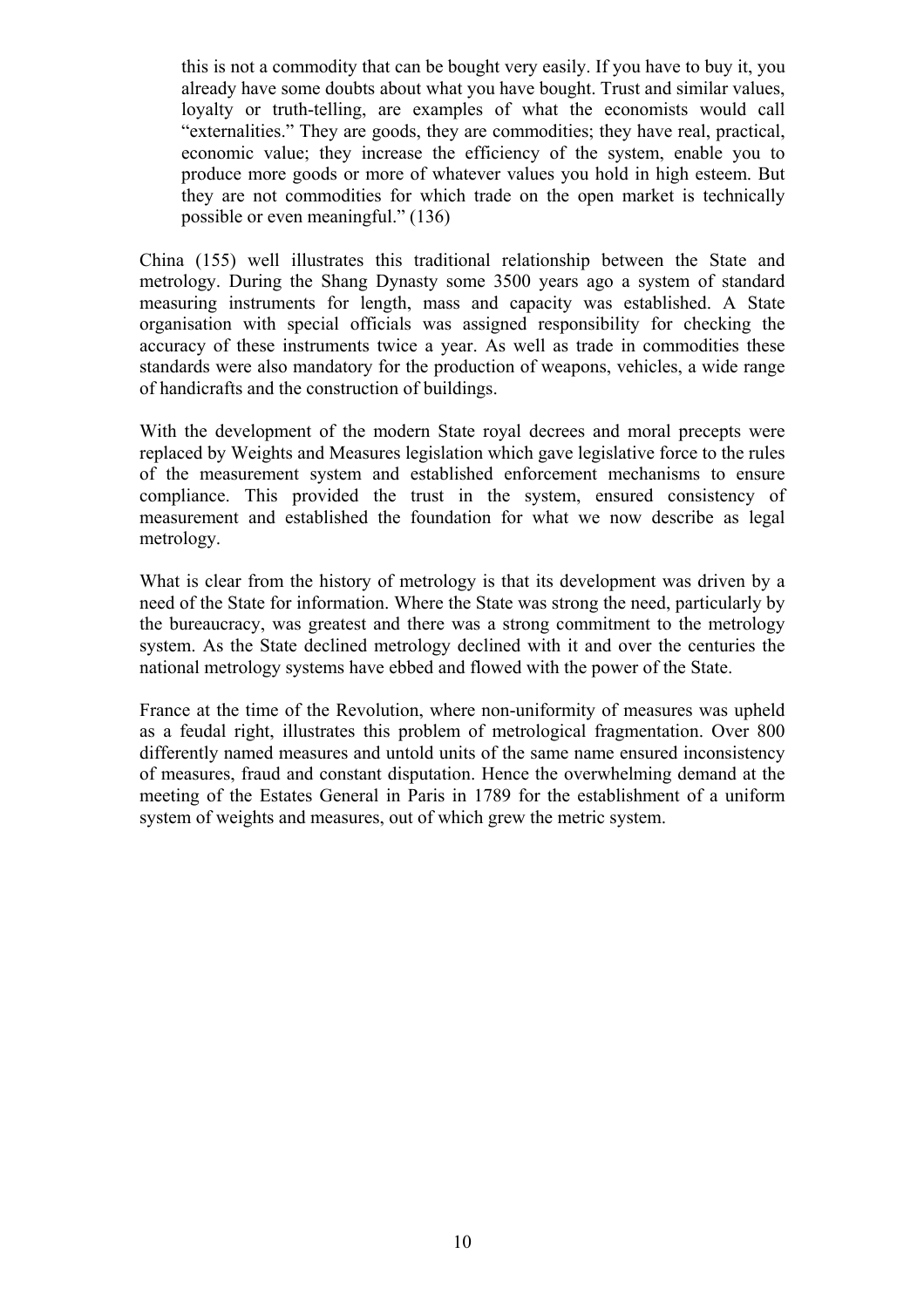> this is not a commodity that can be bought very easily. If you have to buy it, you already have some doubts about what you have bought. Trust and similar values, loyalty or truth-telling, are examples of what the economists would call "externalities." They are goods, they are commodities; they have real, practical, economic value; they increase the efficiency of the system, enable you to produce more goods or more of whatever values you hold in high esteem. But they are not commodities for which trade on the open market is technically possible or even meaningful." (136)

China (155) well illustrates this traditional relationship between the State and metrology. During the Shang Dynasty some 3500 years ago a system of standard measuring instruments for length, mass and capacity was established. A State organisation with special officials was assigned responsibility for checking the accuracy of these instruments twice a year. As well as trade in commodities these standards were also mandatory for the production of weapons, vehicles, a wide range of handicrafts and the construction of buildings.

With the development of the modern State royal decrees and moral precepts were replaced by Weights and Measures legislation which gave legislative force to the rules of the measurement system and established enforcement mechanisms to ensure compliance. This provided the trust in the system, ensured consistency of measurement and established the foundation for what we now describe as legal metrology.

What is clear from the history of metrology is that its development was driven by a need of the State for information. Where the State was strong the need, particularly by the bureaucracy, was greatest and there was a strong commitment to the metrology system. As the State declined metrology declined with it and over the centuries the national metrology systems have ebbed and flowed with the power of the State.

France at the time of the Revolution, where non-uniformity of measures was upheld as a feudal right, illustrates this problem of metrological fragmentation. Over 800 differently named measures and untold units of the same name ensured inconsistency of measures, fraud and constant disputation. Hence the overwhelming demand at the meeting of the Estates General in Paris in 1789 for the establishment of a uniform system of weights and measures, out of which grew the metric system.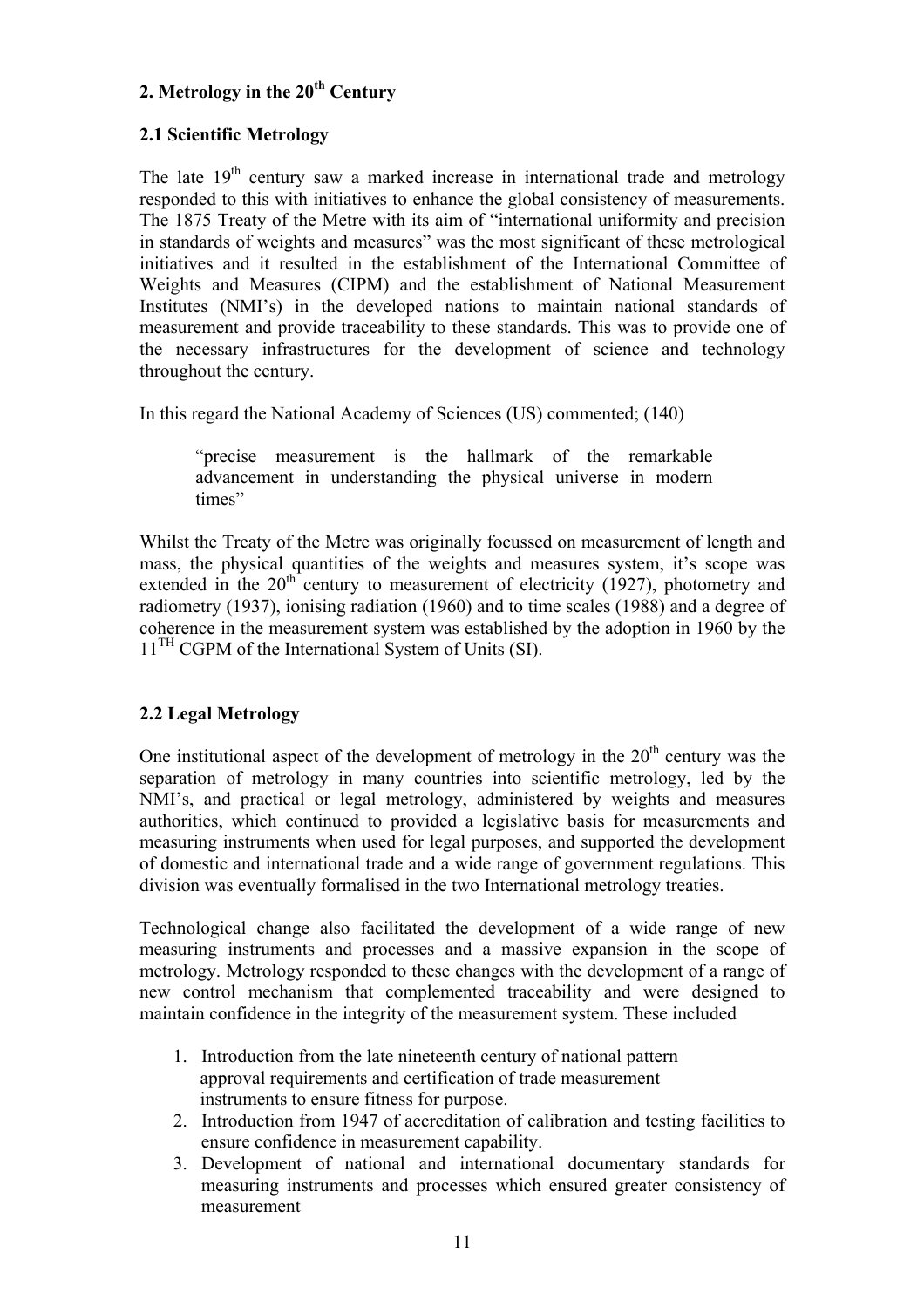## 2. Metrology in the 20th Century

### 2.1 Scientific Metrology

The late 19th century saw a marked increase in international trade and metrology responded to this with initiatives to enhance the global consistency of measurements. The 1875 Treaty of the Metre with its aim of "international uniformity and precision in standards of weights and measures" was the most significant of these metrological initiatives and it resulted in the establishment of the International Committee of Weights and Measures (CIPM) and the establishment of National Measurement Institutes (NMI's) in the developed nations to maintain national standards of measurement and provide traceability to these standards. This was to provide one of the necessary infrastructures for the development of science and technology throughout the century.

In this regard the National Academy of Sciences (US) commented; (140)

> "precise measurement is the hallmark of the remarkable advancement in understanding the physical universe in modern times"

Whilst the Treaty of the Metre was originally focussed on measurement of length and mass, the physical quantities of the weights and measures system, it's scope was extended in the 20th century to measurement of electricity (1927), photometry and radiometry (1937), ionising radiation (1960) and to time scales (1988) and a degree of coherence in the measurement system was established by the adoption in 1960 by the 11TH CGPM of the International System of Units (SI).

### 2.2 Legal Metrology

One institutional aspect of the development of metrology in the 20th century was the separation of metrology in many countries into scientific metrology, led by the NMI's, and practical or legal metrology, administered by weights and measures authorities, which continued to provided a legislative basis for measurements and measuring instruments when used for legal purposes, and supported the development of domestic and international trade and a wide range of government regulations. This division was eventually formalised in the two International metrology treaties.

Technological change also facilitated the development of a wide range of new measuring instruments and processes and a massive expansion in the scope of metrology. Metrology responded to these changes with the development of a range of new control mechanism that complemented traceability and were designed to maintain confidence in the integrity of the measurement system. These included

1. Introduction from the late nineteenth century of national pattern approval requirements and certification of trade measurement instruments to ensure fitness for purpose.
2. Introduction from 1947 of accreditation of calibration and testing facilities to ensure confidence in measurement capability.
3. Development of national and international documentary standards for measuring instruments and processes which ensured greater consistency of measurement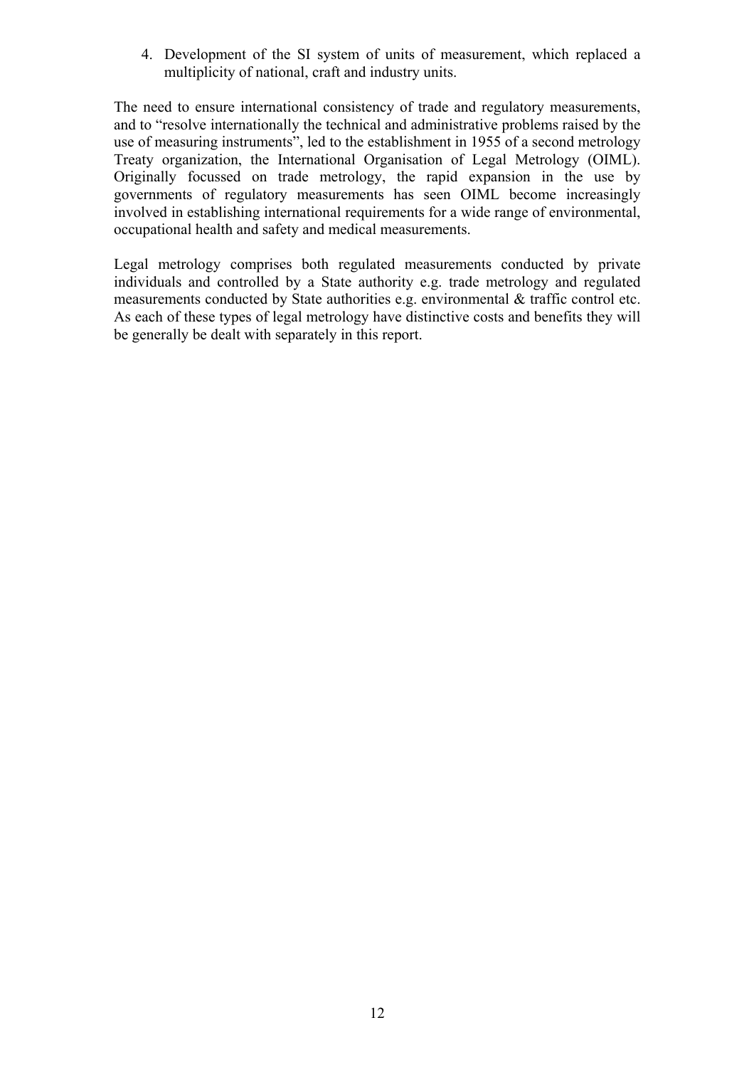4. Development of the SI system of units of measurement, which replaced a multiplicity of national, craft and industry units.

The need to ensure international consistency of trade and regulatory measurements, and to "resolve internationally the technical and administrative problems raised by the use of measuring instruments", led to the establishment in 1955 of a second metrology Treaty organization, the International Organisation of Legal Metrology (OIML). Originally focussed on trade metrology, the rapid expansion in the use by governments of regulatory measurements has seen OIML become increasingly involved in establishing international requirements for a wide range of environmental, occupational health and safety and medical measurements.

Legal metrology comprises both regulated measurements conducted by private individuals and controlled by a State authority e.g. trade metrology and regulated measurements conducted by State authorities e.g. environmental & traffic control etc. As each of these types of legal metrology have distinctive costs and benefits they will be generally be dealt with separately in this report.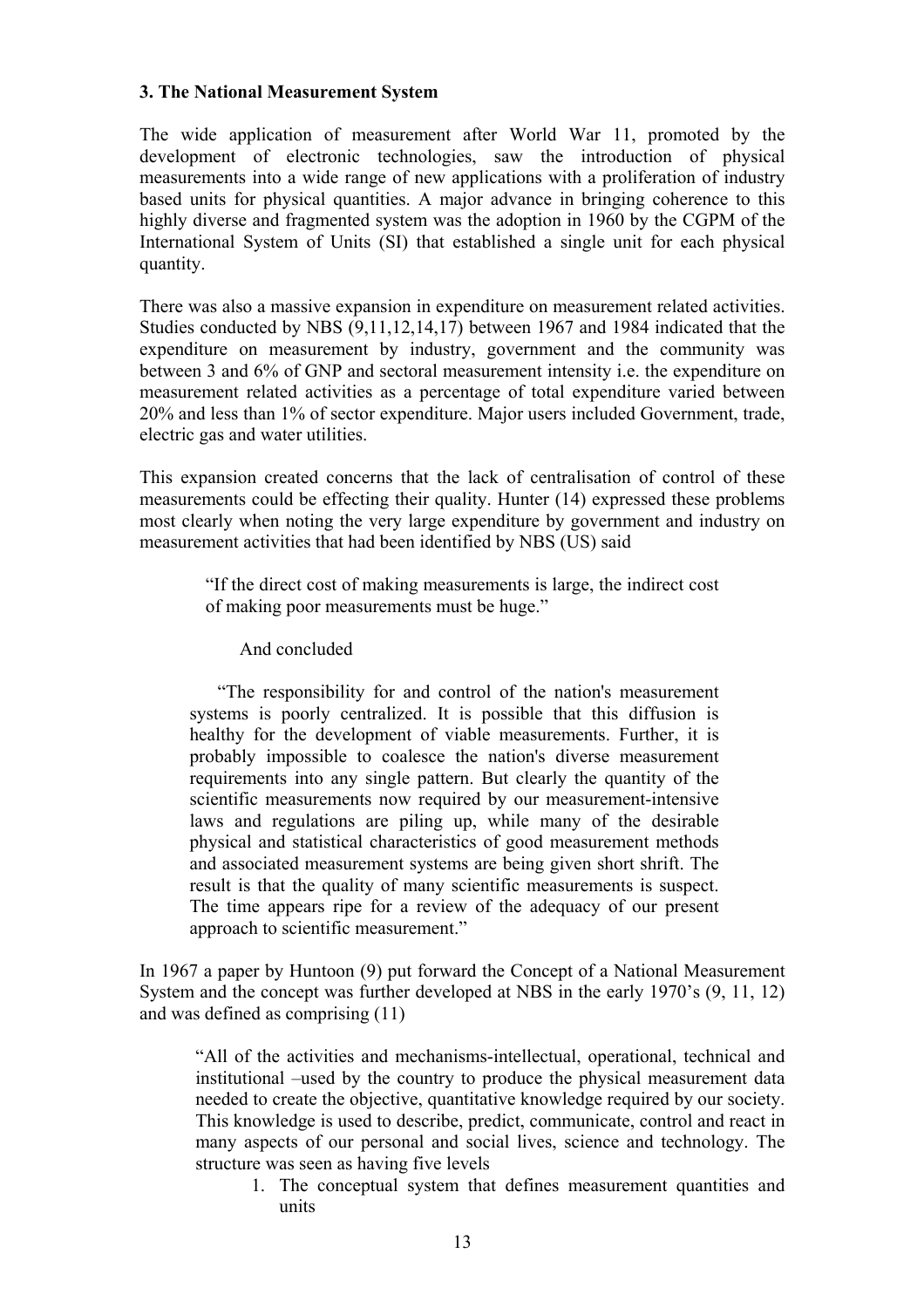**3. The National Measurement System**

The wide application of measurement after World War 11, promoted by the development of electronic technologies, saw the introduction of physical measurements into a wide range of new applications with a proliferation of industry based units for physical quantities. A major advance in bringing coherence to this highly diverse and fragmented system was the adoption in 1960 by the CGPM of the International System of Units (SI) that established a single unit for each physical quantity.

There was also a massive expansion in expenditure on measurement related activities. Studies conducted by NBS (9,11,12,14,17) between 1967 and 1984 indicated that the expenditure on measurement by industry, government and the community was between 3 and 6% of GNP and sectoral measurement intensity i.e. the expenditure on measurement related activities as a percentage of total expenditure varied between 20% and less than 1% of sector expenditure. Major users included Government, trade, electric gas and water utilities.

This expansion created concerns that the lack of centralisation of control of these measurements could be effecting their quality. Hunter (14) expressed these problems most clearly when noting the very large expenditure by government and industry on measurement activities that had been identified by NBS (US) said

> "If the direct cost of making measurements is large, the indirect cost of making poor measurements must be huge."
>
> And concluded
>
> "The responsibility for and control of the nation's measurement systems is poorly centralized. It is possible that this diffusion is healthy for the development of viable measurements. Further, it is probably impossible to coalesce the nation's diverse measurement requirements into any single pattern. But clearly the quantity of the scientific measurements now required by our measurement-intensive laws and regulations are piling up, while many of the desirable physical and statistical characteristics of good measurement methods and associated measurement systems are being given short shrift. The result is that the quality of many scientific measurements is suspect. The time appears ripe for a review of the adequacy of our present approach to scientific measurement."

In 1967 a paper by Huntoon (9) put forward the Concept of a National Measurement System and the concept was further developed at NBS in the early 1970's (9, 11, 12) and was defined as comprising (11)

> "All of the activities and mechanisms-intellectual, operational, technical and institutional –used by the country to produce the physical measurement data needed to create the objective, quantitative knowledge required by our society. This knowledge is used to describe, predict, communicate, control and react in many aspects of our personal and social lives, science and technology. The structure was seen as having five levels
>
> 1. The conceptual system that defines measurement quantities and units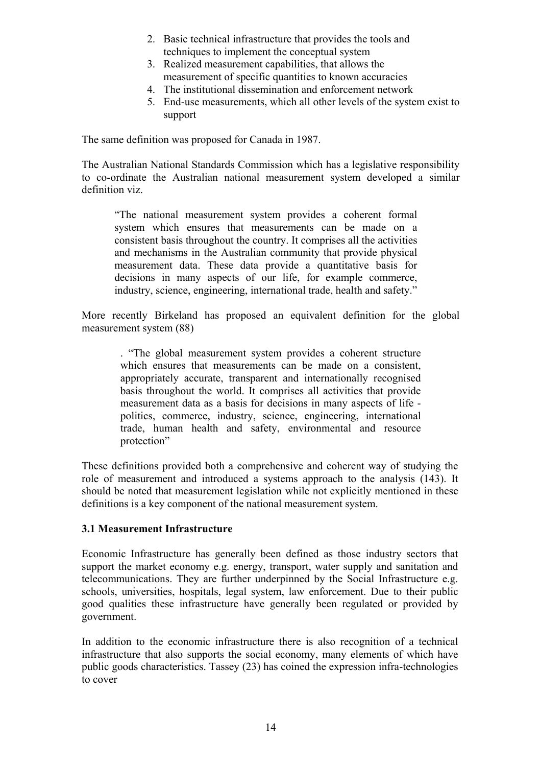2. Basic technical infrastructure that provides the tools and techniques to implement the conceptual system
3. Realized measurement capabilities, that allows the measurement of specific quantities to known accuracies
4. The institutional dissemination and enforcement network
5. End-use measurements, which all other levels of the system exist to support

The same definition was proposed for Canada in 1987.

The Australian National Standards Commission which has a legislative responsibility to co-ordinate the Australian national measurement system developed a similar definition viz.

> "The national measurement system provides a coherent formal system which ensures that measurements can be made on a consistent basis throughout the country. It comprises all the activities and mechanisms in the Australian community that provide physical measurement data. These data provide a quantitative basis for decisions in many aspects of our life, for example commerce, industry, science, engineering, international trade, health and safety."

More recently Birkeland has proposed an equivalent definition for the global measurement system (88)

> . "The global measurement system provides a coherent structure which ensures that measurements can be made on a consistent, appropriately accurate, transparent and internationally recognised basis throughout the world. It comprises all activities that provide measurement data as a basis for decisions in many aspects of life - politics, commerce, industry, science, engineering, international trade, human health and safety, environmental and resource protection"

These definitions provided both a comprehensive and coherent way of studying the role of measurement and introduced a systems approach to the analysis (143). It should be noted that measurement legislation while not explicitly mentioned in these definitions is a key component of the national measurement system.

### 3.1 Measurement Infrastructure

Economic Infrastructure has generally been defined as those industry sectors that support the market economy e.g. energy, transport, water supply and sanitation and telecommunications. They are further underpinned by the Social Infrastructure e.g. schools, universities, hospitals, legal system, law enforcement. Due to their public good qualities these infrastructure have generally been regulated or provided by government.

In addition to the economic infrastructure there is also recognition of a technical infrastructure that also supports the social economy, many elements of which have public goods characteristics. Tassey (23) has coined the expression infra-technologies to cover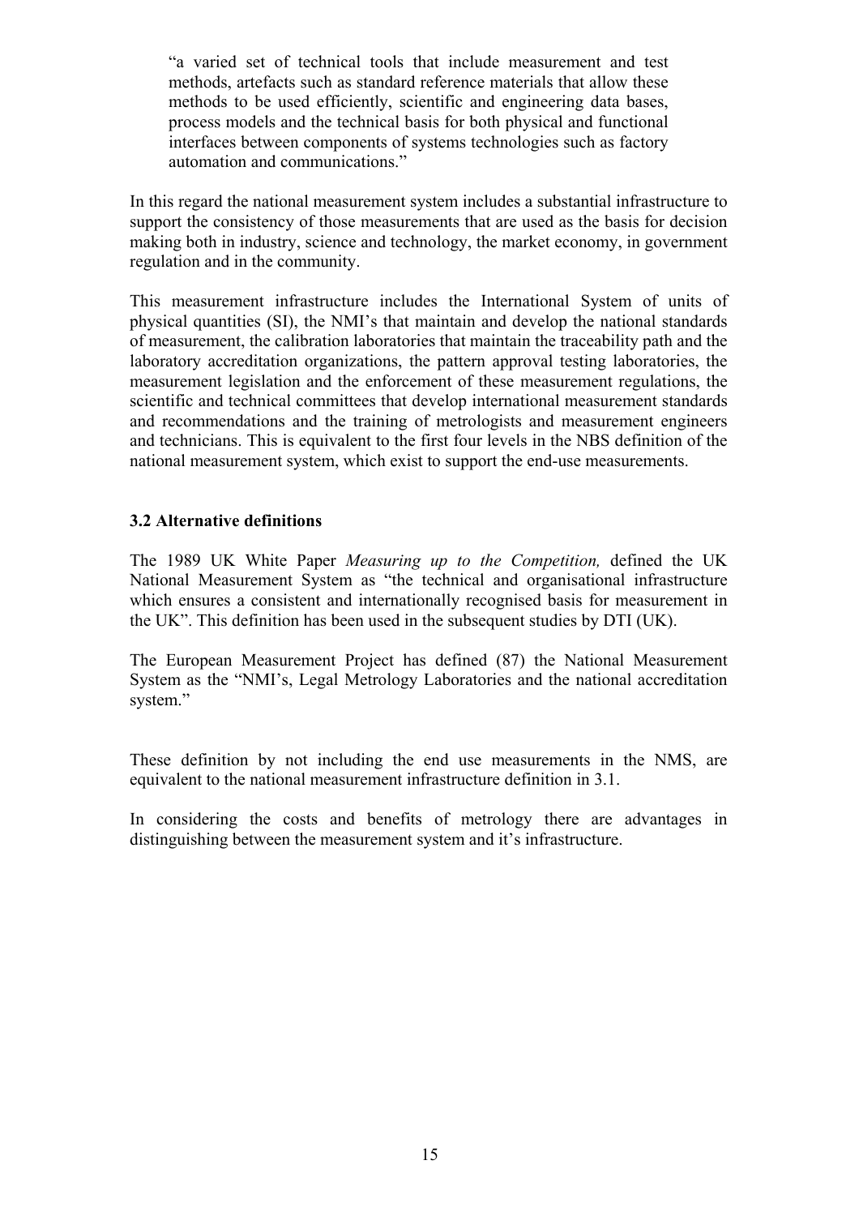> "a varied set of technical tools that include measurement and test methods, artefacts such as standard reference materials that allow these methods to be used efficiently, scientific and engineering data bases, process models and the technical basis for both physical and functional interfaces between components of systems technologies such as factory automation and communications."

In this regard the national measurement system includes a substantial infrastructure to support the consistency of those measurements that are used as the basis for decision making both in industry, science and technology, the market economy, in government regulation and in the community.

This measurement infrastructure includes the International System of units of physical quantities (SI), the NMI's that maintain and develop the national standards of measurement, the calibration laboratories that maintain the traceability path and the laboratory accreditation organizations, the pattern approval testing laboratories, the measurement legislation and the enforcement of these measurement regulations, the scientific and technical committees that develop international measurement standards and recommendations and the training of metrologists and measurement engineers and technicians. This is equivalent to the first four levels in the NBS definition of the national measurement system, which exist to support the end-use measurements.

### 3.2 Alternative definitions

The 1989 UK White Paper *Measuring up to the Competition,* defined the UK National Measurement System as "the technical and organisational infrastructure which ensures a consistent and internationally recognised basis for measurement in the UK". This definition has been used in the subsequent studies by DTI (UK).

The European Measurement Project has defined (87) the National Measurement System as the "NMI's, Legal Metrology Laboratories and the national accreditation system."

These definition by not including the end use measurements in the NMS, are equivalent to the national measurement infrastructure definition in 3.1.

In considering the costs and benefits of metrology there are advantages in distinguishing between the measurement system and it's infrastructure.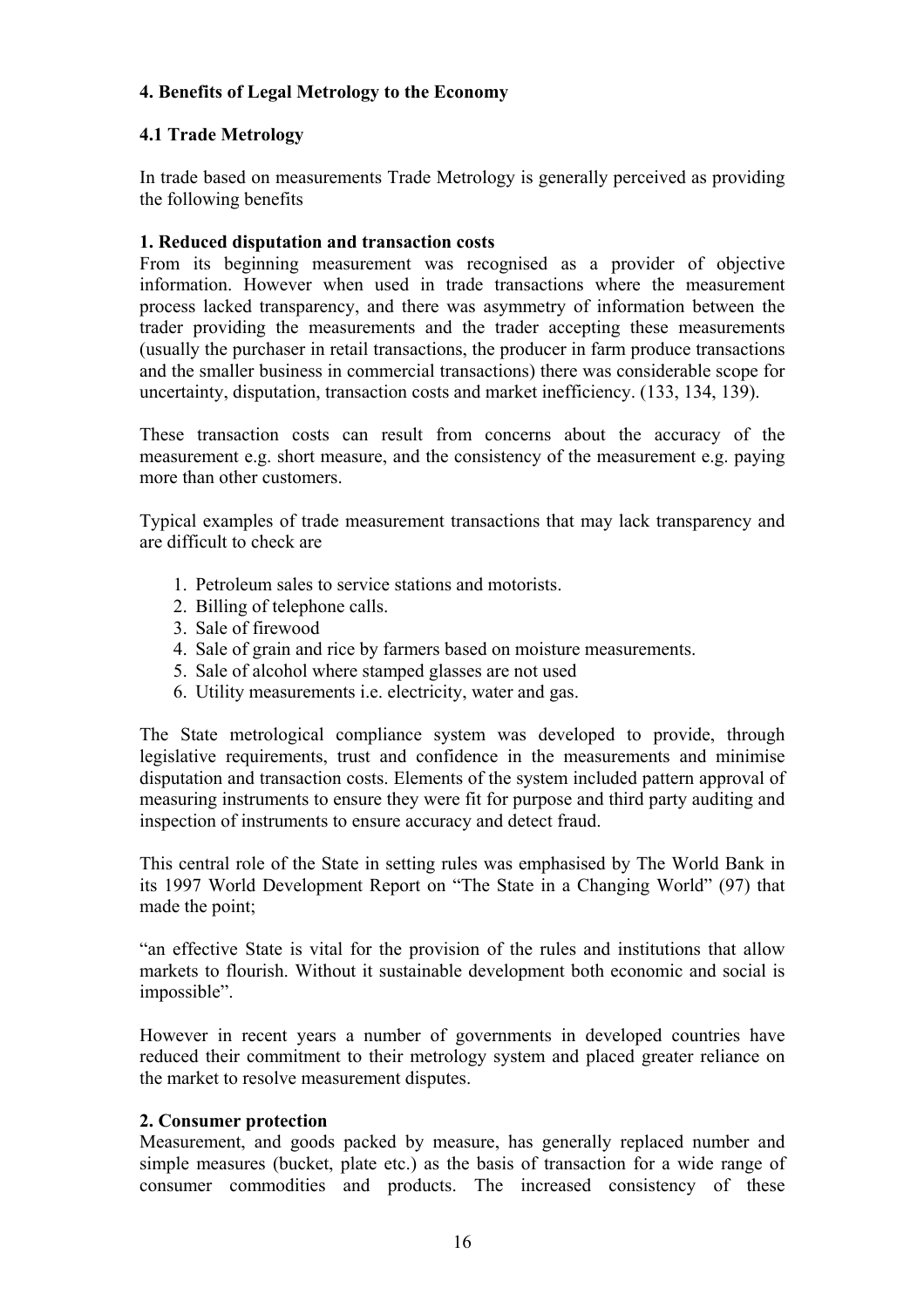## 4. Benefits of Legal Metrology to the Economy

### 4.1 Trade Metrology

In trade based on measurements Trade Metrology is generally perceived as providing the following benefits

**1. Reduced disputation and transaction costs**
From its beginning measurement was recognised as a provider of objective information. However when used in trade transactions where the measurement process lacked transparency, and there was asymmetry of information between the trader providing the measurements and the trader accepting these measurements (usually the purchaser in retail transactions, the producer in farm produce transactions and the smaller business in commercial transactions) there was considerable scope for uncertainty, disputation, transaction costs and market inefficiency. (133, 134, 139).

These transaction costs can result from concerns about the accuracy of the measurement e.g. short measure, and the consistency of the measurement e.g. paying more than other customers.

Typical examples of trade measurement transactions that may lack transparency and are difficult to check are

1. Petroleum sales to service stations and motorists.
2. Billing of telephone calls.
3. Sale of firewood
4. Sale of grain and rice by farmers based on moisture measurements.
5. Sale of alcohol where stamped glasses are not used
6. Utility measurements i.e. electricity, water and gas.

The State metrological compliance system was developed to provide, through legislative requirements, trust and confidence in the measurements and minimise disputation and transaction costs. Elements of the system included pattern approval of measuring instruments to ensure they were fit for purpose and third party auditing and inspection of instruments to ensure accuracy and detect fraud.

This central role of the State in setting rules was emphasised by The World Bank in its 1997 World Development Report on "The State in a Changing World" (97) that made the point;

"an effective State is vital for the provision of the rules and institutions that allow markets to flourish. Without it sustainable development both economic and social is impossible".

However in recent years a number of governments in developed countries have reduced their commitment to their metrology system and placed greater reliance on the market to resolve measurement disputes.

**2. Consumer protection**
Measurement, and goods packed by measure, has generally replaced number and simple measures (bucket, plate etc.) as the basis of transaction for a wide range of consumer commodities and products. The increased consistency of these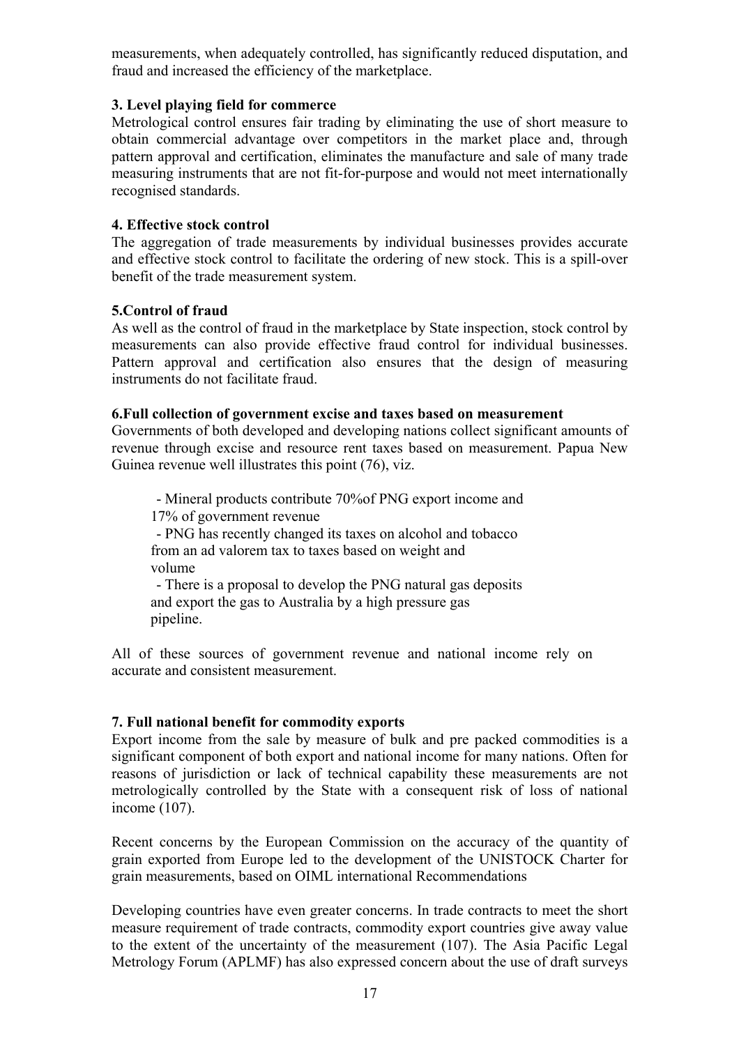measurements, when adequately controlled, has significantly reduced disputation, and fraud and increased the efficiency of the marketplace.

**3. Level playing field for commerce**

Metrological control ensures fair trading by eliminating the use of short measure to obtain commercial advantage over competitors in the market place and, through pattern approval and certification, eliminates the manufacture and sale of many trade measuring instruments that are not fit-for-purpose and would not meet internationally recognised standards.

**4. Effective stock control**

The aggregation of trade measurements by individual businesses provides accurate and effective stock control to facilitate the ordering of new stock. This is a spill-over benefit of the trade measurement system.

**5.Control of fraud**

As well as the control of fraud in the marketplace by State inspection, stock control by measurements can also provide effective fraud control for individual businesses. Pattern approval and certification also ensures that the design of measuring instruments do not facilitate fraud.

**6.Full collection of government excise and taxes based on measurement**

Governments of both developed and developing nations collect significant amounts of revenue through excise and resource rent taxes based on measurement. Papua New Guinea revenue well illustrates this point (76), viz.

- Mineral products contribute 70%of PNG export income and 17% of government revenue
- PNG has recently changed its taxes on alcohol and tobacco from an ad valorem tax to taxes based on weight and volume
- There is a proposal to develop the PNG natural gas deposits and export the gas to Australia by a high pressure gas pipeline.

All of these sources of government revenue and national income rely on accurate and consistent measurement.

**7. Full national benefit for commodity exports**

Export income from the sale by measure of bulk and pre packed commodities is a significant component of both export and national income for many nations. Often for reasons of jurisdiction or lack of technical capability these measurements are not metrologically controlled by the State with a consequent risk of loss of national income (107).

Recent concerns by the European Commission on the accuracy of the quantity of grain exported from Europe led to the development of the UNISTOCK Charter for grain measurements, based on OIML international Recommendations

Developing countries have even greater concerns. In trade contracts to meet the short measure requirement of trade contracts, commodity export countries give away value to the extent of the uncertainty of the measurement (107). The Asia Pacific Legal Metrology Forum (APLMF) has also expressed concern about the use of draft surveys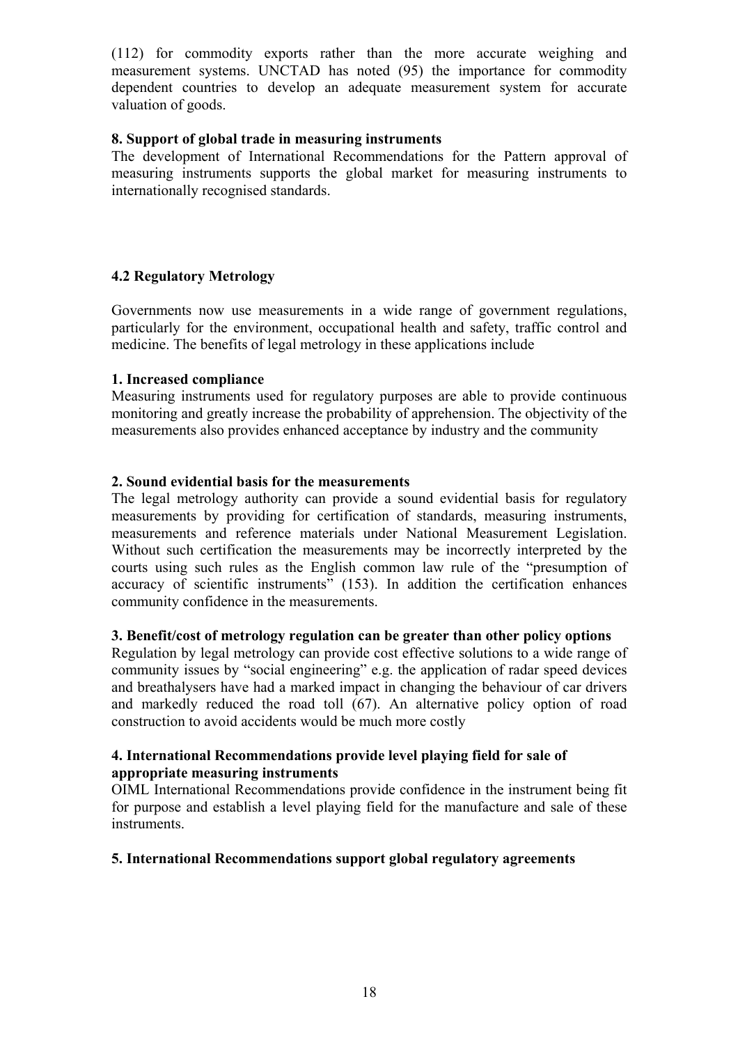(112) for commodity exports rather than the more accurate weighing and measurement systems. UNCTAD has noted (95) the importance for commodity dependent countries to develop an adequate measurement system for accurate valuation of goods.

**8. Support of global trade in measuring instruments**

The development of International Recommendations for the Pattern approval of measuring instruments supports the global market for measuring instruments to internationally recognised standards.

### 4.2 Regulatory Metrology

Governments now use measurements in a wide range of government regulations, particularly for the environment, occupational health and safety, traffic control and medicine. The benefits of legal metrology in these applications include

**1. Increased compliance**

Measuring instruments used for regulatory purposes are able to provide continuous monitoring and greatly increase the probability of apprehension. The objectivity of the measurements also provides enhanced acceptance by industry and the community

**2. Sound evidential basis for the measurements**

The legal metrology authority can provide a sound evidential basis for regulatory measurements by providing for certification of standards, measuring instruments, measurements and reference materials under National Measurement Legislation. Without such certification the measurements may be incorrectly interpreted by the courts using such rules as the English common law rule of the "presumption of accuracy of scientific instruments" (153). In addition the certification enhances community confidence in the measurements.

**3. Benefit/cost of metrology regulation can be greater than other policy options**

Regulation by legal metrology can provide cost effective solutions to a wide range of community issues by "social engineering" e.g. the application of radar speed devices and breathalysers have had a marked impact in changing the behaviour of car drivers and markedly reduced the road toll (67). An alternative policy option of road construction to avoid accidents would be much more costly

**4. International Recommendations provide level playing field for sale of appropriate measuring instruments**

OIML International Recommendations provide confidence in the instrument being fit for purpose and establish a level playing field for the manufacture and sale of these instruments.

**5. International Recommendations support global regulatory agreements**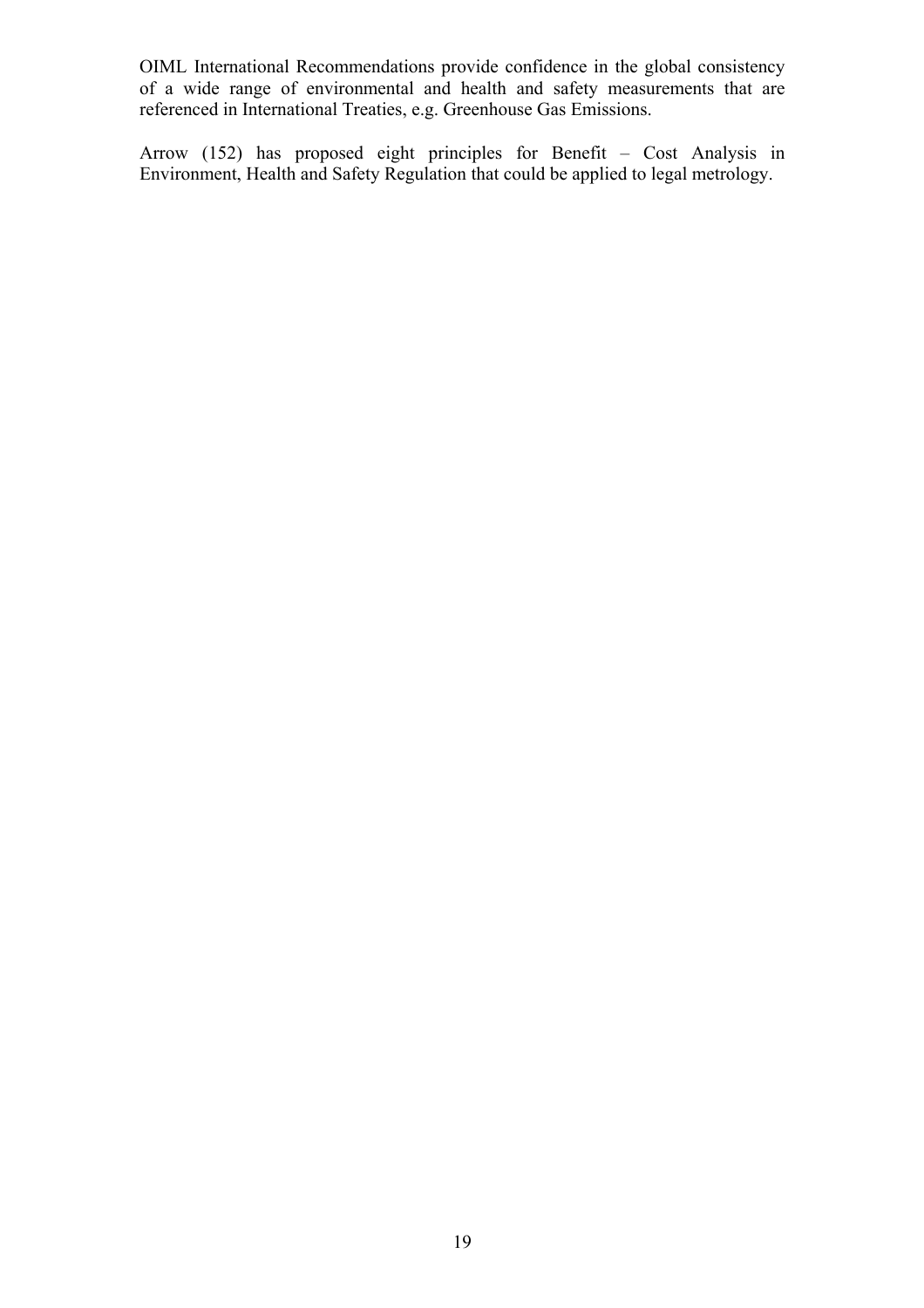OIML International Recommendations provide confidence in the global consistency of a wide range of environmental and health and safety measurements that are referenced in International Treaties, e.g. Greenhouse Gas Emissions.

Arrow (152) has proposed eight principles for Benefit – Cost Analysis in Environment, Health and Safety Regulation that could be applied to legal metrology.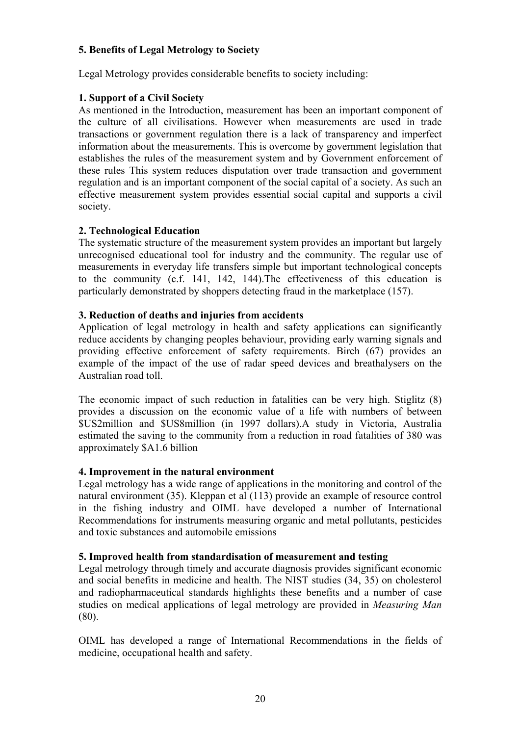## 5. Benefits of Legal Metrology to Society

Legal Metrology provides considerable benefits to society including:

**1. Support of a Civil Society**

As mentioned in the Introduction, measurement has been an important component of the culture of all civilisations. However when measurements are used in trade transactions or government regulation there is a lack of transparency and imperfect information about the measurements. This is overcome by government legislation that establishes the rules of the measurement system and by Government enforcement of these rules This system reduces disputation over trade transaction and government regulation and is an important component of the social capital of a society. As such an effective measurement system provides essential social capital and supports a civil society.

**2. Technological Education**

The systematic structure of the measurement system provides an important but largely unrecognised educational tool for industry and the community. The regular use of measurements in everyday life transfers simple but important technological concepts to the community (c.f. 141, 142, 144).The effectiveness of this education is particularly demonstrated by shoppers detecting fraud in the marketplace (157).

**3. Reduction of deaths and injuries from accidents**

Application of legal metrology in health and safety applications can significantly reduce accidents by changing peoples behaviour, providing early warning signals and providing effective enforcement of safety requirements. Birch (67) provides an example of the impact of the use of radar speed devices and breathalysers on the Australian road toll.

The economic impact of such reduction in fatalities can be very high. Stiglitz (8) provides a discussion on the economic value of a life with numbers of between $US2million and $US8million (in 1997 dollars).A study in Victoria, Australia estimated the saving to the community from a reduction in road fatalities of 380 was approximately $A1.6 billion

**4. Improvement in the natural environment**

Legal metrology has a wide range of applications in the monitoring and control of the natural environment (35). Kleppan et al (113) provide an example of resource control in the fishing industry and OIML have developed a number of International Recommendations for instruments measuring organic and metal pollutants, pesticides and toxic substances and automobile emissions

**5. Improved health from standardisation of measurement and testing**

Legal metrology through timely and accurate diagnosis provides significant economic and social benefits in medicine and health. The NIST studies (34, 35) on cholesterol and radiopharmaceutical standards highlights these benefits and a number of case studies on medical applications of legal metrology are provided in *Measuring Man* (80).

OIML has developed a range of International Recommendations in the fields of medicine, occupational health and safety.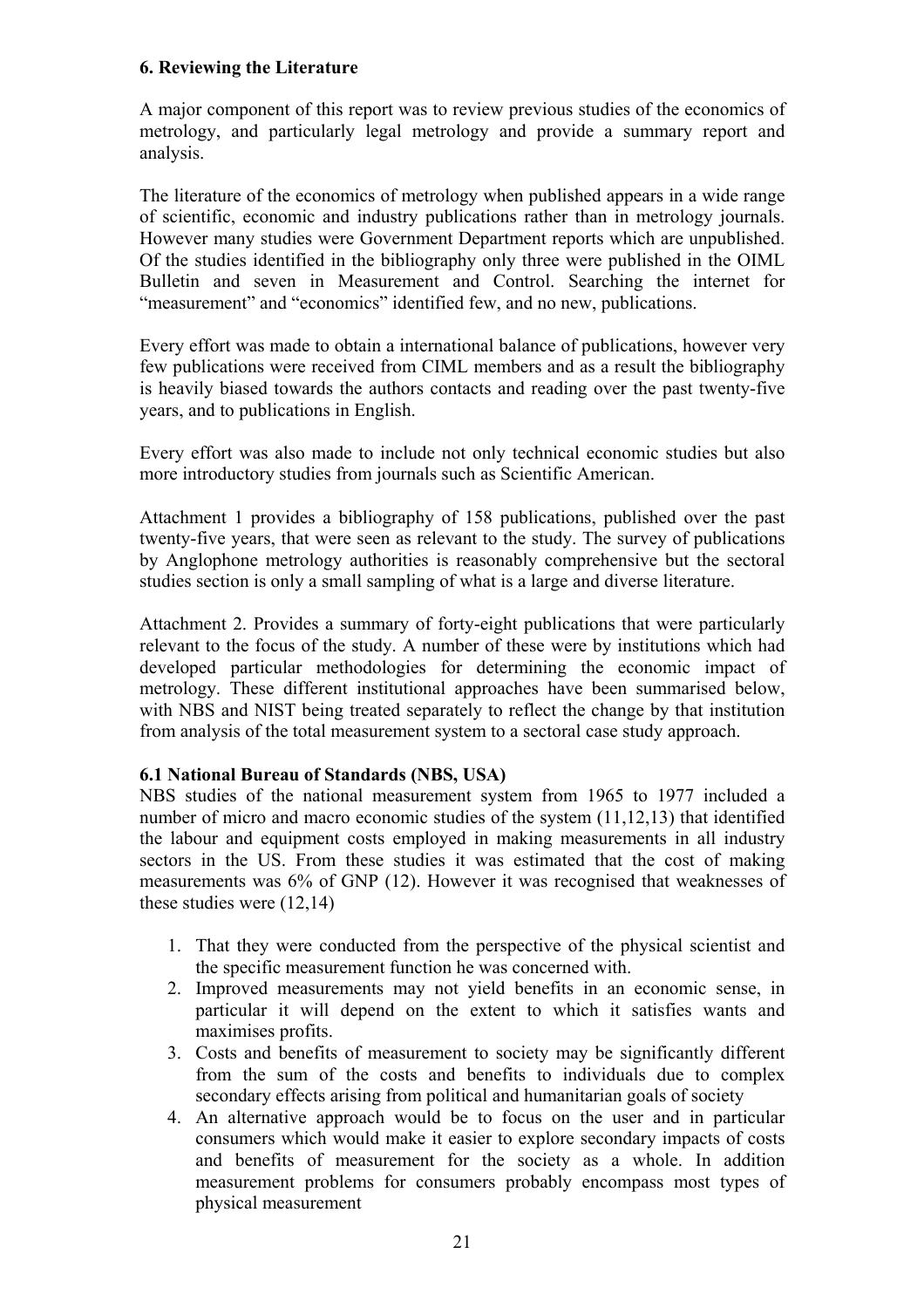## 6. Reviewing the Literature

A major component of this report was to review previous studies of the economics of metrology, and particularly legal metrology and provide a summary report and analysis.

The literature of the economics of metrology when published appears in a wide range of scientific, economic and industry publications rather than in metrology journals. However many studies were Government Department reports which are unpublished. Of the studies identified in the bibliography only three were published in the OIML Bulletin and seven in Measurement and Control. Searching the internet for "measurement" and "economics" identified few, and no new, publications.

Every effort was made to obtain a international balance of publications, however very few publications were received from CIML members and as a result the bibliography is heavily biased towards the authors contacts and reading over the past twenty-five years, and to publications in English.

Every effort was also made to include not only technical economic studies but also more introductory studies from journals such as Scientific American.

Attachment 1 provides a bibliography of 158 publications, published over the past twenty-five years, that were seen as relevant to the study. The survey of publications by Anglophone metrology authorities is reasonably comprehensive but the sectoral studies section is only a small sampling of what is a large and diverse literature.

Attachment 2. Provides a summary of forty-eight publications that were particularly relevant to the focus of the study. A number of these were by institutions which had developed particular methodologies for determining the economic impact of metrology. These different institutional approaches have been summarised below, with NBS and NIST being treated separately to reflect the change by that institution from analysis of the total measurement system to a sectoral case study approach.

### 6.1 National Bureau of Standards (NBS, USA)

NBS studies of the national measurement system from 1965 to 1977 included a number of micro and macro economic studies of the system (11,12,13) that identified the labour and equipment costs employed in making measurements in all industry sectors in the US. From these studies it was estimated that the cost of making measurements was 6% of GNP (12). However it was recognised that weaknesses of these studies were (12,14)

1. That they were conducted from the perspective of the physical scientist and the specific measurement function he was concerned with.
2. Improved measurements may not yield benefits in an economic sense, in particular it will depend on the extent to which it satisfies wants and maximises profits.
3. Costs and benefits of measurement to society may be significantly different from the sum of the costs and benefits to individuals due to complex secondary effects arising from political and humanitarian goals of society
4. An alternative approach would be to focus on the user and in particular consumers which would make it easier to explore secondary impacts of costs and benefits of measurement for the society as a whole. In addition measurement problems for consumers probably encompass most types of physical measurement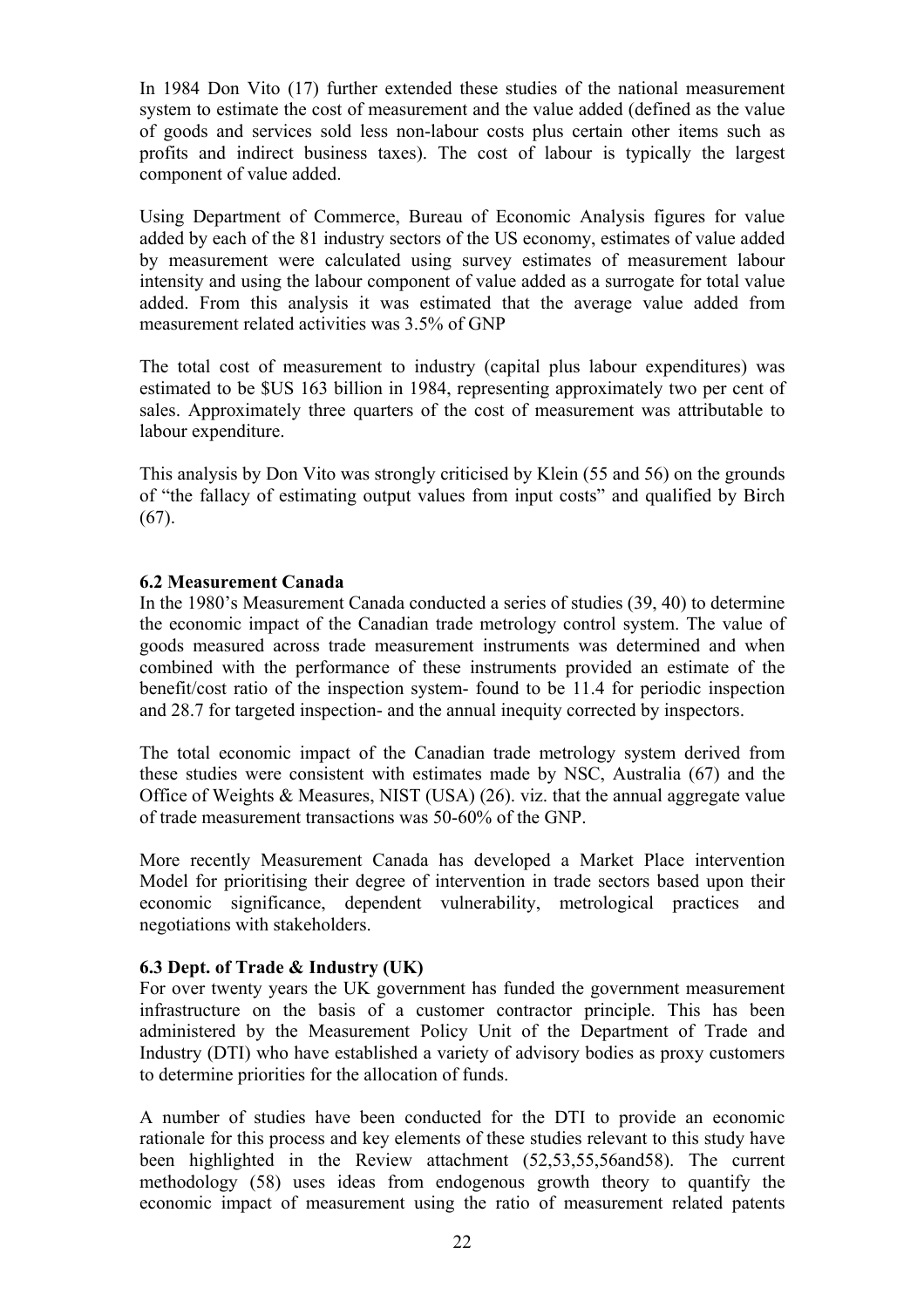In 1984 Don Vito (17) further extended these studies of the national measurement system to estimate the cost of measurement and the value added (defined as the value of goods and services sold less non-labour costs plus certain other items such as profits and indirect business taxes). The cost of labour is typically the largest component of value added.

Using Department of Commerce, Bureau of Economic Analysis figures for value added by each of the 81 industry sectors of the US economy, estimates of value added by measurement were calculated using survey estimates of measurement labour intensity and using the labour component of value added as a surrogate for total value added. From this analysis it was estimated that the average value added from measurement related activities was 3.5% of GNP

The total cost of measurement to industry (capital plus labour expenditures) was estimated to be $US 163 billion in 1984, representing approximately two per cent of sales. Approximately three quarters of the cost of measurement was attributable to labour expenditure.

This analysis by Don Vito was strongly criticised by Klein (55 and 56) on the grounds of "the fallacy of estimating output values from input costs" and qualified by Birch (67).

### 6.2 Measurement Canada

In the 1980's Measurement Canada conducted a series of studies (39, 40) to determine the economic impact of the Canadian trade metrology control system. The value of goods measured across trade measurement instruments was determined and when combined with the performance of these instruments provided an estimate of the benefit/cost ratio of the inspection system- found to be 11.4 for periodic inspection and 28.7 for targeted inspection- and the annual inequity corrected by inspectors.

The total economic impact of the Canadian trade metrology system derived from these studies were consistent with estimates made by NSC, Australia (67) and the Office of Weights & Measures, NIST (USA) (26). viz. that the annual aggregate value of trade measurement transactions was 50-60% of the GNP.

More recently Measurement Canada has developed a Market Place intervention Model for prioritising their degree of intervention in trade sectors based upon their economic significance, dependent vulnerability, metrological practices and negotiations with stakeholders.

### 6.3 Dept. of Trade & Industry (UK)

For over twenty years the UK government has funded the government measurement infrastructure on the basis of a customer contractor principle. This has been administered by the Measurement Policy Unit of the Department of Trade and Industry (DTI) who have established a variety of advisory bodies as proxy customers to determine priorities for the allocation of funds.

A number of studies have been conducted for the DTI to provide an economic rationale for this process and key elements of these studies relevant to this study have been highlighted in the Review attachment (52,53,55,56and58). The current methodology (58) uses ideas from endogenous growth theory to quantify the economic impact of measurement using the ratio of measurement related patents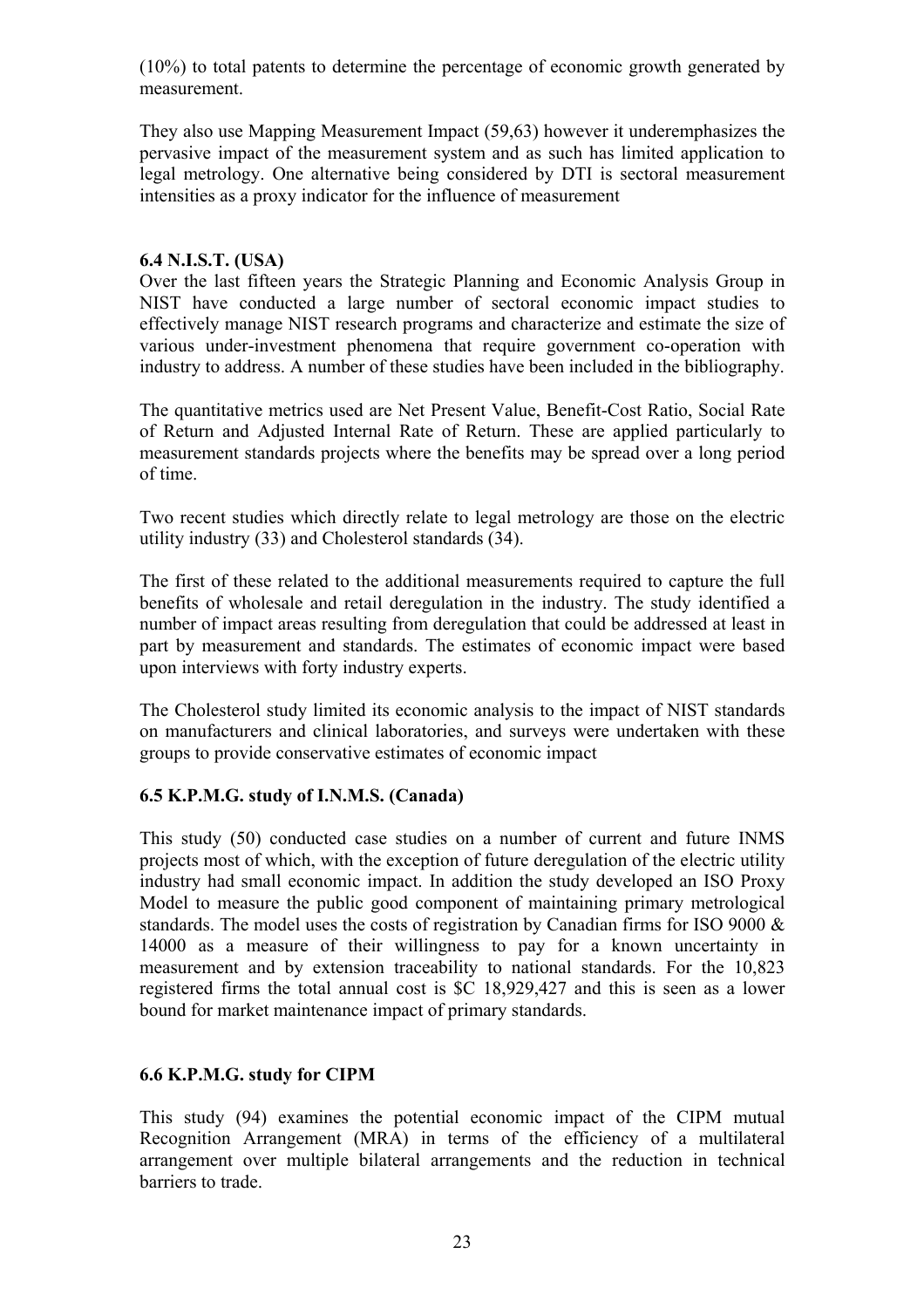(10%) to total patents to determine the percentage of economic growth generated by measurement.

They also use Mapping Measurement Impact (59,63) however it underemphasizes the pervasive impact of the measurement system and as such has limited application to legal metrology. One alternative being considered by DTI is sectoral measurement intensities as a proxy indicator for the influence of measurement

### 6.4 N.I.S.T. (USA)

Over the last fifteen years the Strategic Planning and Economic Analysis Group in NIST have conducted a large number of sectoral economic impact studies to effectively manage NIST research programs and characterize and estimate the size of various under-investment phenomena that require government co-operation with industry to address. A number of these studies have been included in the bibliography.

The quantitative metrics used are Net Present Value, Benefit-Cost Ratio, Social Rate of Return and Adjusted Internal Rate of Return. These are applied particularly to measurement standards projects where the benefits may be spread over a long period of time.

Two recent studies which directly relate to legal metrology are those on the electric utility industry (33) and Cholesterol standards (34).

The first of these related to the additional measurements required to capture the full benefits of wholesale and retail deregulation in the industry. The study identified a number of impact areas resulting from deregulation that could be addressed at least in part by measurement and standards. The estimates of economic impact were based upon interviews with forty industry experts.

The Cholesterol study limited its economic analysis to the impact of NIST standards on manufacturers and clinical laboratories, and surveys were undertaken with these groups to provide conservative estimates of economic impact

### 6.5 K.P.M.G. study of I.N.M.S. (Canada)

This study (50) conducted case studies on a number of current and future INMS projects most of which, with the exception of future deregulation of the electric utility industry had small economic impact. In addition the study developed an ISO Proxy Model to measure the public good component of maintaining primary metrological standards. The model uses the costs of registration by Canadian firms for ISO 9000 & 14000 as a measure of their willingness to pay for a known uncertainty in measurement and by extension traceability to national standards. For the 10,823 registered firms the total annual cost is $C 18,929,427 and this is seen as a lower bound for market maintenance impact of primary standards.

### 6.6 K.P.M.G. study for CIPM

This study (94) examines the potential economic impact of the CIPM mutual Recognition Arrangement (MRA) in terms of the efficiency of a multilateral arrangement over multiple bilateral arrangements and the reduction in technical barriers to trade.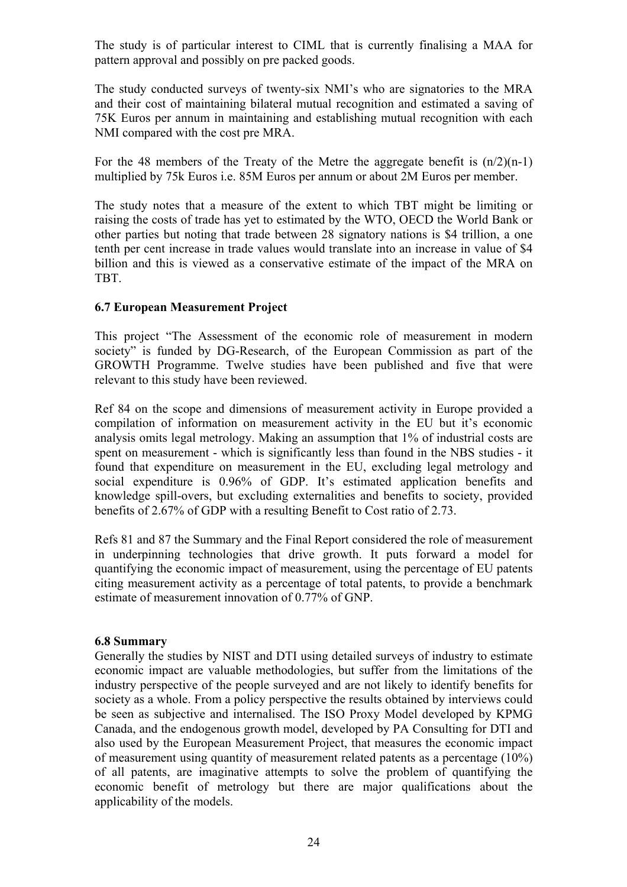The study is of particular interest to CIML that is currently finalising a MAA for pattern approval and possibly on pre packed goods.

The study conducted surveys of twenty-six NMI's who are signatories to the MRA and their cost of maintaining bilateral mutual recognition and estimated a saving of 75K Euros per annum in maintaining and establishing mutual recognition with each NMI compared with the cost pre MRA.

For the 48 members of the Treaty of the Metre the aggregate benefit is $(n/2)(n-1)$ multiplied by 75k Euros i.e. 85M Euros per annum or about 2M Euros per member.

The study notes that a measure of the extent to which TBT might be limiting or raising the costs of trade has yet to estimated by the WTO, OECD the World Bank or other parties but noting that trade between 28 signatory nations is $4 trillion, a one tenth per cent increase in trade values would translate into an increase in value of $4 billion and this is viewed as a conservative estimate of the impact of the MRA on TBT.

### 6.7 European Measurement Project

This project "The Assessment of the economic role of measurement in modern society" is funded by DG-Research, of the European Commission as part of the GROWTH Programme. Twelve studies have been published and five that were relevant to this study have been reviewed.

Ref 84 on the scope and dimensions of measurement activity in Europe provided a compilation of information on measurement activity in the EU but it's economic analysis omits legal metrology. Making an assumption that 1% of industrial costs are spent on measurement - which is significantly less than found in the NBS studies - it found that expenditure on measurement in the EU, excluding legal metrology and social expenditure is 0.96% of GDP. It's estimated application benefits and knowledge spill-overs, but excluding externalities and benefits to society, provided benefits of 2.67% of GDP with a resulting Benefit to Cost ratio of 2.73.

Refs 81 and 87 the Summary and the Final Report considered the role of measurement in underpinning technologies that drive growth. It puts forward a model for quantifying the economic impact of measurement, using the percentage of EU patents citing measurement activity as a percentage of total patents, to provide a benchmark estimate of measurement innovation of 0.77% of GNP.

### 6.8 Summary

Generally the studies by NIST and DTI using detailed surveys of industry to estimate economic impact are valuable methodologies, but suffer from the limitations of the industry perspective of the people surveyed and are not likely to identify benefits for society as a whole. From a policy perspective the results obtained by interviews could be seen as subjective and internalised. The ISO Proxy Model developed by KPMG Canada, and the endogenous growth model, developed by PA Consulting for DTI and also used by the European Measurement Project, that measures the economic impact of measurement using quantity of measurement related patents as a percentage (10%) of all patents, are imaginative attempts to solve the problem of quantifying the economic benefit of metrology but there are major qualifications about the applicability of the models.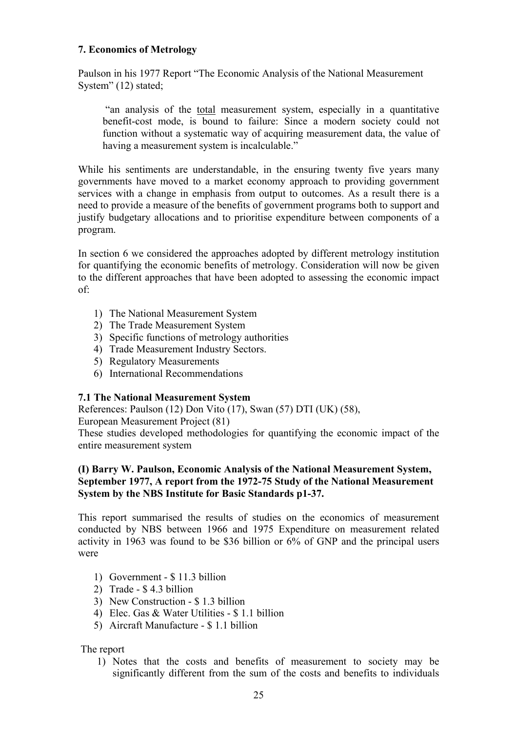## 7. Economics of Metrology

Paulson in his 1977 Report "The Economic Analysis of the National Measurement System" (12) stated;

> "an analysis of the <u>total</u> measurement system, especially in a quantitative benefit-cost mode, is bound to failure: Since a modern society could not function without a systematic way of acquiring measurement data, the value of having a measurement system is incalculable."

While his sentiments are understandable, in the ensuring twenty five years many governments have moved to a market economy approach to providing government services with a change in emphasis from output to outcomes. As a result there is a need to provide a measure of the benefits of government programs both to support and justify budgetary allocations and to prioritise expenditure between components of a program.

In section 6 we considered the approaches adopted by different metrology institution for quantifying the economic benefits of metrology. Consideration will now be given to the different approaches that have been adopted to assessing the economic impact of:

1) The National Measurement System
2) The Trade Measurement System
3) Specific functions of metrology authorities
4) Trade Measurement Industry Sectors.
5) Regulatory Measurements
6) International Recommendations

### 7.1 The National Measurement System

References: Paulson (12) Don Vito (17), Swan (57) DTI (UK) (58), European Measurement Project (81)

These studies developed methodologies for quantifying the economic impact of the entire measurement system

**(I) Barry W. Paulson, Economic Analysis of the National Measurement System, September 1977, A report from the 1972-75 Study of the National Measurement System by the NBS Institute for Basic Standards p1-37.**

This report summarised the results of studies on the economics of measurement conducted by NBS between 1966 and 1975 Expenditure on measurement related activity in 1963 was found to be $36 billion or 6% of GNP and the principal users were

1) Government - $ 11.3 billion
2) Trade - $ 4.3 billion
3) New Construction - $ 1.3 billion
4) Elec. Gas & Water Utilities - $ 1.1 billion
5) Aircraft Manufacture - $ 1.1 billion

The report

1) Notes that the costs and benefits of measurement to society may be significantly different from the sum of the costs and benefits to individuals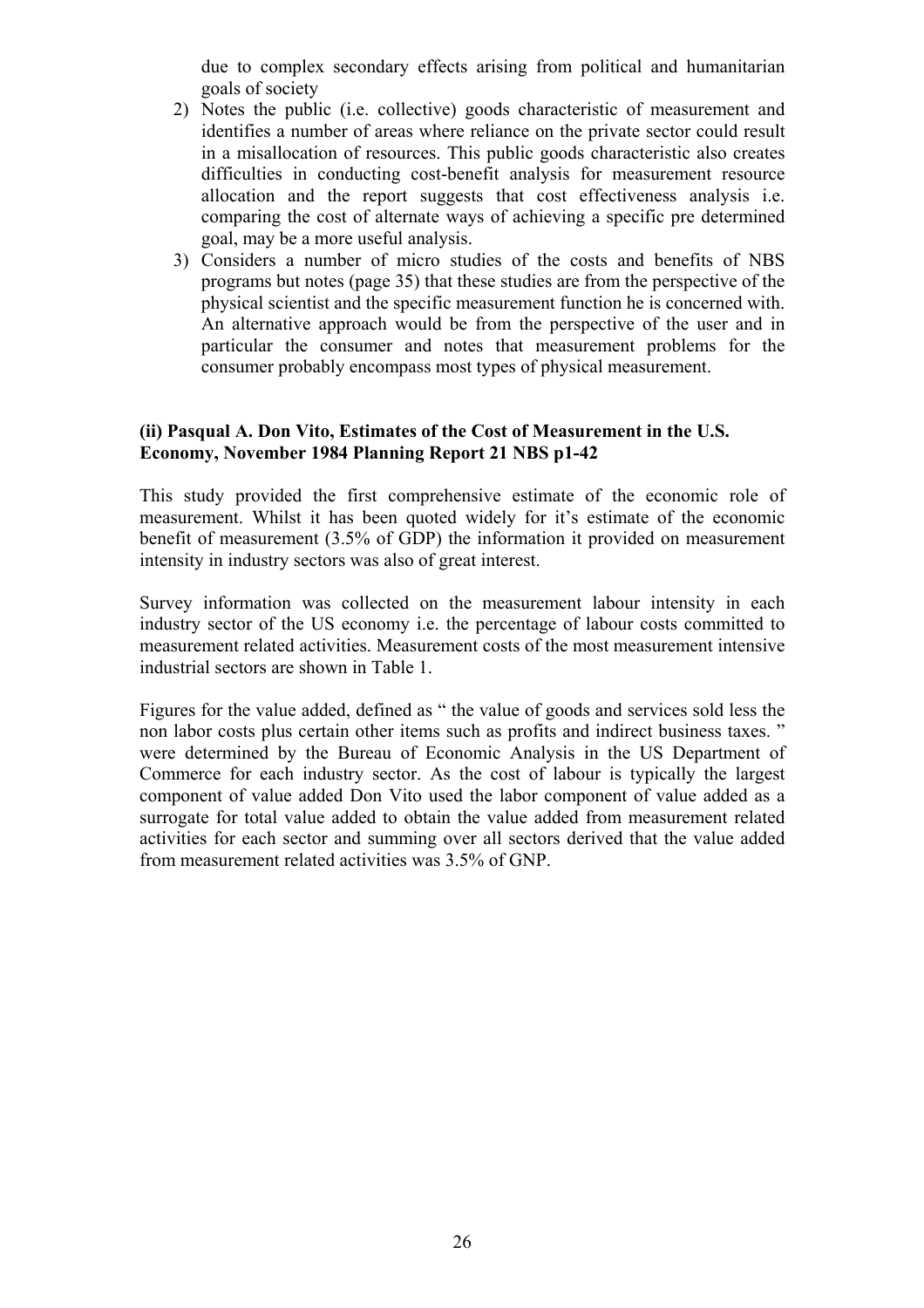due to complex secondary effects arising from political and humanitarian goals of society

2) Notes the public (i.e. collective) goods characteristic of measurement and identifies a number of areas where reliance on the private sector could result in a misallocation of resources. This public goods characteristic also creates difficulties in conducting cost-benefit analysis for measurement resource allocation and the report suggests that cost effectiveness analysis i.e. comparing the cost of alternate ways of achieving a specific pre determined goal, may be a more useful analysis.
3) Considers a number of micro studies of the costs and benefits of NBS programs but notes (page 35) that these studies are from the perspective of the physical scientist and the specific measurement function he is concerned with. An alternative approach would be from the perspective of the user and in particular the consumer and notes that measurement problems for the consumer probably encompass most types of physical measurement.

**(ii) Pasqual A. Don Vito, Estimates of the Cost of Measurement in the U.S. Economy, November 1984 Planning Report 21 NBS p1-42**

This study provided the first comprehensive estimate of the economic role of measurement. Whilst it has been quoted widely for it's estimate of the economic benefit of measurement (3.5% of GDP) the information it provided on measurement intensity in industry sectors was also of great interest.

Survey information was collected on the measurement labour intensity in each industry sector of the US economy i.e. the percentage of labour costs committed to measurement related activities. Measurement costs of the most measurement intensive industrial sectors are shown in Table 1.

Figures for the value added, defined as " the value of goods and services sold less the non labor costs plus certain other items such as profits and indirect business taxes. " were determined by the Bureau of Economic Analysis in the US Department of Commerce for each industry sector. As the cost of labour is typically the largest component of value added Don Vito used the labor component of value added as a surrogate for total value added to obtain the value added from measurement related activities for each sector and summing over all sectors derived that the value added from measurement related activities was 3.5% of GNP.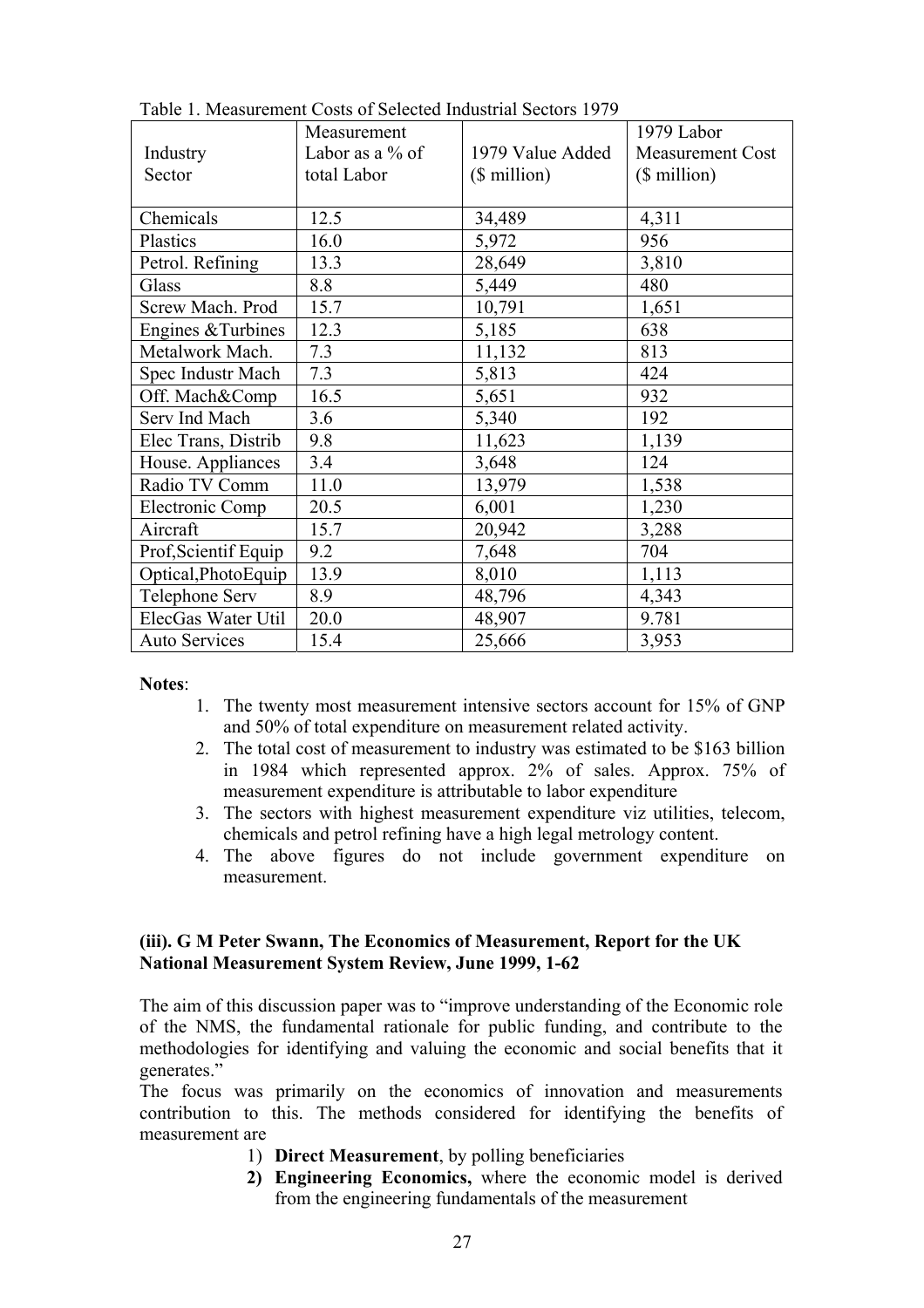Table 1. Measurement Costs of Selected Industrial Sectors 1979

| Industry Sector | Measurement Labor as a % of total Labor | 1979 Value Added ($ million) | 1979 Labor Measurement Cost ($ million) |
|---|---|---|---|
| Chemicals | 12.5 | 34,489 | 4,311 |
| Plastics | 16.0 | 5,972 | 956 |
| Petrol. Refining | 13.3 | 28,649 | 3,810 |
| Glass | 8.8 | 5,449 | 480 |
| Screw Mach. Prod | 15.7 | 10,791 | 1,651 |
| Engines &Turbines | 12.3 | 5,185 | 638 |
| Metalwork Mach. | 7.3 | 11,132 | 813 |
| Spec Industr Mach | 7.3 | 5,813 | 424 |
| Off. Mach&Comp | 16.5 | 5,651 | 932 |
| Serv Ind Mach | 3.6 | 5,340 | 192 |
| Elec Trans, Distrib | 9.8 | 11,623 | 1,139 |
| House. Appliances | 3.4 | 3,648 | 124 |
| Radio TV Comm | 11.0 | 13,979 | 1,538 |
| Electronic Comp | 20.5 | 6,001 | 1,230 |
| Aircraft | 15.7 | 20,942 | 3,288 |
| Prof,Scientif Equip | 9.2 | 7,648 | 704 |
| Optical,PhotoEquip | 13.9 | 8,010 | 1,113 |
| Telephone Serv | 8.9 | 48,796 | 4,343 |
| ElecGas Water Util | 20.0 | 48,907 | 9.781 |
| Auto Services | 15.4 | 25,666 | 3,953 |

**Notes**:

1. The twenty most measurement intensive sectors account for 15% of GNP and 50% of total expenditure on measurement related activity.
2. The total cost of measurement to industry was estimated to be $163 billion in 1984 which represented approx. 2% of sales. Approx. 75% of measurement expenditure is attributable to labor expenditure
3. The sectors with highest measurement expenditure viz utilities, telecom, chemicals and petrol refining have a high legal metrology content.
4. The above figures do not include government expenditure on measurement.

**(iii). G M Peter Swann, The Economics of Measurement, Report for the UK National Measurement System Review, June 1999, 1-62**

The aim of this discussion paper was to "improve understanding of the Economic role of the NMS, the fundamental rationale for public funding, and contribute to the methodologies for identifying and valuing the economic and social benefits that it generates."

The focus was primarily on the economics of innovation and measurements contribution to this. The methods considered for identifying the benefits of measurement are

1) **Direct Measurement**, by polling beneficiaries
2) **Engineering Economics,** where the economic model is derived from the engineering fundamentals of the measurement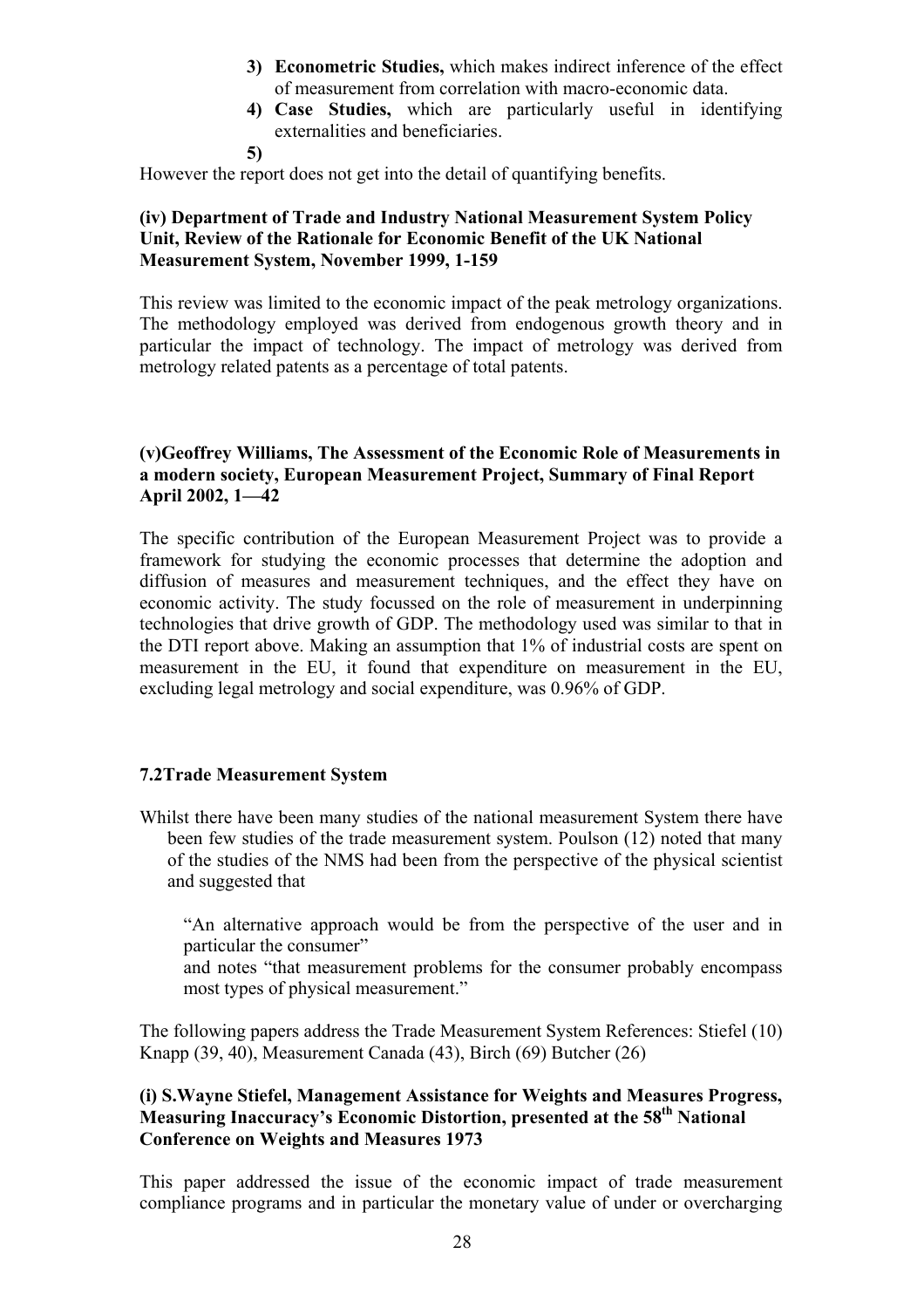3) **Econometric Studies,** which makes indirect inference of the effect of measurement from correlation with macro-economic data.
4) **Case Studies,** which are particularly useful in identifying externalities and beneficiaries.
5)

However the report does not get into the detail of quantifying benefits.

**(iv) Department of Trade and Industry National Measurement System Policy Unit, Review of the Rationale for Economic Benefit of the UK National Measurement System, November 1999, 1-159**

This review was limited to the economic impact of the peak metrology organizations. The methodology employed was derived from endogenous growth theory and in particular the impact of technology. The impact of metrology was derived from metrology related patents as a percentage of total patents.

**(v)Geoffrey Williams, The Assessment of the Economic Role of Measurements in a modern society, European Measurement Project, Summary of Final Report April 2002, 1—42**

The specific contribution of the European Measurement Project was to provide a framework for studying the economic processes that determine the adoption and diffusion of measures and measurement techniques, and the effect they have on economic activity. The study focussed on the role of measurement in underpinning technologies that drive growth of GDP. The methodology used was similar to that in the DTI report above. Making an assumption that 1% of industrial costs are spent on measurement in the EU, it found that expenditure on measurement in the EU, excluding legal metrology and social expenditure, was 0.96% of GDP.

**7.2Trade Measurement System**

Whilst there have been many studies of the national measurement System there have been few studies of the trade measurement system. Poulson (12) noted that many of the studies of the NMS had been from the perspective of the physical scientist and suggested that

> "An alternative approach would be from the perspective of the user and in particular the consumer"
> and notes "that measurement problems for the consumer probably encompass most types of physical measurement."

The following papers address the Trade Measurement System References: Stiefel (10) Knapp (39, 40), Measurement Canada (43), Birch (69) Butcher (26)

**(i) S.Wayne Stiefel, Management Assistance for Weights and Measures Progress, Measuring Inaccuracy's Economic Distortion, presented at the 58th National Conference on Weights and Measures 1973**

This paper addressed the issue of the economic impact of trade measurement compliance programs and in particular the monetary value of under or overcharging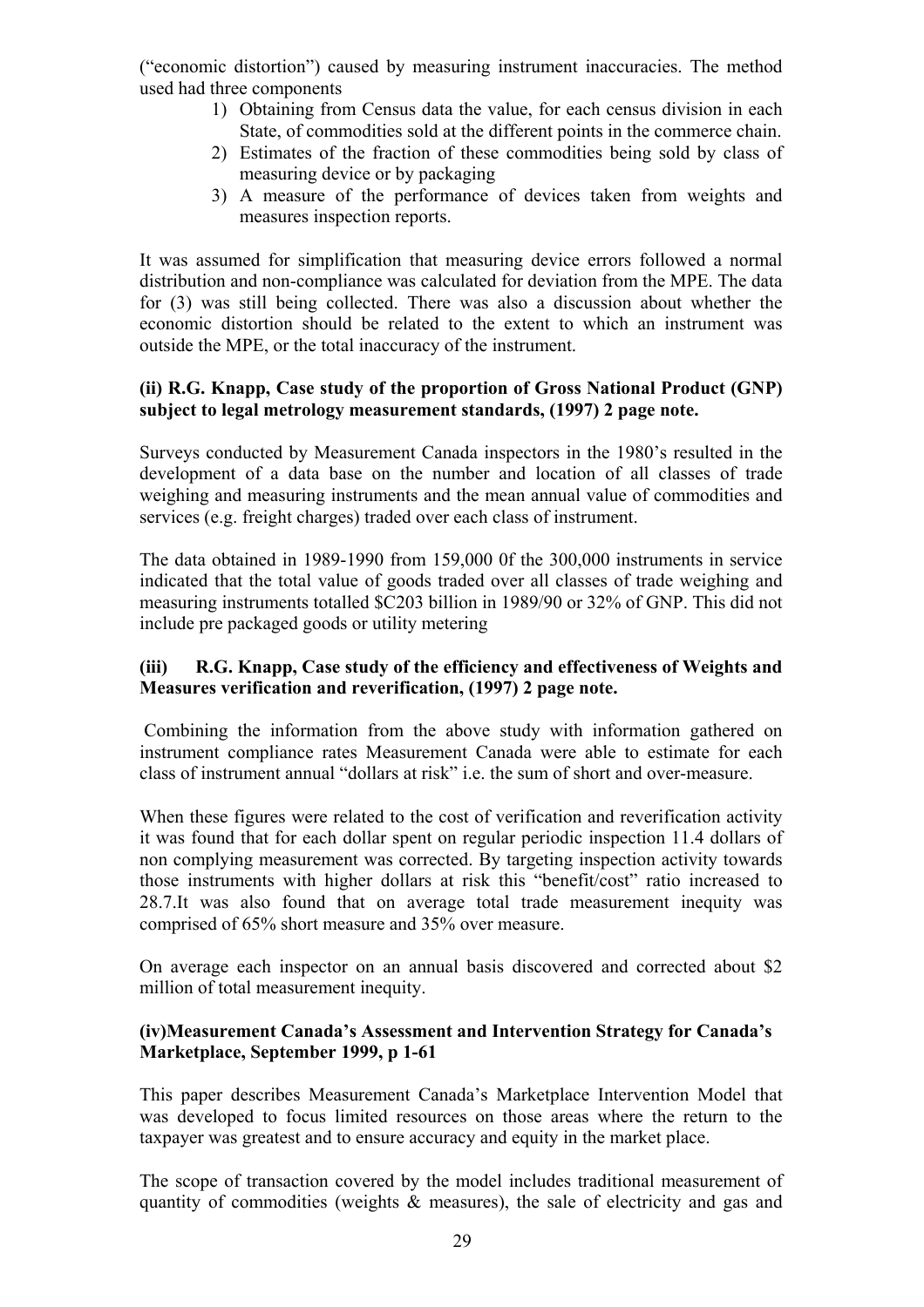("economic distortion") caused by measuring instrument inaccuracies. The method used had three components

1) Obtaining from Census data the value, for each census division in each State, of commodities sold at the different points in the commerce chain.
2) Estimates of the fraction of these commodities being sold by class of measuring device or by packaging
3) A measure of the performance of devices taken from weights and measures inspection reports.

It was assumed for simplification that measuring device errors followed a normal distribution and non-compliance was calculated for deviation from the MPE. The data for (3) was still being collected. There was also a discussion about whether the economic distortion should be related to the extent to which an instrument was outside the MPE, or the total inaccuracy of the instrument.

**(ii) R.G. Knapp, Case study of the proportion of Gross National Product (GNP) subject to legal metrology measurement standards, (1997) 2 page note.**

Surveys conducted by Measurement Canada inspectors in the 1980's resulted in the development of a data base on the number and location of all classes of trade weighing and measuring instruments and the mean annual value of commodities and services (e.g. freight charges) traded over each class of instrument.

The data obtained in 1989-1990 from 159,000 0f the 300,000 instruments in service indicated that the total value of goods traded over all classes of trade weighing and measuring instruments totalled $C203 billion in 1989/90 or 32% of GNP. This did not include pre packaged goods or utility metering

**(iii) R.G. Knapp, Case study of the efficiency and effectiveness of Weights and Measures verification and reverification, (1997) 2 page note.**

Combining the information from the above study with information gathered on instrument compliance rates Measurement Canada were able to estimate for each class of instrument annual "dollars at risk" i.e. the sum of short and over-measure.

When these figures were related to the cost of verification and reverification activity it was found that for each dollar spent on regular periodic inspection 11.4 dollars of non complying measurement was corrected. By targeting inspection activity towards those instruments with higher dollars at risk this "benefit/cost" ratio increased to 28.7.It was also found that on average total trade measurement inequity was comprised of 65% short measure and 35% over measure.

On average each inspector on an annual basis discovered and corrected about $2 million of total measurement inequity.

**(iv)Measurement Canada's Assessment and Intervention Strategy for Canada's Marketplace, September 1999, p 1-61**

This paper describes Measurement Canada's Marketplace Intervention Model that was developed to focus limited resources on those areas where the return to the taxpayer was greatest and to ensure accuracy and equity in the market place.

The scope of transaction covered by the model includes traditional measurement of quantity of commodities (weights & measures), the sale of electricity and gas and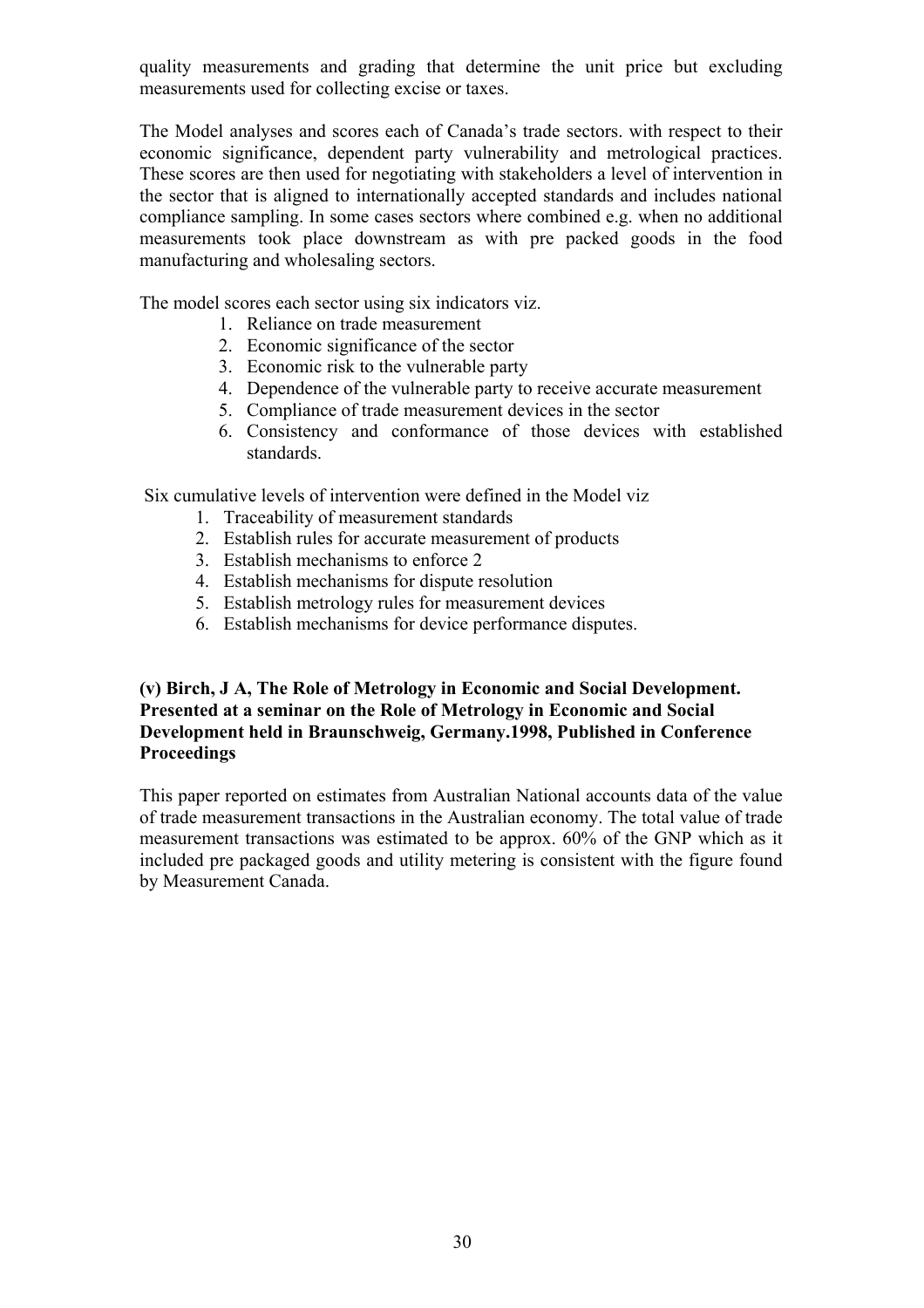quality measurements and grading that determine the unit price but excluding measurements used for collecting excise or taxes.

The Model analyses and scores each of Canada's trade sectors. with respect to their economic significance, dependent party vulnerability and metrological practices. These scores are then used for negotiating with stakeholders a level of intervention in the sector that is aligned to internationally accepted standards and includes national compliance sampling. In some cases sectors where combined e.g. when no additional measurements took place downstream as with pre packed goods in the food manufacturing and wholesaling sectors.

The model scores each sector using six indicators viz.

1. Reliance on trade measurement
2. Economic significance of the sector
3. Economic risk to the vulnerable party
4. Dependence of the vulnerable party to receive accurate measurement
5. Compliance of trade measurement devices in the sector
6. Consistency and conformance of those devices with established standards.

Six cumulative levels of intervention were defined in the Model viz

1. Traceability of measurement standards
2. Establish rules for accurate measurement of products
3. Establish mechanisms to enforce 2
4. Establish mechanisms for dispute resolution
5. Establish metrology rules for measurement devices
6. Establish mechanisms for device performance disputes.

**(v) Birch, J A, The Role of Metrology in Economic and Social Development. Presented at a seminar on the Role of Metrology in Economic and Social Development held in Braunschweig, Germany.1998, Published in Conference Proceedings**

This paper reported on estimates from Australian National accounts data of the value of trade measurement transactions in the Australian economy. The total value of trade measurement transactions was estimated to be approx. 60% of the GNP which as it included pre packaged goods and utility metering is consistent with the figure found by Measurement Canada.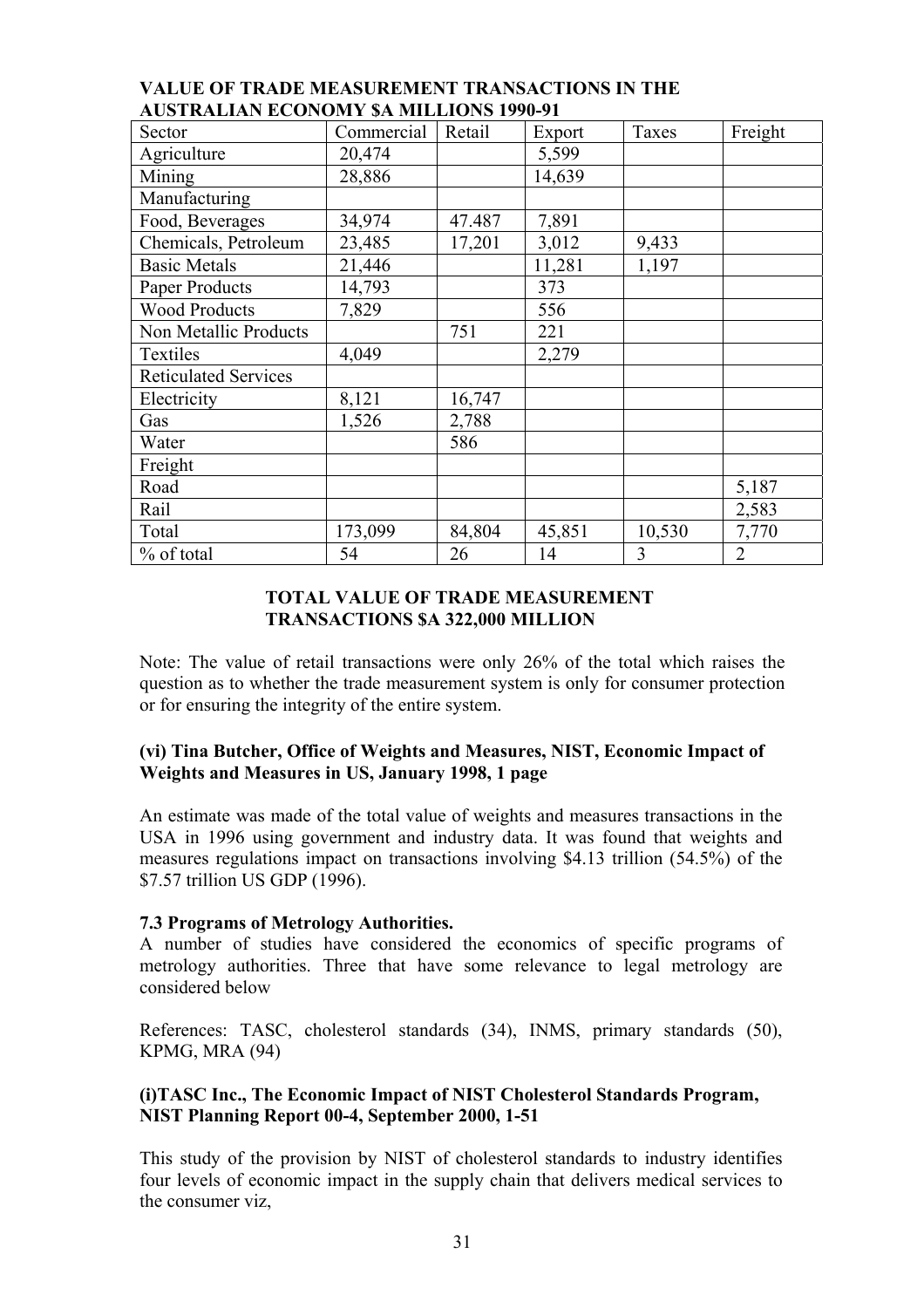**VALUE OF TRADE MEASUREMENT TRANSACTIONS IN THE AUSTRALIAN ECONOMY $A MILLIONS 1990-91**

| Sector | Commercial | Retail | Export | Taxes | Freight |
|---|---|---|---|---|---|
| Agriculture | 20,474 | | 5,599 | | |
| Mining | 28,886 | | 14,639 | | |
| Manufacturing | | | | | |
| Food, Beverages | 34,974 | 47.487 | 7,891 | | |
| Chemicals, Petroleum | 23,485 | 17,201 | 3,012 | 9,433 | |
| Basic Metals | 21,446 | | 11,281 | 1,197 | |
| Paper Products | 14,793 | | 373 | | |
| Wood Products | 7,829 | | 556 | | |
| Non Metallic Products | | 751 | 221 | | |
| Textiles | 4,049 | | 2,279 | | |
| Reticulated Services | | | | | |
| Electricity | 8,121 | 16,747 | | | |
| Gas | 1,526 | 2,788 | | | |
| Water | | 586 | | | |
| Freight | | | | | |
| Road | | | | | 5,187 |
| Rail | | | | | 2,583 |
| Total | 173,099 | 84,804 | 45,851 | 10,530 | 7,770 |
| % of total | 54 | 26 | 14 | 3 | 2 |

**TOTAL VALUE OF TRADE MEASUREMENT TRANSACTIONS $A 322,000 MILLION**

Note: The value of retail transactions were only 26% of the total which raises the question as to whether the trade measurement system is only for consumer protection or for ensuring the integrity of the entire system.

**(vi) Tina Butcher, Office of Weights and Measures, NIST, Economic Impact of Weights and Measures in US, January 1998, 1 page**

An estimate was made of the total value of weights and measures transactions in the USA in 1996 using government and industry data. It was found that weights and measures regulations impact on transactions involving $4.13 trillion (54.5%) of the $7.57 trillion US GDP (1996).

**7.3 Programs of Metrology Authorities.**

A number of studies have considered the economics of specific programs of metrology authorities. Three that have some relevance to legal metrology are considered below

References: TASC, cholesterol standards (34), INMS, primary standards (50), KPMG, MRA (94)

**(i)TASC Inc., The Economic Impact of NIST Cholesterol Standards Program, NIST Planning Report 00-4, September 2000, 1-51**

This study of the provision by NIST of cholesterol standards to industry identifies four levels of economic impact in the supply chain that delivers medical services to the consumer viz,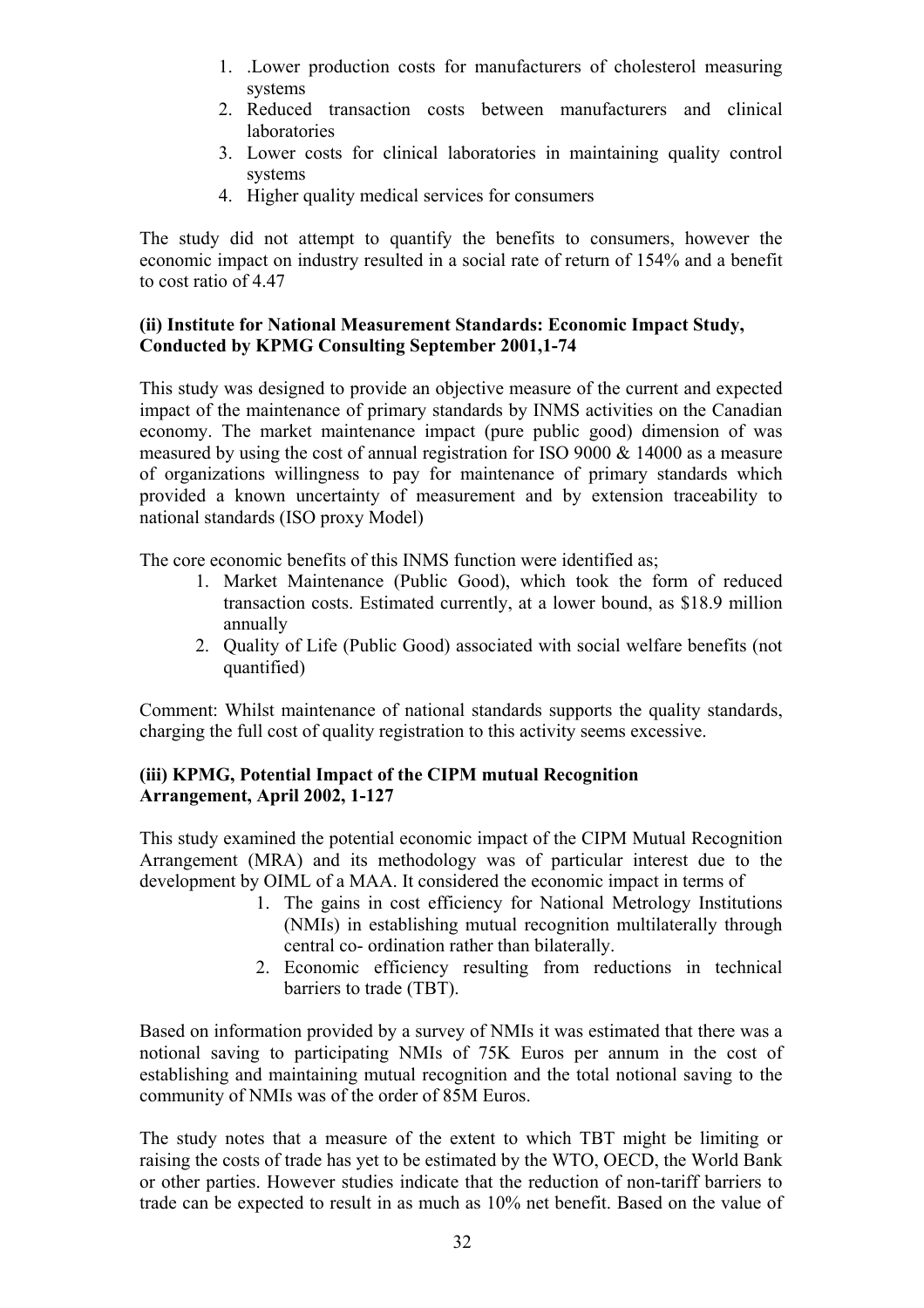1. .Lower production costs for manufacturers of cholesterol measuring systems
2. Reduced transaction costs between manufacturers and clinical laboratories
3. Lower costs for clinical laboratories in maintaining quality control systems
4. Higher quality medical services for consumers

The study did not attempt to quantify the benefits to consumers, however the economic impact on industry resulted in a social rate of return of 154% and a benefit to cost ratio of 4.47

**(ii) Institute for National Measurement Standards: Economic Impact Study, Conducted by KPMG Consulting September 2001,1-74**

This study was designed to provide an objective measure of the current and expected impact of the maintenance of primary standards by INMS activities on the Canadian economy. The market maintenance impact (pure public good) dimension of was measured by using the cost of annual registration for ISO 9000 & 14000 as a measure of organizations willingness to pay for maintenance of primary standards which provided a known uncertainty of measurement and by extension traceability to national standards (ISO proxy Model)

The core economic benefits of this INMS function were identified as;

1. Market Maintenance (Public Good), which took the form of reduced transaction costs. Estimated currently, at a lower bound, as $18.9 million annually
2. Quality of Life (Public Good) associated with social welfare benefits (not quantified)

Comment: Whilst maintenance of national standards supports the quality standards, charging the full cost of quality registration to this activity seems excessive.

**(iii) KPMG, Potential Impact of the CIPM mutual Recognition Arrangement, April 2002, 1-127**

This study examined the potential economic impact of the CIPM Mutual Recognition Arrangement (MRA) and its methodology was of particular interest due to the development by OIML of a MAA. It considered the economic impact in terms of

1. The gains in cost efficiency for National Metrology Institutions (NMIs) in establishing mutual recognition multilaterally through central co- ordination rather than bilaterally.
2. Economic efficiency resulting from reductions in technical barriers to trade (TBT).

Based on information provided by a survey of NMIs it was estimated that there was a notional saving to participating NMIs of 75K Euros per annum in the cost of establishing and maintaining mutual recognition and the total notional saving to the community of NMIs was of the order of 85M Euros.

The study notes that a measure of the extent to which TBT might be limiting or raising the costs of trade has yet to be estimated by the WTO, OECD, the World Bank or other parties. However studies indicate that the reduction of non-tariff barriers to trade can be expected to result in as much as 10% net benefit. Based on the value of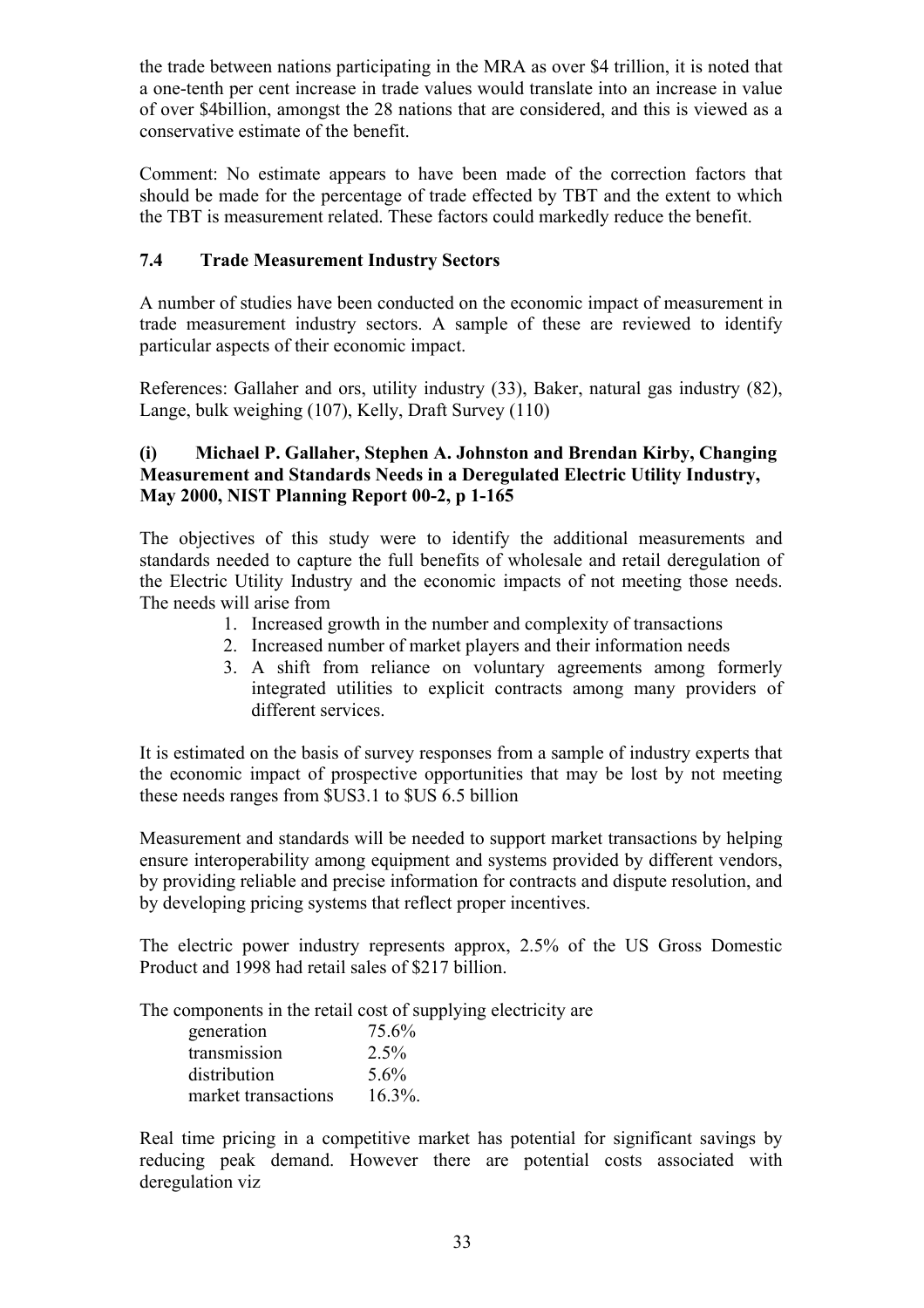the trade between nations participating in the MRA as over $4 trillion, it is noted that a one-tenth per cent increase in trade values would translate into an increase in value of over $4billion, amongst the 28 nations that are considered, and this is viewed as a conservative estimate of the benefit.

Comment: No estimate appears to have been made of the correction factors that should be made for the percentage of trade effected by TBT and the extent to which the TBT is measurement related. These factors could markedly reduce the benefit.

### 7.4 Trade Measurement Industry Sectors

A number of studies have been conducted on the economic impact of measurement in trade measurement industry sectors. A sample of these are reviewed to identify particular aspects of their economic impact.

References: Gallaher and ors, utility industry (33), Baker, natural gas industry (82), Lange, bulk weighing (107), Kelly, Draft Survey (110)

#### (i) Michael P. Gallaher, Stephen A. Johnston and Brendan Kirby, Changing Measurement and Standards Needs in a Deregulated Electric Utility Industry, May 2000, NIST Planning Report 00-2, p 1-165

The objectives of this study were to identify the additional measurements and standards needed to capture the full benefits of wholesale and retail deregulation of the Electric Utility Industry and the economic impacts of not meeting those needs. The needs will arise from

1. Increased growth in the number and complexity of transactions
2. Increased number of market players and their information needs
3. A shift from reliance on voluntary agreements among formerly integrated utilities to explicit contracts among many providers of different services.

It is estimated on the basis of survey responses from a sample of industry experts that the economic impact of prospective opportunities that may be lost by not meeting these needs ranges from $US3.1 to $US 6.5 billion

Measurement and standards will be needed to support market transactions by helping ensure interoperability among equipment and systems provided by different vendors, by providing reliable and precise information for contracts and dispute resolution, and by developing pricing systems that reflect proper incentives.

The electric power industry represents approx, 2.5% of the US Gross Domestic Product and 1998 had retail sales of $217 billion.

The components in the retail cost of supplying electricity are

| | |
|---|---|
| generation | 75.6% |
| transmission | 2.5% |
| distribution | 5.6% |
| market transactions | 16.3%. |

Real time pricing in a competitive market has potential for significant savings by reducing peak demand. However there are potential costs associated with deregulation viz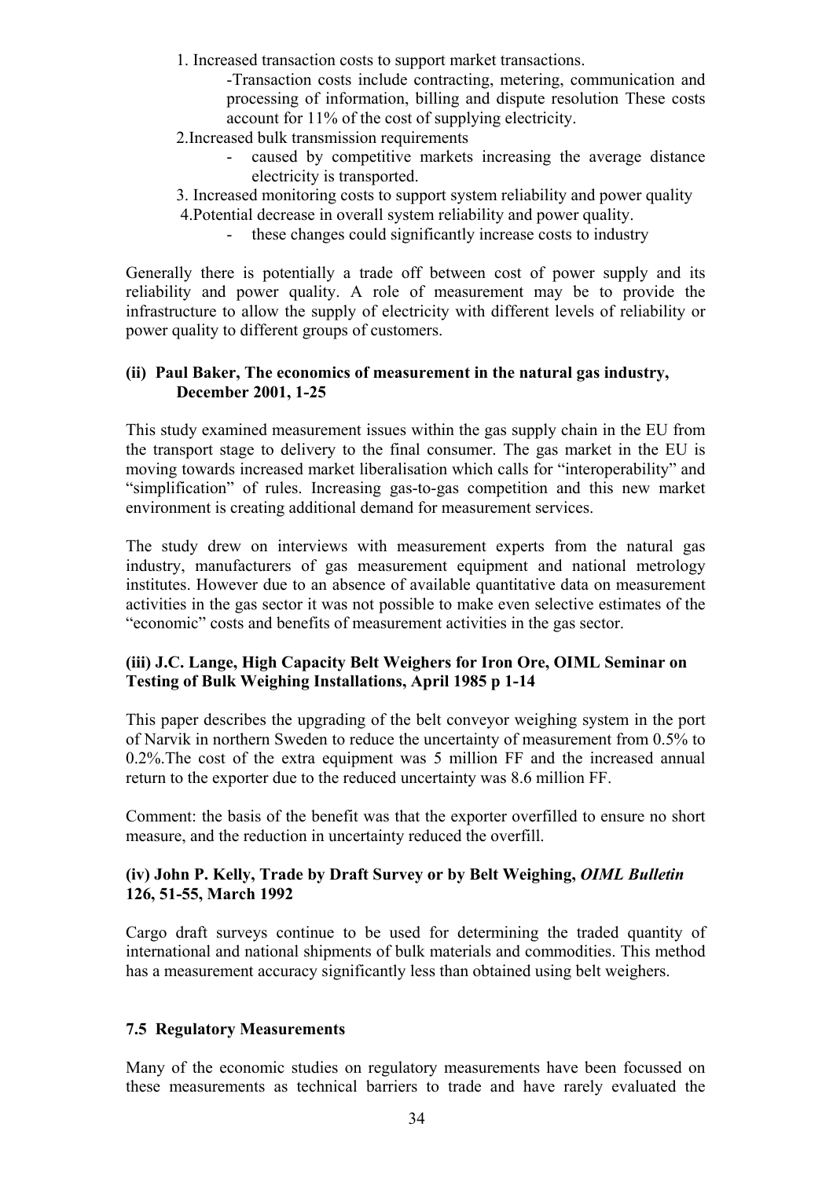1. Increased transaction costs to support market transactions.
   - Transaction costs include contracting, metering, communication and processing of information, billing and dispute resolution These costs account for 11% of the cost of supplying electricity.
2. Increased bulk transmission requirements
   - caused by competitive markets increasing the average distance electricity is transported.
3. Increased monitoring costs to support system reliability and power quality
4. Potential decrease in overall system reliability and power quality.
   - these changes could significantly increase costs to industry

Generally there is potentially a trade off between cost of power supply and its reliability and power quality. A role of measurement may be to provide the infrastructure to allow the supply of electricity with different levels of reliability or power quality to different groups of customers.

**(ii) Paul Baker, The economics of measurement in the natural gas industry, December 2001, 1-25**

This study examined measurement issues within the gas supply chain in the EU from the transport stage to delivery to the final consumer. The gas market in the EU is moving towards increased market liberalisation which calls for "interoperability" and "simplification" of rules. Increasing gas-to-gas competition and this new market environment is creating additional demand for measurement services.

The study drew on interviews with measurement experts from the natural gas industry, manufacturers of gas measurement equipment and national metrology institutes. However due to an absence of available quantitative data on measurement activities in the gas sector it was not possible to make even selective estimates of the "economic" costs and benefits of measurement activities in the gas sector.

**(iii) J.C. Lange, High Capacity Belt Weighers for Iron Ore, OIML Seminar on Testing of Bulk Weighing Installations, April 1985 p 1-14**

This paper describes the upgrading of the belt conveyor weighing system in the port of Narvik in northern Sweden to reduce the uncertainty of measurement from 0.5% to 0.2%.The cost of the extra equipment was 5 million FF and the increased annual return to the exporter due to the reduced uncertainty was 8.6 million FF.

Comment: the basis of the benefit was that the exporter overfilled to ensure no short measure, and the reduction in uncertainty reduced the overfill.

**(iv) John P. Kelly, Trade by Draft Survey or by Belt Weighing, *OIML Bulletin* 126, 51-55, March 1992**

Cargo draft surveys continue to be used for determining the traded quantity of international and national shipments of bulk materials and commodities. This method has a measurement accuracy significantly less than obtained using belt weighers.

### 7.5 Regulatory Measurements

Many of the economic studies on regulatory measurements have been focussed on these measurements as technical barriers to trade and have rarely evaluated the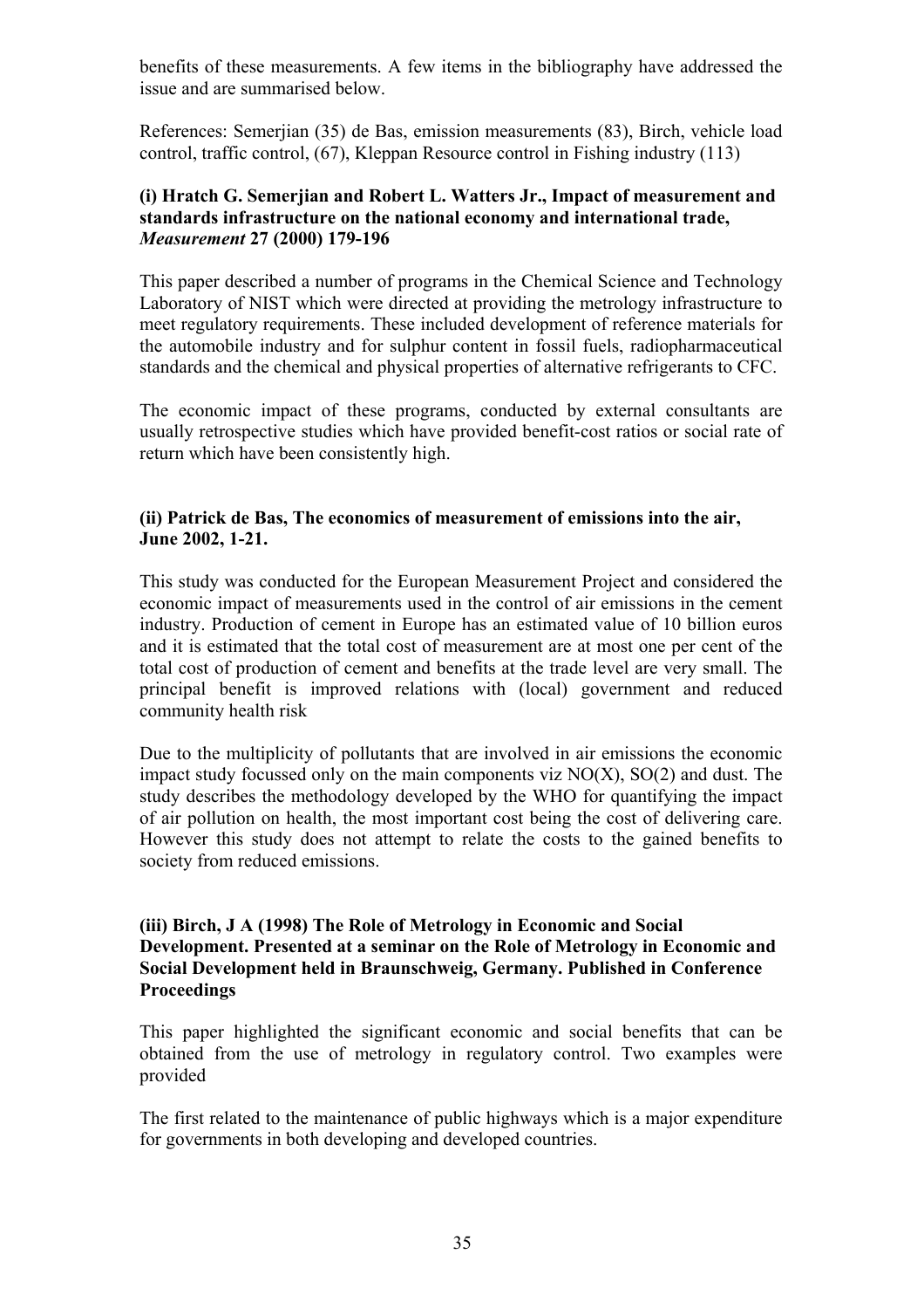benefits of these measurements. A few items in the bibliography have addressed the issue and are summarised below.

References: Semerjian (35) de Bas, emission measurements (83), Birch, vehicle load control, traffic control, (67), Kleppan Resource control in Fishing industry (113)

**(i) Hratch G. Semerjian and Robert L. Watters Jr., Impact of measurement and standards infrastructure on the national economy and international trade,** ***Measurement*** **27 (2000) 179-196**

This paper described a number of programs in the Chemical Science and Technology Laboratory of NIST which were directed at providing the metrology infrastructure to meet regulatory requirements. These included development of reference materials for the automobile industry and for sulphur content in fossil fuels, radiopharmaceutical standards and the chemical and physical properties of alternative refrigerants to CFC.

The economic impact of these programs, conducted by external consultants are usually retrospective studies which have provided benefit-cost ratios or social rate of return which have been consistently high.

**(ii) Patrick de Bas, The economics of measurement of emissions into the air, June 2002, 1-21.**

This study was conducted for the European Measurement Project and considered the economic impact of measurements used in the control of air emissions in the cement industry. Production of cement in Europe has an estimated value of 10 billion euros and it is estimated that the total cost of measurement are at most one per cent of the total cost of production of cement and benefits at the trade level are very small. The principal benefit is improved relations with (local) government and reduced community health risk

Due to the multiplicity of pollutants that are involved in air emissions the economic impact study focussed only on the main components viz NO(X), SO(2) and dust. The study describes the methodology developed by the WHO for quantifying the impact of air pollution on health, the most important cost being the cost of delivering care. However this study does not attempt to relate the costs to the gained benefits to society from reduced emissions.

**(iii) Birch, J A (1998) The Role of Metrology in Economic and Social Development. Presented at a seminar on the Role of Metrology in Economic and Social Development held in Braunschweig, Germany. Published in Conference Proceedings**

This paper highlighted the significant economic and social benefits that can be obtained from the use of metrology in regulatory control. Two examples were provided

The first related to the maintenance of public highways which is a major expenditure for governments in both developing and developed countries.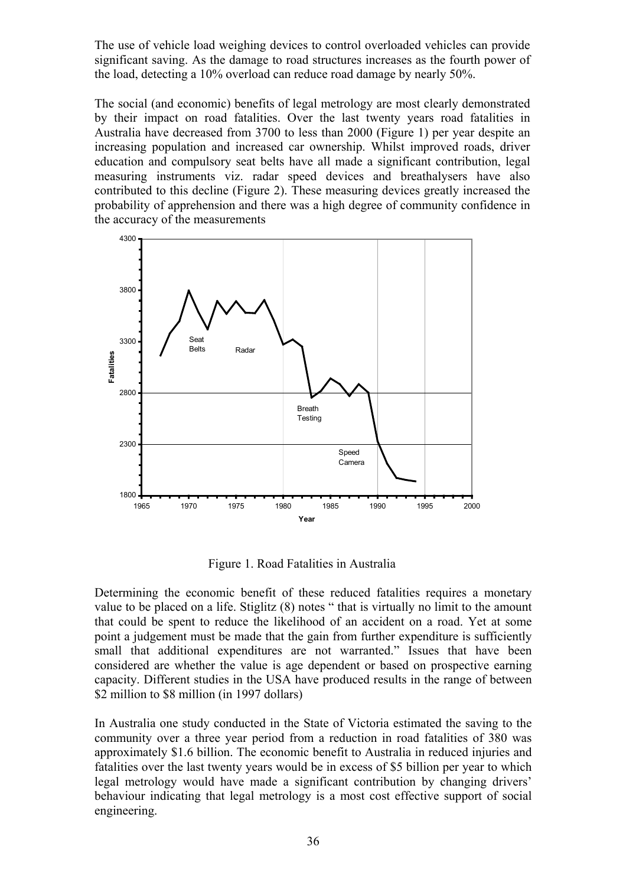The use of vehicle load weighing devices to control overloaded vehicles can provide significant saving. As the damage to road structures increases as the fourth power of the load, detecting a 10% overload can reduce road damage by nearly 50%.

The social (and economic) benefits of legal metrology are most clearly demonstrated by their impact on road fatalities. Over the last twenty years road fatalities in Australia have decreased from 3700 to less than 2000 (Figure 1) per year despite an increasing population and increased car ownership. Whilst improved roads, driver education and compulsory seat belts have all made a significant contribution, legal measuring instruments viz. radar speed devices and breathalysers have also contributed to this decline (Figure 2). These measuring devices greatly increased the probability of apprehension and there was a high degree of community confidence in the accuracy of the measurements

Figure 1. Road Fatalities in Australia

Determining the economic benefit of these reduced fatalities requires a monetary value to be placed on a life. Stiglitz (8) notes " that is virtually no limit to the amount that could be spent to reduce the likelihood of an accident on a road. Yet at some point a judgement must be made that the gain from further expenditure is sufficiently small that additional expenditures are not warranted." Issues that have been considered are whether the value is age dependent or based on prospective earning capacity. Different studies in the USA have produced results in the range of between \$2 million to \$8 million (in 1997 dollars)

In Australia one study conducted in the State of Victoria estimated the saving to the community over a three year period from a reduction in road fatalities of 380 was approximately \$1.6 billion. The economic benefit to Australia in reduced injuries and fatalities over the last twenty years would be in excess of \$5 billion per year to which legal metrology would have made a significant contribution by changing drivers' behaviour indicating that legal metrology is a most cost effective support of social engineering.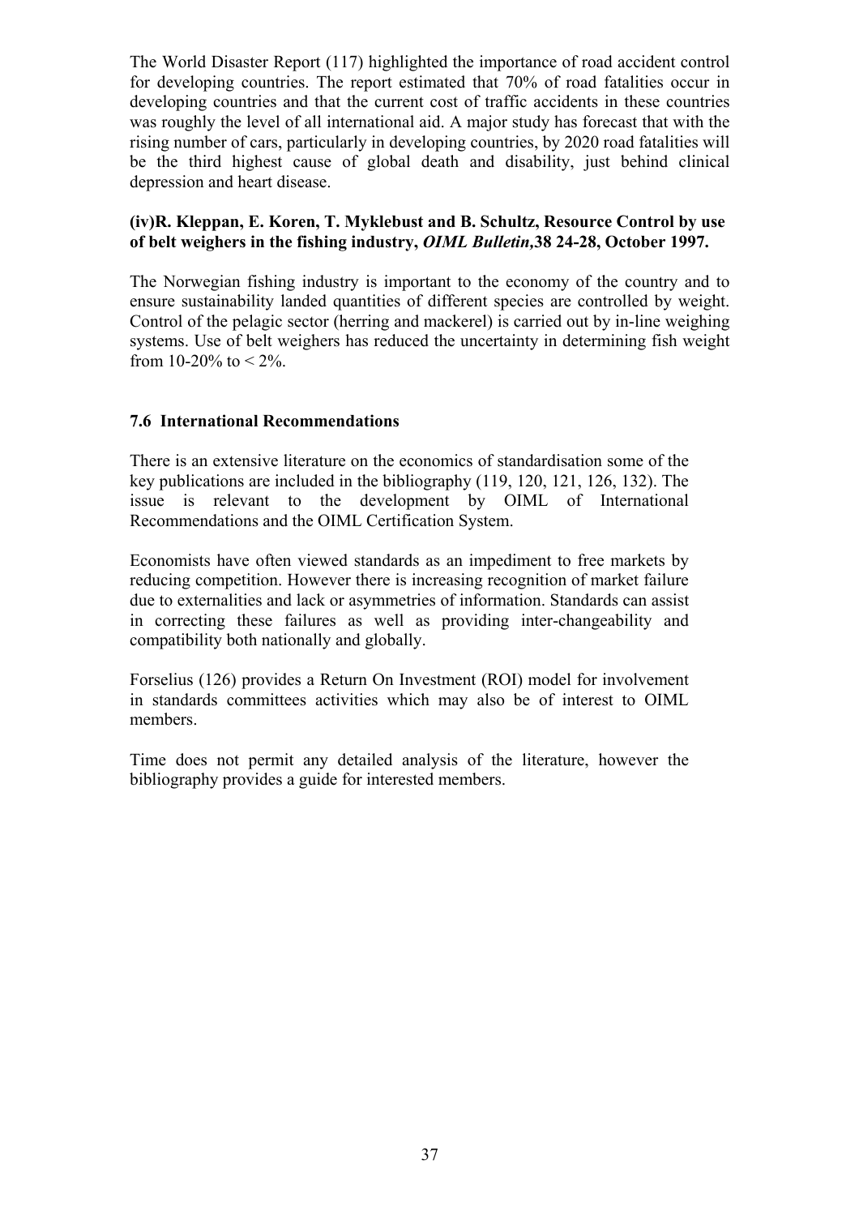The World Disaster Report (117) highlighted the importance of road accident control for developing countries. The report estimated that 70% of road fatalities occur in developing countries and that the current cost of traffic accidents in these countries was roughly the level of all international aid. A major study has forecast that with the rising number of cars, particularly in developing countries, by 2020 road fatalities will be the third highest cause of global death and disability, just behind clinical depression and heart disease.

**(iv)R. Kleppan, E. Koren, T. Myklebust and B. Schultz, Resource Control by use of belt weighers in the fishing industry, *OIML Bulletin*,38 24-28, October 1997.**

The Norwegian fishing industry is important to the economy of the country and to ensure sustainability landed quantities of different species are controlled by weight. Control of the pelagic sector (herring and mackerel) is carried out by in-line weighing systems. Use of belt weighers has reduced the uncertainty in determining fish weight from 10-20% to < 2%.

### 7.6 International Recommendations

There is an extensive literature on the economics of standardisation some of the key publications are included in the bibliography (119, 120, 121, 126, 132). The issue is relevant to the development by OIML of International Recommendations and the OIML Certification System.

Economists have often viewed standards as an impediment to free markets by reducing competition. However there is increasing recognition of market failure due to externalities and lack or asymmetries of information. Standards can assist in correcting these failures as well as providing inter-changeability and compatibility both nationally and globally.

Forselius (126) provides a Return On Investment (ROI) model for involvement in standards committees activities which may also be of interest to OIML members.

Time does not permit any detailed analysis of the literature, however the bibliography provides a guide for interested members.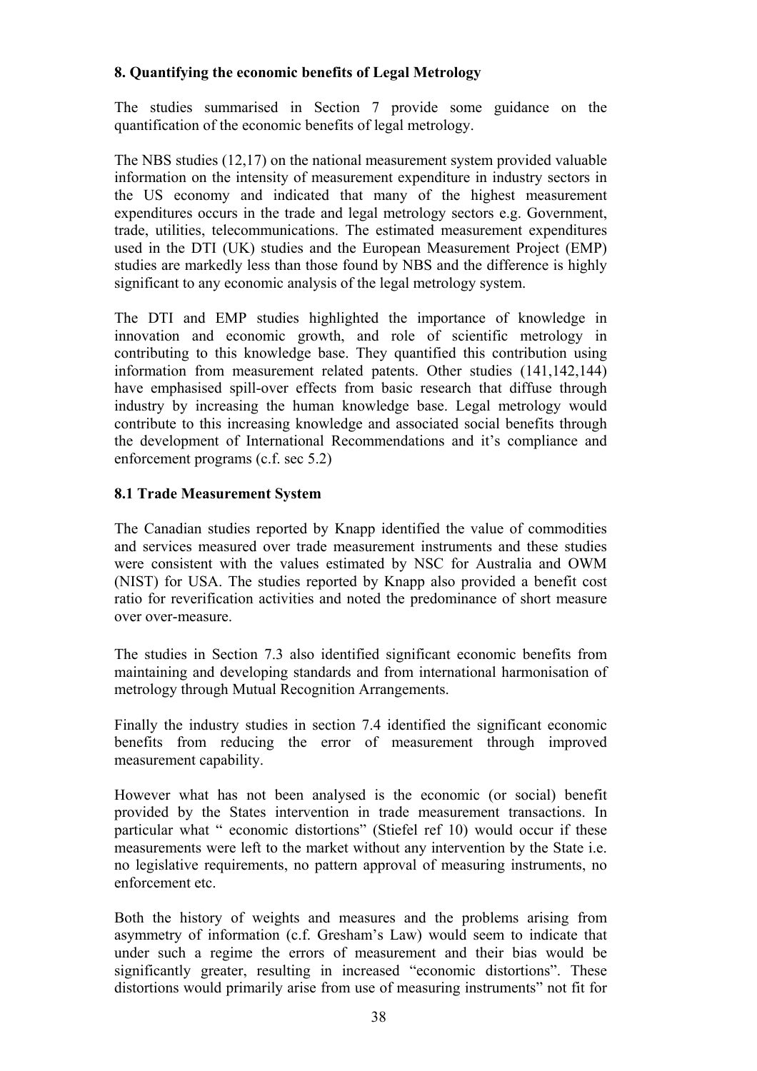## 8. Quantifying the economic benefits of Legal Metrology

The studies summarised in Section 7 provide some guidance on the quantification of the economic benefits of legal metrology.

The NBS studies (12,17) on the national measurement system provided valuable information on the intensity of measurement expenditure in industry sectors in the US economy and indicated that many of the highest measurement expenditures occurs in the trade and legal metrology sectors e.g. Government, trade, utilities, telecommunications. The estimated measurement expenditures used in the DTI (UK) studies and the European Measurement Project (EMP) studies are markedly less than those found by NBS and the difference is highly significant to any economic analysis of the legal metrology system.

The DTI and EMP studies highlighted the importance of knowledge in innovation and economic growth, and role of scientific metrology in contributing to this knowledge base. They quantified this contribution using information from measurement related patents. Other studies (141,142,144) have emphasised spill-over effects from basic research that diffuse through industry by increasing the human knowledge base. Legal metrology would contribute to this increasing knowledge and associated social benefits through the development of International Recommendations and it's compliance and enforcement programs (c.f. sec 5.2)

### 8.1 Trade Measurement System

The Canadian studies reported by Knapp identified the value of commodities and services measured over trade measurement instruments and these studies were consistent with the values estimated by NSC for Australia and OWM (NIST) for USA. The studies reported by Knapp also provided a benefit cost ratio for reverification activities and noted the predominance of short measure over over-measure.

The studies in Section 7.3 also identified significant economic benefits from maintaining and developing standards and from international harmonisation of metrology through Mutual Recognition Arrangements.

Finally the industry studies in section 7.4 identified the significant economic benefits from reducing the error of measurement through improved measurement capability.

However what has not been analysed is the economic (or social) benefit provided by the States intervention in trade measurement transactions. In particular what " economic distortions" (Stiefel ref 10) would occur if these measurements were left to the market without any intervention by the State i.e. no legislative requirements, no pattern approval of measuring instruments, no enforcement etc.

Both the history of weights and measures and the problems arising from asymmetry of information (c.f. Gresham's Law) would seem to indicate that under such a regime the errors of measurement and their bias would be significantly greater, resulting in increased "economic distortions". These distortions would primarily arise from use of measuring instruments" not fit for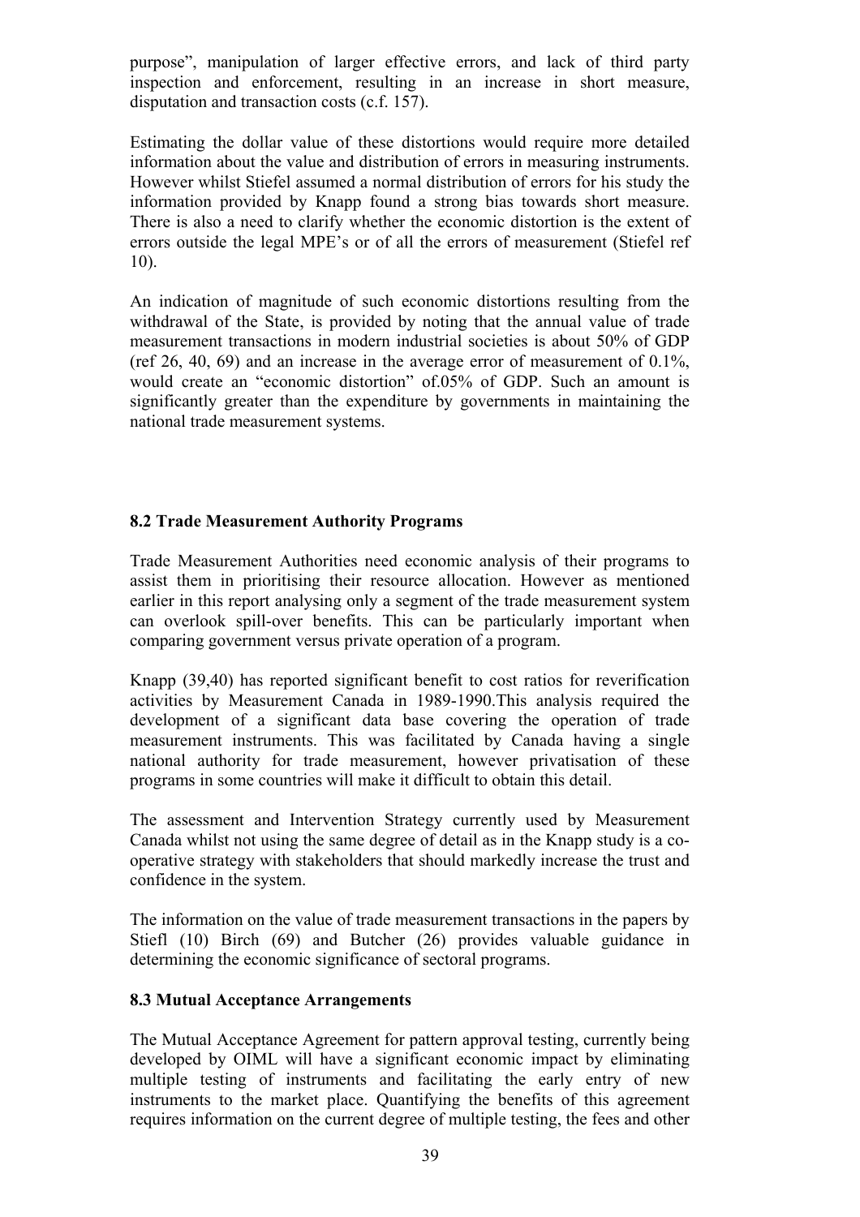purpose", manipulation of larger effective errors, and lack of third party inspection and enforcement, resulting in an increase in short measure, disputation and transaction costs (c.f. 157).

Estimating the dollar value of these distortions would require more detailed information about the value and distribution of errors in measuring instruments. However whilst Stiefel assumed a normal distribution of errors for his study the information provided by Knapp found a strong bias towards short measure. There is also a need to clarify whether the economic distortion is the extent of errors outside the legal MPE's or of all the errors of measurement (Stiefel ref 10).

An indication of magnitude of such economic distortions resulting from the withdrawal of the State, is provided by noting that the annual value of trade measurement transactions in modern industrial societies is about 50% of GDP (ref 26, 40, 69) and an increase in the average error of measurement of 0.1%, would create an "economic distortion" of.05% of GDP. Such an amount is significantly greater than the expenditure by governments in maintaining the national trade measurement systems.

### 8.2 Trade Measurement Authority Programs

Trade Measurement Authorities need economic analysis of their programs to assist them in prioritising their resource allocation. However as mentioned earlier in this report analysing only a segment of the trade measurement system can overlook spill-over benefits. This can be particularly important when comparing government versus private operation of a program.

Knapp (39,40) has reported significant benefit to cost ratios for reverification activities by Measurement Canada in 1989-1990.This analysis required the development of a significant data base covering the operation of trade measurement instruments. This was facilitated by Canada having a single national authority for trade measurement, however privatisation of these programs in some countries will make it difficult to obtain this detail.

The assessment and Intervention Strategy currently used by Measurement Canada whilst not using the same degree of detail as in the Knapp study is a co-operative strategy with stakeholders that should markedly increase the trust and confidence in the system.

The information on the value of trade measurement transactions in the papers by Stiefl (10) Birch (69) and Butcher (26) provides valuable guidance in determining the economic significance of sectoral programs.

### 8.3 Mutual Acceptance Arrangements

The Mutual Acceptance Agreement for pattern approval testing, currently being developed by OIML will have a significant economic impact by eliminating multiple testing of instruments and facilitating the early entry of new instruments to the market place. Quantifying the benefits of this agreement requires information on the current degree of multiple testing, the fees and other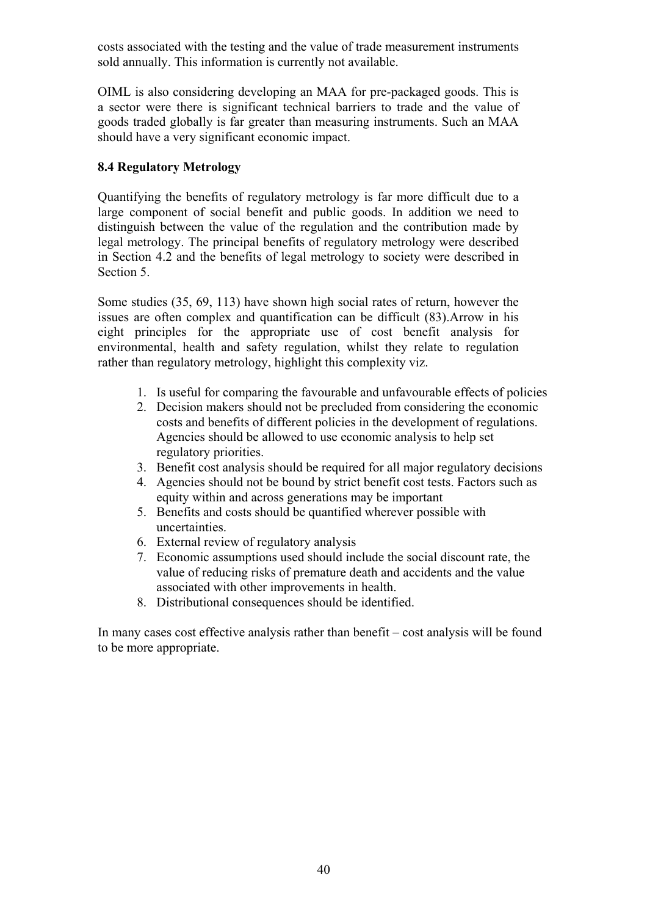costs associated with the testing and the value of trade measurement instruments sold annually. This information is currently not available.

OIML is also considering developing an MAA for pre-packaged goods. This is a sector were there is significant technical barriers to trade and the value of goods traded globally is far greater than measuring instruments. Such an MAA should have a very significant economic impact.

**8.4 Regulatory Metrology**

Quantifying the benefits of regulatory metrology is far more difficult due to a large component of social benefit and public goods. In addition we need to distinguish between the value of the regulation and the contribution made by legal metrology. The principal benefits of regulatory metrology were described in Section 4.2 and the benefits of legal metrology to society were described in Section 5.

Some studies (35, 69, 113) have shown high social rates of return, however the issues are often complex and quantification can be difficult (83).Arrow in his eight principles for the appropriate use of cost benefit analysis for environmental, health and safety regulation, whilst they relate to regulation rather than regulatory metrology, highlight this complexity viz.

1. Is useful for comparing the favourable and unfavourable effects of policies
2. Decision makers should not be precluded from considering the economic costs and benefits of different policies in the development of regulations. Agencies should be allowed to use economic analysis to help set regulatory priorities.
3. Benefit cost analysis should be required for all major regulatory decisions
4. Agencies should not be bound by strict benefit cost tests. Factors such as equity within and across generations may be important
5. Benefits and costs should be quantified wherever possible with uncertainties.
6. External review of regulatory analysis
7. Economic assumptions used should include the social discount rate, the value of reducing risks of premature death and accidents and the value associated with other improvements in health.
8. Distributional consequences should be identified.

In many cases cost effective analysis rather than benefit – cost analysis will be found to be more appropriate.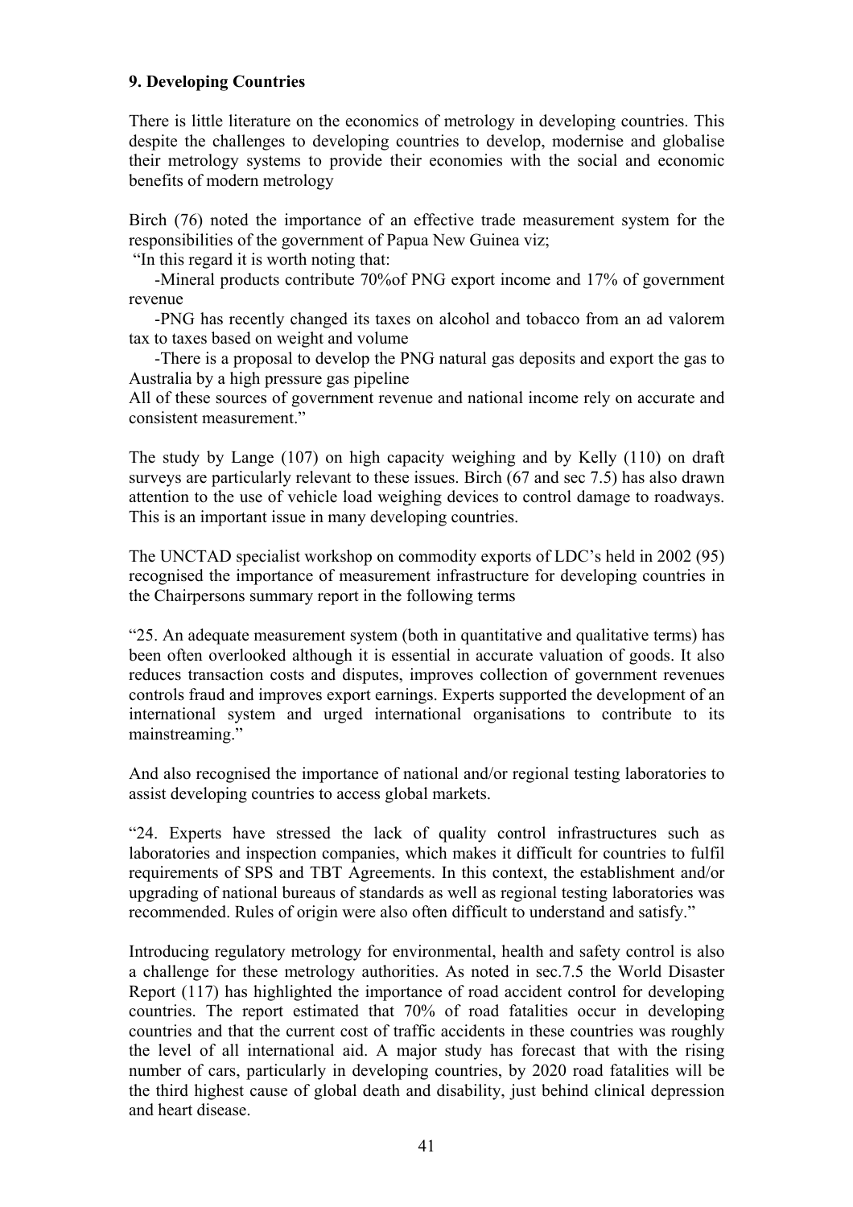**9. Developing Countries**

There is little literature on the economics of metrology in developing countries. This despite the challenges to developing countries to develop, modernise and globalise their metrology systems to provide their economies with the social and economic benefits of modern metrology

Birch (76) noted the importance of an effective trade measurement system for the responsibilities of the government of Papua New Guinea viz;

"In this regard it is worth noting that:

-Mineral products contribute 70%of PNG export income and 17% of government revenue

-PNG has recently changed its taxes on alcohol and tobacco from an ad valorem tax to taxes based on weight and volume

-There is a proposal to develop the PNG natural gas deposits and export the gas to Australia by a high pressure gas pipeline

All of these sources of government revenue and national income rely on accurate and consistent measurement."

The study by Lange (107) on high capacity weighing and by Kelly (110) on draft surveys are particularly relevant to these issues. Birch (67 and sec 7.5) has also drawn attention to the use of vehicle load weighing devices to control damage to roadways. This is an important issue in many developing countries.

The UNCTAD specialist workshop on commodity exports of LDC's held in 2002 (95) recognised the importance of measurement infrastructure for developing countries in the Chairpersons summary report in the following terms

"25. An adequate measurement system (both in quantitative and qualitative terms) has been often overlooked although it is essential in accurate valuation of goods. It also reduces transaction costs and disputes, improves collection of government revenues controls fraud and improves export earnings. Experts supported the development of an international system and urged international organisations to contribute to its mainstreaming."

And also recognised the importance of national and/or regional testing laboratories to assist developing countries to access global markets.

"24. Experts have stressed the lack of quality control infrastructures such as laboratories and inspection companies, which makes it difficult for countries to fulfil requirements of SPS and TBT Agreements. In this context, the establishment and/or upgrading of national bureaus of standards as well as regional testing laboratories was recommended. Rules of origin were also often difficult to understand and satisfy."

Introducing regulatory metrology for environmental, health and safety control is also a challenge for these metrology authorities. As noted in sec.7.5 the World Disaster Report (117) has highlighted the importance of road accident control for developing countries. The report estimated that 70% of road fatalities occur in developing countries and that the current cost of traffic accidents in these countries was roughly the level of all international aid. A major study has forecast that with the rising number of cars, particularly in developing countries, by 2020 road fatalities will be the third highest cause of global death and disability, just behind clinical depression and heart disease.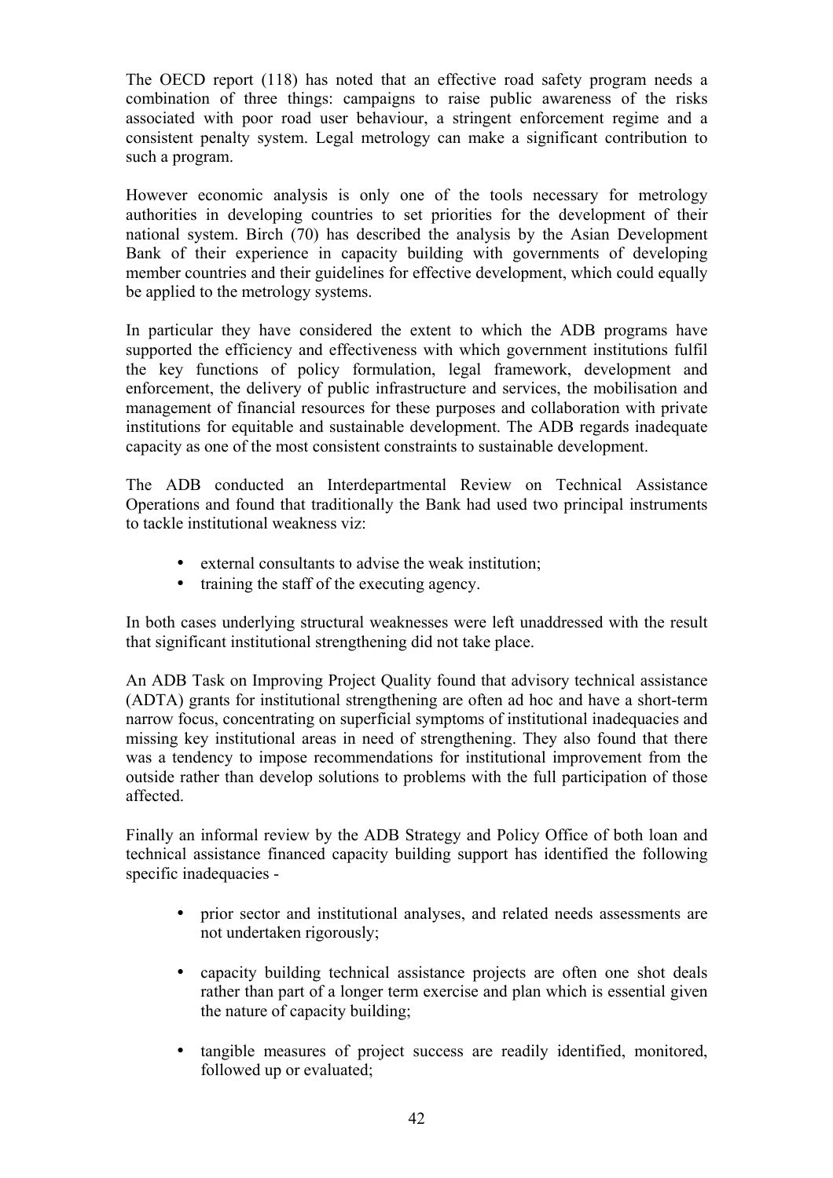The OECD report (118) has noted that an effective road safety program needs a combination of three things: campaigns to raise public awareness of the risks associated with poor road user behaviour, a stringent enforcement regime and a consistent penalty system. Legal metrology can make a significant contribution to such a program.

However economic analysis is only one of the tools necessary for metrology authorities in developing countries to set priorities for the development of their national system. Birch (70) has described the analysis by the Asian Development Bank of their experience in capacity building with governments of developing member countries and their guidelines for effective development, which could equally be applied to the metrology systems.

In particular they have considered the extent to which the ADB programs have supported the efficiency and effectiveness with which government institutions fulfil the key functions of policy formulation, legal framework, development and enforcement, the delivery of public infrastructure and services, the mobilisation and management of financial resources for these purposes and collaboration with private institutions for equitable and sustainable development. The ADB regards inadequate capacity as one of the most consistent constraints to sustainable development.

The ADB conducted an Interdepartmental Review on Technical Assistance Operations and found that traditionally the Bank had used two principal instruments to tackle institutional weakness viz:

- external consultants to advise the weak institution;
- training the staff of the executing agency.

In both cases underlying structural weaknesses were left unaddressed with the result that significant institutional strengthening did not take place.

An ADB Task on Improving Project Quality found that advisory technical assistance (ADTA) grants for institutional strengthening are often ad hoc and have a short-term narrow focus, concentrating on superficial symptoms of institutional inadequacies and missing key institutional areas in need of strengthening. They also found that there was a tendency to impose recommendations for institutional improvement from the outside rather than develop solutions to problems with the full participation of those affected.

Finally an informal review by the ADB Strategy and Policy Office of both loan and technical assistance financed capacity building support has identified the following specific inadequacies -

- prior sector and institutional analyses, and related needs assessments are not undertaken rigorously;

- capacity building technical assistance projects are often one shot deals rather than part of a longer term exercise and plan which is essential given the nature of capacity building;

- tangible measures of project success are readily identified, monitored, followed up or evaluated;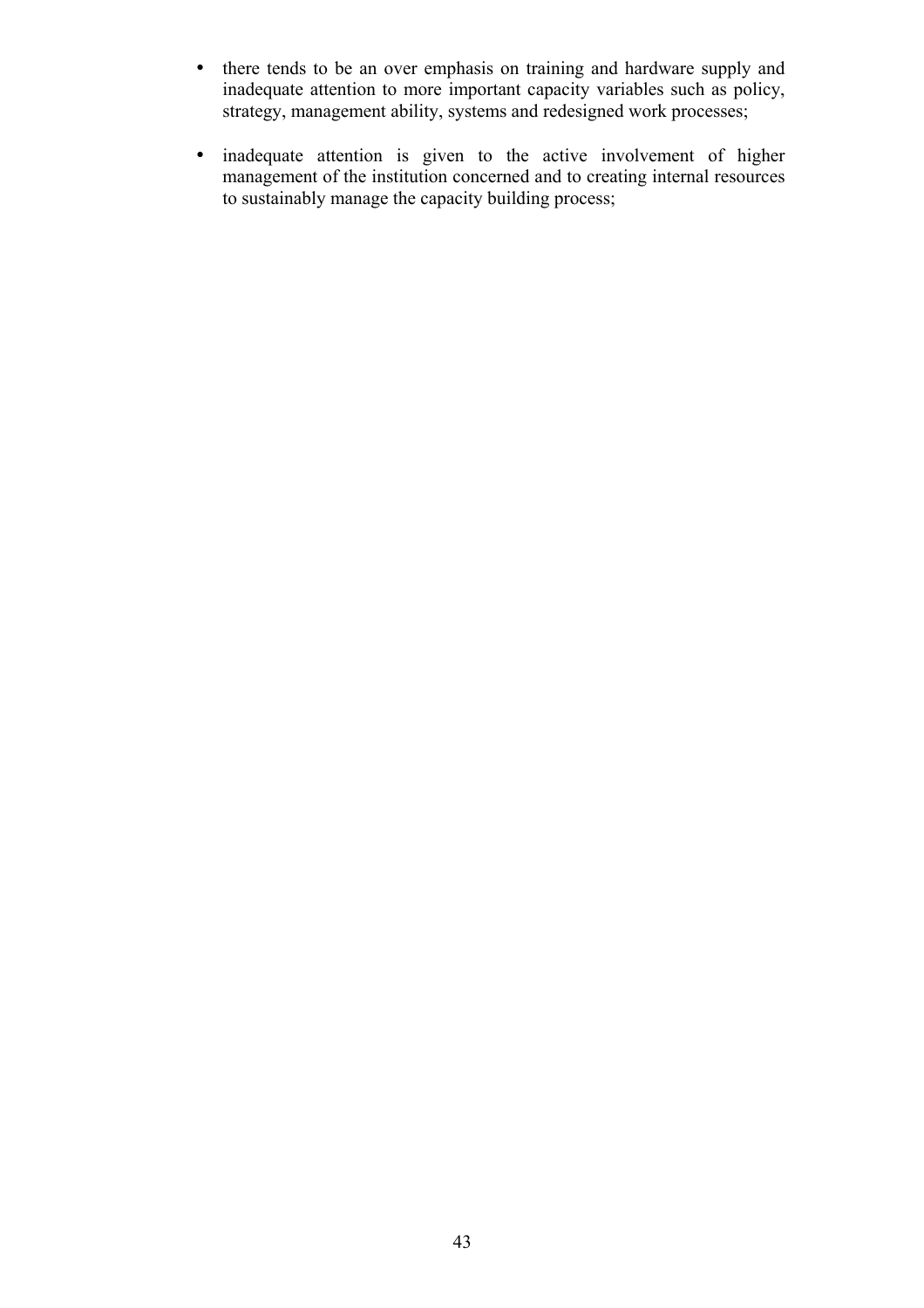- there tends to be an over emphasis on training and hardware supply and inadequate attention to more important capacity variables such as policy, strategy, management ability, systems and redesigned work processes;

- inadequate attention is given to the active involvement of higher management of the institution concerned and to creating internal resources to sustainably manage the capacity building process;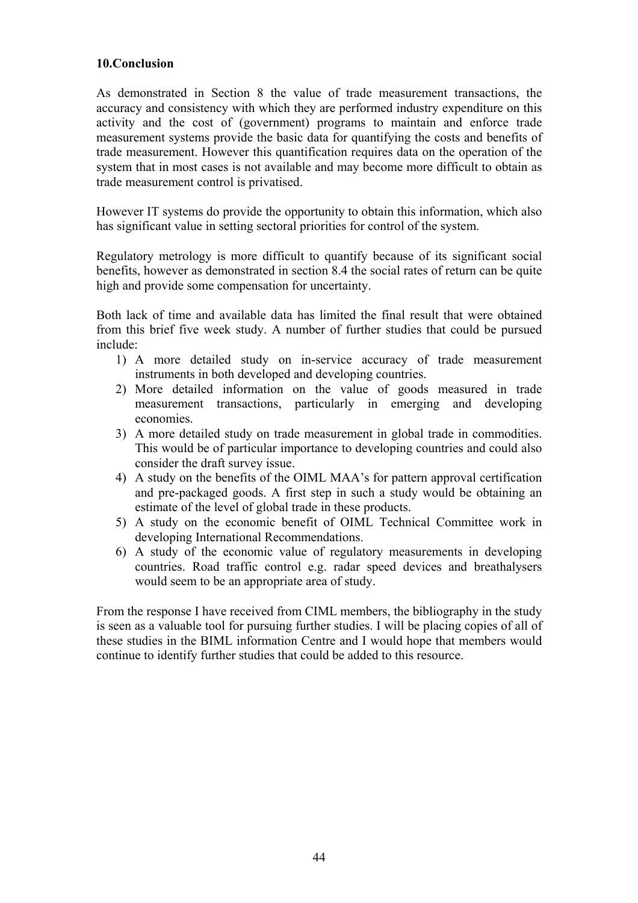## 10.Conclusion

As demonstrated in Section 8 the value of trade measurement transactions, the accuracy and consistency with which they are performed industry expenditure on this activity and the cost of (government) programs to maintain and enforce trade measurement systems provide the basic data for quantifying the costs and benefits of trade measurement. However this quantification requires data on the operation of the system that in most cases is not available and may become more difficult to obtain as trade measurement control is privatised.

However IT systems do provide the opportunity to obtain this information, which also has significant value in setting sectoral priorities for control of the system.

Regulatory metrology is more difficult to quantify because of its significant social benefits, however as demonstrated in section 8.4 the social rates of return can be quite high and provide some compensation for uncertainty.

Both lack of time and available data has limited the final result that were obtained from this brief five week study. A number of further studies that could be pursued include:

1) A more detailed study on in-service accuracy of trade measurement instruments in both developed and developing countries.
2) More detailed information on the value of goods measured in trade measurement transactions, particularly in emerging and developing economies.
3) A more detailed study on trade measurement in global trade in commodities. This would be of particular importance to developing countries and could also consider the draft survey issue.
4) A study on the benefits of the OIML MAA's for pattern approval certification and pre-packaged goods. A first step in such a study would be obtaining an estimate of the level of global trade in these products.
5) A study on the economic benefit of OIML Technical Committee work in developing International Recommendations.
6) A study of the economic value of regulatory measurements in developing countries. Road traffic control e.g. radar speed devices and breathalysers would seem to be an appropriate area of study.

From the response I have received from CIML members, the bibliography in the study is seen as a valuable tool for pursuing further studies. I will be placing copies of all of these studies in the BIML information Centre and I would hope that members would continue to identify further studies that could be added to this resource.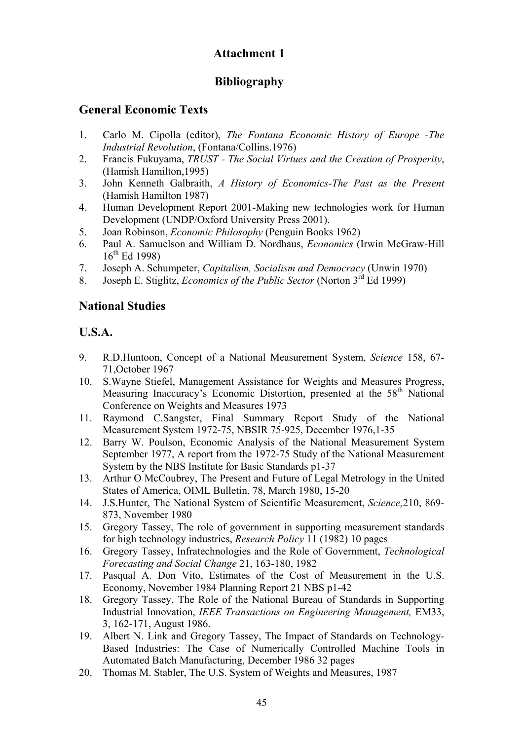# Attachment 1

# Bibliography

## General Economic Texts

1. Carlo M. Cipolla (editor), *The Fontana Economic History of Europe -The Industrial Revolution*, (Fontana/Collins.1976)
2. Francis Fukuyama, *TRUST - The Social Virtues and the Creation of Prosperity*, (Hamish Hamilton,1995)
3. John Kenneth Galbraith, *A History of Economics-The Past as the Present* (Hamish Hamilton 1987)
4. Human Development Report 2001-Making new technologies work for Human Development (UNDP/Oxford University Press 2001).
5. Joan Robinson, *Economic Philosophy* (Penguin Books 1962)
6. Paul A. Samuelson and William D. Nordhaus, *Economics* (Irwin McGraw-Hill 16th Ed 1998)
7. Joseph A. Schumpeter, *Capitalism, Socialism and Democracy* (Unwin 1970)
8. Joseph E. Stiglitz, *Economics of the Public Sector* (Norton 3rd Ed 1999)

## National Studies

## U.S.A.

9. R.D.Huntoon, Concept of a National Measurement System, *Science* 158, 67-71,October 1967
10. S.Wayne Stiefel, Management Assistance for Weights and Measures Progress, Measuring Inaccuracy's Economic Distortion, presented at the 58th National Conference on Weights and Measures 1973
11. Raymond C.Sangster, Final Summary Report Study of the National Measurement System 1972-75, NBSIR 75-925, December 1976,1-35
12. Barry W. Poulson, Economic Analysis of the National Measurement System September 1977, A report from the 1972-75 Study of the National Measurement System by the NBS Institute for Basic Standards p1-37
13. Arthur O McCoubrey, The Present and Future of Legal Metrology in the United States of America, OIML Bulletin, 78, March 1980, 15-20
14. J.S.Hunter, The National System of Scientific Measurement, *Science,*210, 869-873, November 1980
15. Gregory Tassey, The role of government in supporting measurement standards for high technology industries, *Research Policy* 11 (1982) 10 pages
16. Gregory Tassey, Infratechnologies and the Role of Government, *Technological Forecasting and Social Change* 21, 163-180, 1982
17. Pasqual A. Don Vito, Estimates of the Cost of Measurement in the U.S. Economy, November 1984 Planning Report 21 NBS p1-42
18. Gregory Tassey, The Role of the National Bureau of Standards in Supporting Industrial Innovation, *IEEE Transactions on Engineering Management,* EM33, 3, 162-171, August 1986.
19. Albert N. Link and Gregory Tassey, The Impact of Standards on Technology-Based Industries: The Case of Numerically Controlled Machine Tools in Automated Batch Manufacturing, December 1986 32 pages
20. Thomas M. Stabler, The U.S. System of Weights and Measures, 1987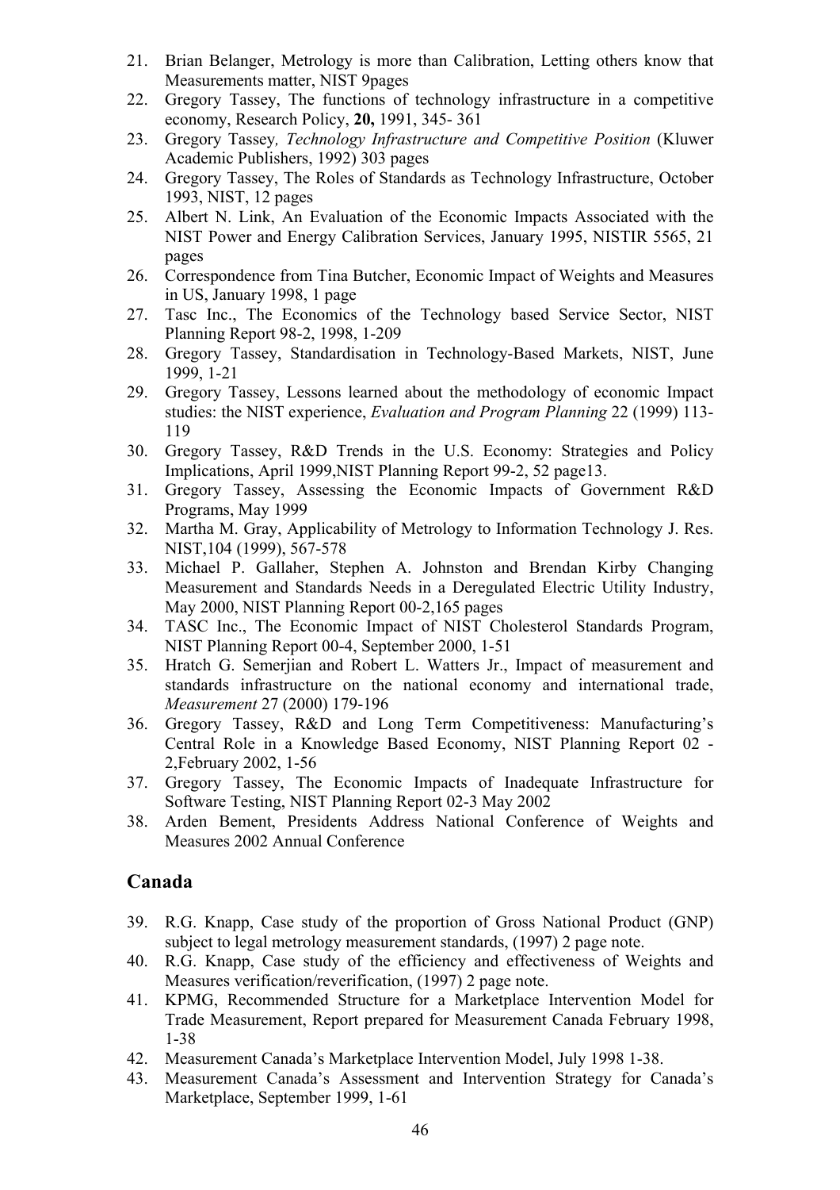21. Brian Belanger, Metrology is more than Calibration, Letting others know that Measurements matter, NIST 9pages
22. Gregory Tassey, The functions of technology infrastructure in a competitive economy, Research Policy, **20,** 1991, 345- 361
23. Gregory Tassey*, Technology Infrastructure and Competitive Position* (Kluwer Academic Publishers, 1992) 303 pages
24. Gregory Tassey, The Roles of Standards as Technology Infrastructure, October 1993, NIST, 12 pages
25. Albert N. Link, An Evaluation of the Economic Impacts Associated with the NIST Power and Energy Calibration Services, January 1995, NISTIR 5565, 21 pages
26. Correspondence from Tina Butcher, Economic Impact of Weights and Measures in US, January 1998, 1 page
27. Tasc Inc., The Economics of the Technology based Service Sector, NIST Planning Report 98-2, 1998, 1-209
28. Gregory Tassey, Standardisation in Technology-Based Markets, NIST, June 1999, 1-21
29. Gregory Tassey, Lessons learned about the methodology of economic Impact studies: the NIST experience, *Evaluation and Program Planning* 22 (1999) 113-119
30. Gregory Tassey, R&D Trends in the U.S. Economy: Strategies and Policy Implications, April 1999,NIST Planning Report 99-2, 52 page13.
31. Gregory Tassey, Assessing the Economic Impacts of Government R&D Programs, May 1999
32. Martha M. Gray, Applicability of Metrology to Information Technology J. Res. NIST,104 (1999), 567-578
33. Michael P. Gallaher, Stephen A. Johnston and Brendan Kirby Changing Measurement and Standards Needs in a Deregulated Electric Utility Industry, May 2000, NIST Planning Report 00-2,165 pages
34. TASC Inc., The Economic Impact of NIST Cholesterol Standards Program, NIST Planning Report 00-4, September 2000, 1-51
35. Hratch G. Semerjian and Robert L. Watters Jr., Impact of measurement and standards infrastructure on the national economy and international trade, *Measurement* 27 (2000) 179-196
36. Gregory Tassey, R&D and Long Term Competitiveness: Manufacturing's Central Role in a Knowledge Based Economy, NIST Planning Report 02 -2,February 2002, 1-56
37. Gregory Tassey, The Economic Impacts of Inadequate Infrastructure for Software Testing, NIST Planning Report 02-3 May 2002
38. Arden Bement, Presidents Address National Conference of Weights and Measures 2002 Annual Conference

## Canada

39. R.G. Knapp, Case study of the proportion of Gross National Product (GNP) subject to legal metrology measurement standards, (1997) 2 page note.
40. R.G. Knapp, Case study of the efficiency and effectiveness of Weights and Measures verification/reverification, (1997) 2 page note.
41. KPMG, Recommended Structure for a Marketplace Intervention Model for Trade Measurement, Report prepared for Measurement Canada February 1998, 1-38
42. Measurement Canada's Marketplace Intervention Model, July 1998 1-38.
43. Measurement Canada's Assessment and Intervention Strategy for Canada's Marketplace, September 1999, 1-61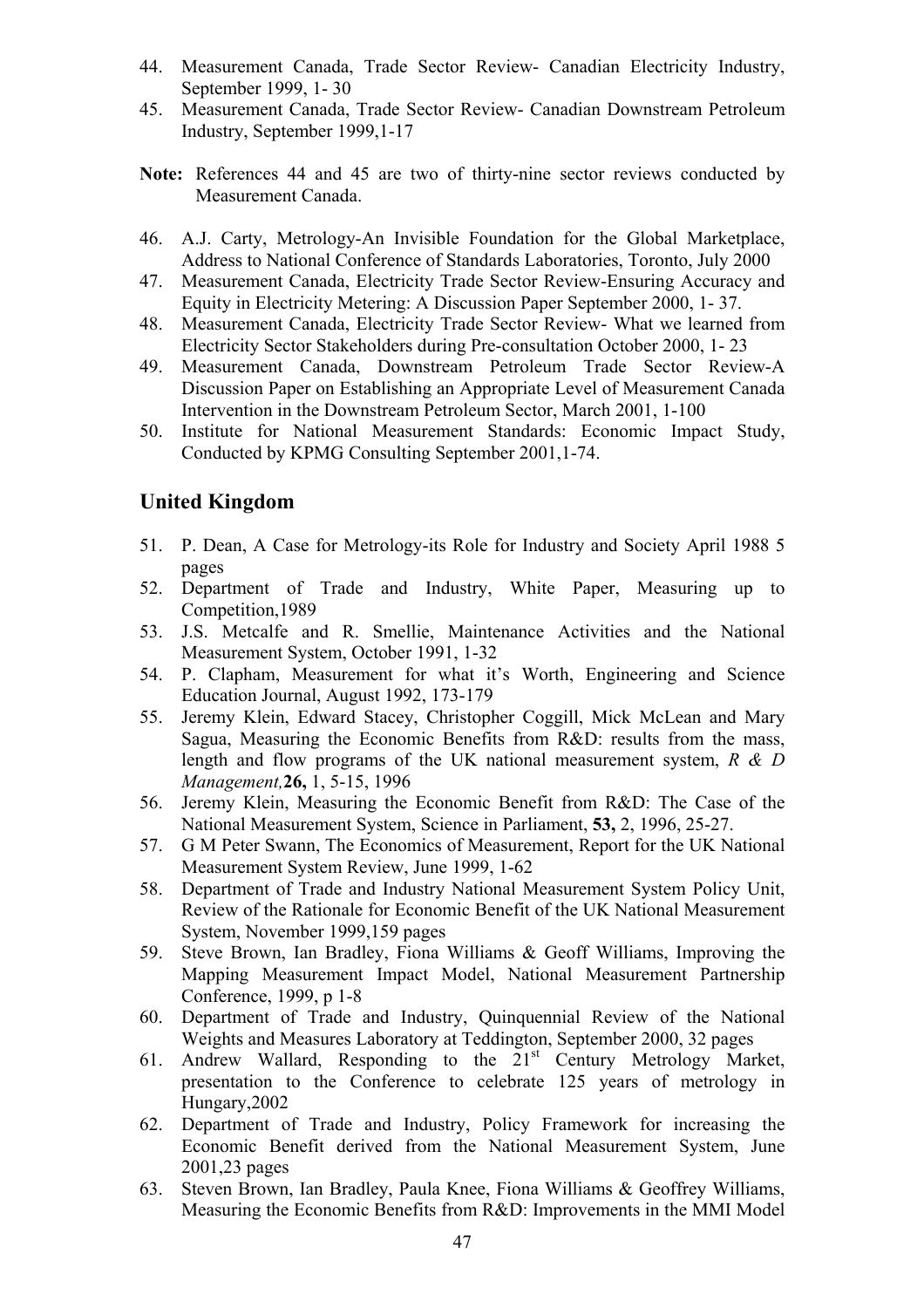44. Measurement Canada, Trade Sector Review- Canadian Electricity Industry, September 1999, 1- 30
45. Measurement Canada, Trade Sector Review- Canadian Downstream Petroleum Industry, September 1999,1-17

**Note:** References 44 and 45 are two of thirty-nine sector reviews conducted by Measurement Canada.

46. A.J. Carty, Metrology-An Invisible Foundation for the Global Marketplace, Address to National Conference of Standards Laboratories, Toronto, July 2000
47. Measurement Canada, Electricity Trade Sector Review-Ensuring Accuracy and Equity in Electricity Metering: A Discussion Paper September 2000, 1- 37.
48. Measurement Canada, Electricity Trade Sector Review- What we learned from Electricity Sector Stakeholders during Pre-consultation October 2000, 1- 23
49. Measurement Canada, Downstream Petroleum Trade Sector Review-A Discussion Paper on Establishing an Appropriate Level of Measurement Canada Intervention in the Downstream Petroleum Sector, March 2001, 1-100
50. Institute for National Measurement Standards: Economic Impact Study, Conducted by KPMG Consulting September 2001,1-74.

## United Kingdom

51. P. Dean, A Case for Metrology-its Role for Industry and Society April 1988 5 pages
52. Department of Trade and Industry, White Paper, Measuring up to Competition,1989
53. J.S. Metcalfe and R. Smellie, Maintenance Activities and the National Measurement System, October 1991, 1-32
54. P. Clapham, Measurement for what it's Worth, Engineering and Science Education Journal, August 1992, 173-179
55. Jeremy Klein, Edward Stacey, Christopher Coggill, Mick McLean and Mary Sagua, Measuring the Economic Benefits from R&D: results from the mass, length and flow programs of the UK national measurement system, *R & D Management,* **26,** 1, 5-15, 1996
56. Jeremy Klein, Measuring the Economic Benefit from R&D: The Case of the National Measurement System, Science in Parliament, **53,** 2, 1996, 25-27.
57. G M Peter Swann, The Economics of Measurement, Report for the UK National Measurement System Review, June 1999, 1-62
58. Department of Trade and Industry National Measurement System Policy Unit, Review of the Rationale for Economic Benefit of the UK National Measurement System, November 1999,159 pages
59. Steve Brown, Ian Bradley, Fiona Williams & Geoff Williams, Improving the Mapping Measurement Impact Model, National Measurement Partnership Conference, 1999, p 1-8
60. Department of Trade and Industry, Quinquennial Review of the National Weights and Measures Laboratory at Teddington, September 2000, 32 pages
61. Andrew Wallard, Responding to the 21st Century Metrology Market, presentation to the Conference to celebrate 125 years of metrology in Hungary,2002
62. Department of Trade and Industry, Policy Framework for increasing the Economic Benefit derived from the National Measurement System, June 2001,23 pages
63. Steven Brown, Ian Bradley, Paula Knee, Fiona Williams & Geoffrey Williams, Measuring the Economic Benefits from R&D: Improvements in the MMI Model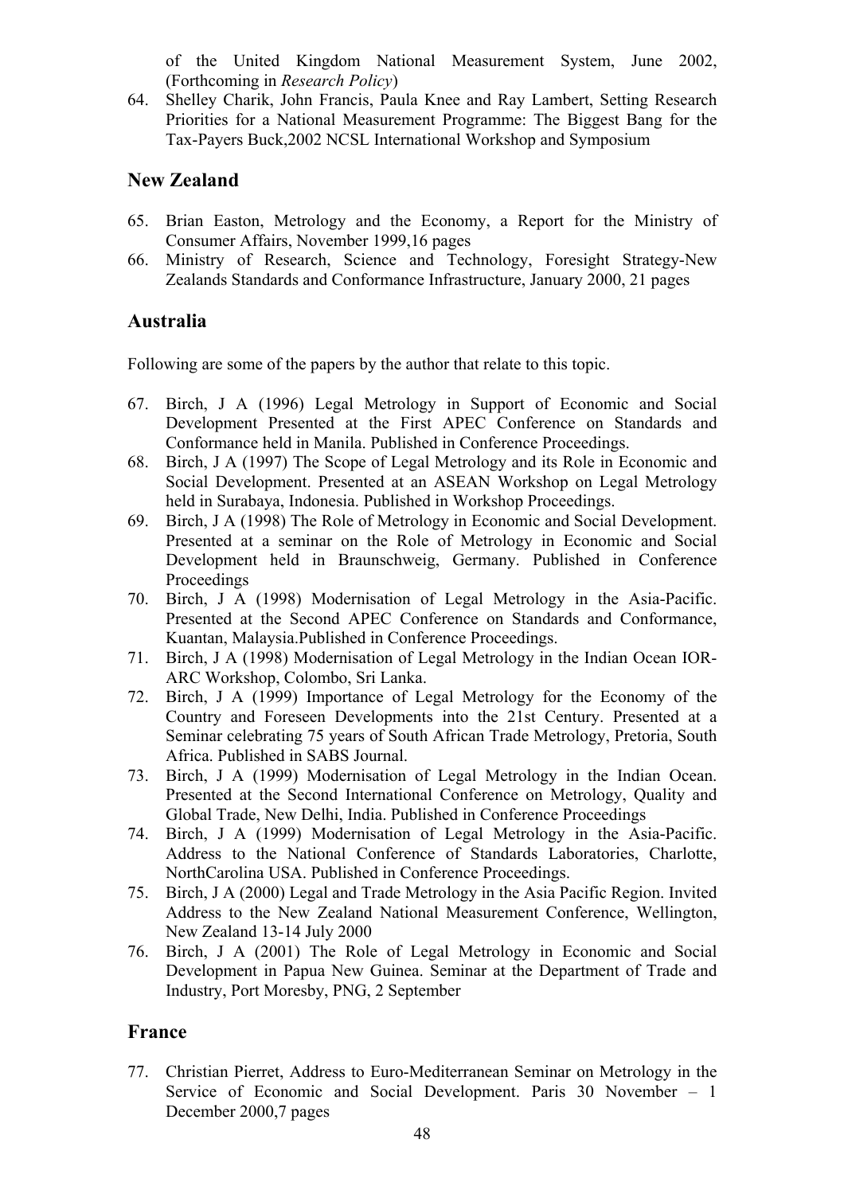of the United Kingdom National Measurement System, June 2002, (Forthcoming in *Research Policy*)

64. Shelley Charik, John Francis, Paula Knee and Ray Lambert, Setting Research Priorities for a National Measurement Programme: The Biggest Bang for the Tax-Payers Buck,2002 NCSL International Workshop and Symposium

## New Zealand

65. Brian Easton, Metrology and the Economy, a Report for the Ministry of Consumer Affairs, November 1999,16 pages
66. Ministry of Research, Science and Technology, Foresight Strategy-New Zealands Standards and Conformance Infrastructure, January 2000, 21 pages

## Australia

Following are some of the papers by the author that relate to this topic.

67. Birch, J A (1996) Legal Metrology in Support of Economic and Social Development Presented at the First APEC Conference on Standards and Conformance held in Manila. Published in Conference Proceedings.
68. Birch, J A (1997) The Scope of Legal Metrology and its Role in Economic and Social Development. Presented at an ASEAN Workshop on Legal Metrology held in Surabaya, Indonesia. Published in Workshop Proceedings.
69. Birch, J A (1998) The Role of Metrology in Economic and Social Development. Presented at a seminar on the Role of Metrology in Economic and Social Development held in Braunschweig, Germany. Published in Conference Proceedings
70. Birch, J A (1998) Modernisation of Legal Metrology in the Asia-Pacific. Presented at the Second APEC Conference on Standards and Conformance, Kuantan, Malaysia.Published in Conference Proceedings.
71. Birch, J A (1998) Modernisation of Legal Metrology in the Indian Ocean IOR-ARC Workshop, Colombo, Sri Lanka.
72. Birch, J A (1999) Importance of Legal Metrology for the Economy of the Country and Foreseen Developments into the 21st Century. Presented at a Seminar celebrating 75 years of South African Trade Metrology, Pretoria, South Africa. Published in SABS Journal.
73. Birch, J A (1999) Modernisation of Legal Metrology in the Indian Ocean. Presented at the Second International Conference on Metrology, Quality and Global Trade, New Delhi, India. Published in Conference Proceedings
74. Birch, J A (1999) Modernisation of Legal Metrology in the Asia-Pacific. Address to the National Conference of Standards Laboratories, Charlotte, NorthCarolina USA. Published in Conference Proceedings.
75. Birch, J A (2000) Legal and Trade Metrology in the Asia Pacific Region. Invited Address to the New Zealand National Measurement Conference, Wellington, New Zealand 13-14 July 2000
76. Birch, J A (2001) The Role of Legal Metrology in Economic and Social Development in Papua New Guinea. Seminar at the Department of Trade and Industry, Port Moresby, PNG, 2 September

## France

77. Christian Pierret, Address to Euro-Mediterranean Seminar on Metrology in the Service of Economic and Social Development. Paris 30 November – 1 December 2000,7 pages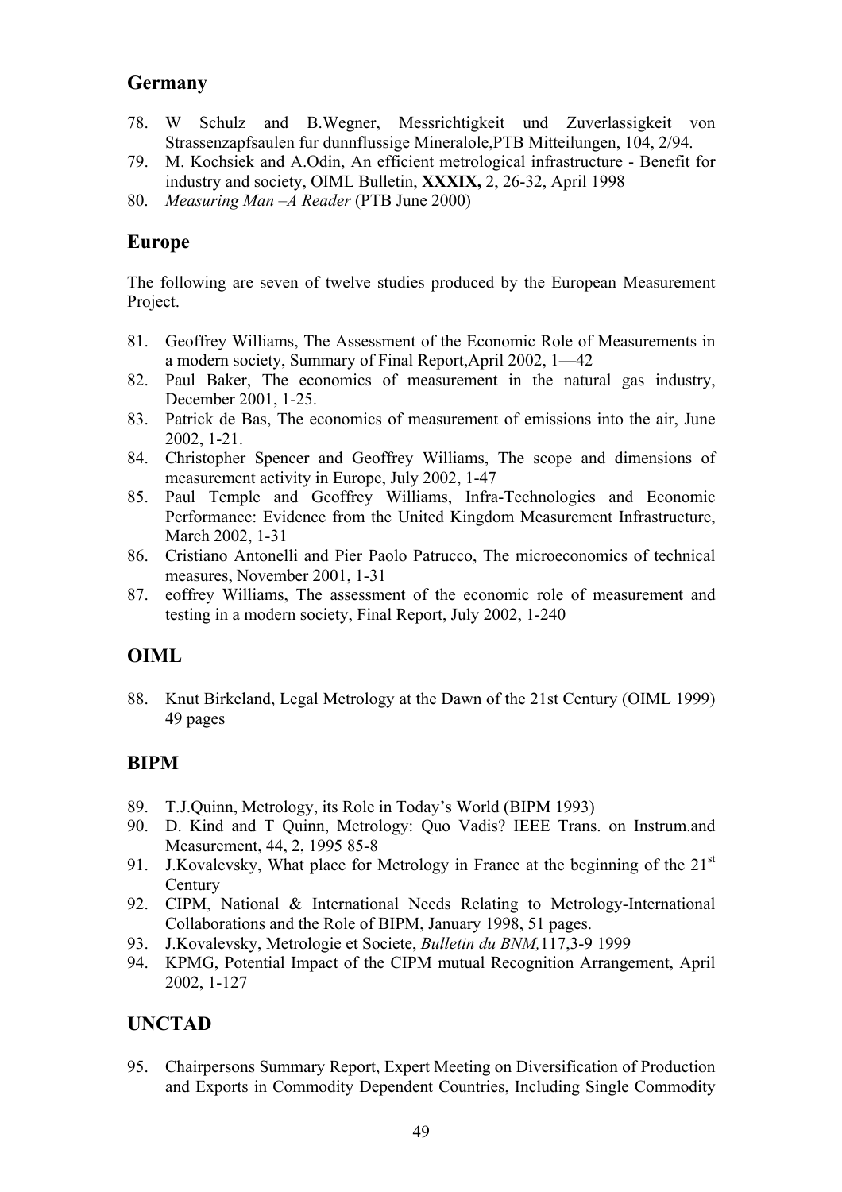## Germany

78. W Schulz and B.Wegner, Messrichtigkeit und Zuverlassigkeit von Strassenzapfsaulen fur dunnflussige Mineralole,PTB Mitteilungen, 104, 2/94.
79. M. Kochsiek and A.Odin, An efficient metrological infrastructure - Benefit for industry and society, OIML Bulletin, **XXXIX,** 2, 26-32, April 1998
80. *Measuring Man –A Reader* (PTB June 2000)

## Europe

The following are seven of twelve studies produced by the European Measurement Project.

81. Geoffrey Williams, The Assessment of the Economic Role of Measurements in a modern society, Summary of Final Report,April 2002, 1—42
82. Paul Baker, The economics of measurement in the natural gas industry, December 2001, 1-25.
83. Patrick de Bas, The economics of measurement of emissions into the air, June 2002, 1-21.
84. Christopher Spencer and Geoffrey Williams, The scope and dimensions of measurement activity in Europe, July 2002, 1-47
85. Paul Temple and Geoffrey Williams, Infra-Technologies and Economic Performance: Evidence from the United Kingdom Measurement Infrastructure, March 2002, 1-31
86. Cristiano Antonelli and Pier Paolo Patrucco, The microeconomics of technical measures, November 2001, 1-31
87. eoffrey Williams, The assessment of the economic role of measurement and testing in a modern society, Final Report, July 2002, 1-240

## OIML

88. Knut Birkeland, Legal Metrology at the Dawn of the 21st Century (OIML 1999) 49 pages

## BIPM

89. T.J.Quinn, Metrology, its Role in Today's World (BIPM 1993)
90. D. Kind and T Quinn, Metrology: Quo Vadis? IEEE Trans. on Instrum.and Measurement, 44, 2, 1995 85-8
91. J.Kovalevsky, What place for Metrology in France at the beginning of the 21st Century
92. CIPM, National & International Needs Relating to Metrology-International Collaborations and the Role of BIPM, January 1998, 51 pages.
93. J.Kovalevsky, Metrologie et Societe, *Bulletin du BNM,*117,3-9 1999
94. KPMG, Potential Impact of the CIPM mutual Recognition Arrangement, April 2002, 1-127

## UNCTAD

95. Chairpersons Summary Report, Expert Meeting on Diversification of Production and Exports in Commodity Dependent Countries, Including Single Commodity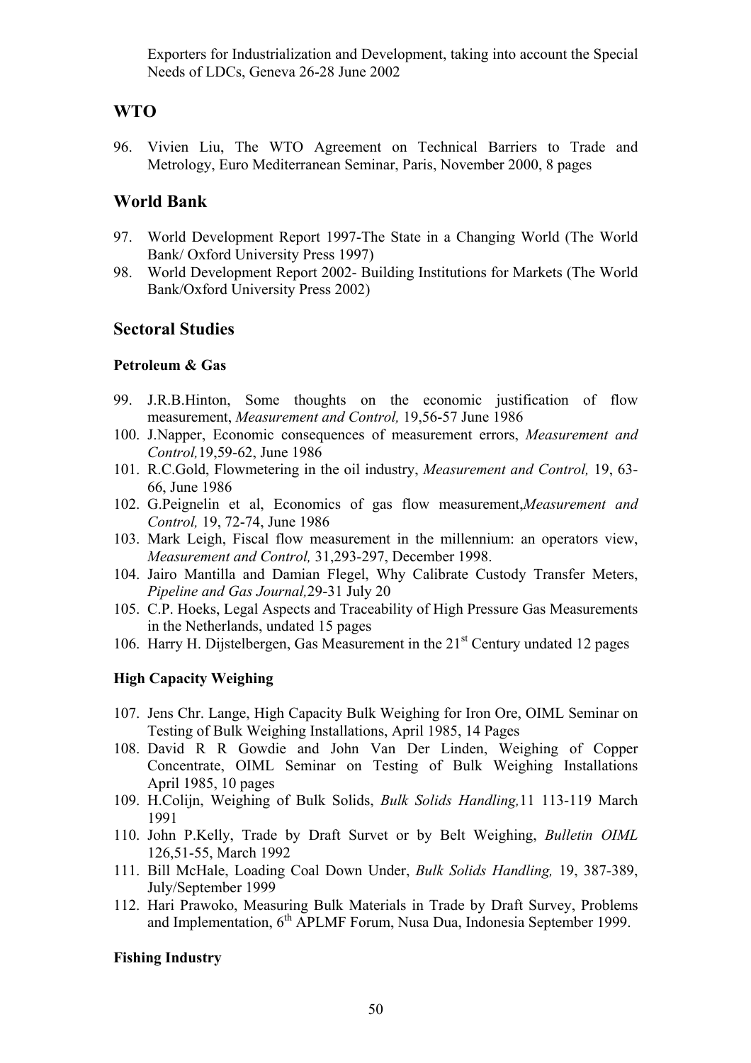Exporters for Industrialization and Development, taking into account the Special Needs of LDCs, Geneva 26-28 June 2002

## WTO

96. Vivien Liu, The WTO Agreement on Technical Barriers to Trade and Metrology, Euro Mediterranean Seminar, Paris, November 2000, 8 pages

## World Bank

97. World Development Report 1997-The State in a Changing World (The World Bank/ Oxford University Press 1997)
98. World Development Report 2002- Building Institutions for Markets (The World Bank/Oxford University Press 2002)

## Sectoral Studies

### Petroleum & Gas

99. J.R.B.Hinton, Some thoughts on the economic justification of flow measurement, *Measurement and Control,* 19,56-57 June 1986
100. J.Napper, Economic consequences of measurement errors, *Measurement and Control,*19,59-62, June 1986
101. R.C.Gold, Flowmetering in the oil industry, *Measurement and Control,* 19, 63-66, June 1986
102. G.Peignelin et al, Economics of gas flow measurement,*Measurement and Control,* 19, 72-74, June 1986
103. Mark Leigh, Fiscal flow measurement in the millennium: an operators view, *Measurement and Control,* 31,293-297, December 1998.
104. Jairo Mantilla and Damian Flegel, Why Calibrate Custody Transfer Meters, *Pipeline and Gas Journal,*29-31 July 20
105. C.P. Hoeks, Legal Aspects and Traceability of High Pressure Gas Measurements in the Netherlands, undated 15 pages
106. Harry H. Dijstelbergen, Gas Measurement in the 21st Century undated 12 pages

### High Capacity Weighing

107. Jens Chr. Lange, High Capacity Bulk Weighing for Iron Ore, OIML Seminar on Testing of Bulk Weighing Installations, April 1985, 14 Pages
108. David R R Gowdie and John Van Der Linden, Weighing of Copper Concentrate, OIML Seminar on Testing of Bulk Weighing Installations April 1985, 10 pages
109. H.Colijn, Weighing of Bulk Solids, *Bulk Solids Handling,*11 113-119 March 1991
110. John P.Kelly, Trade by Draft Survet or by Belt Weighing, *Bulletin OIML* 126,51-55, March 1992
111. Bill McHale, Loading Coal Down Under, *Bulk Solids Handling,* 19, 387-389, July/September 1999
112. Hari Prawoko, Measuring Bulk Materials in Trade by Draft Survey, Problems and Implementation, 6th APLMF Forum, Nusa Dua, Indonesia September 1999.

### Fishing Industry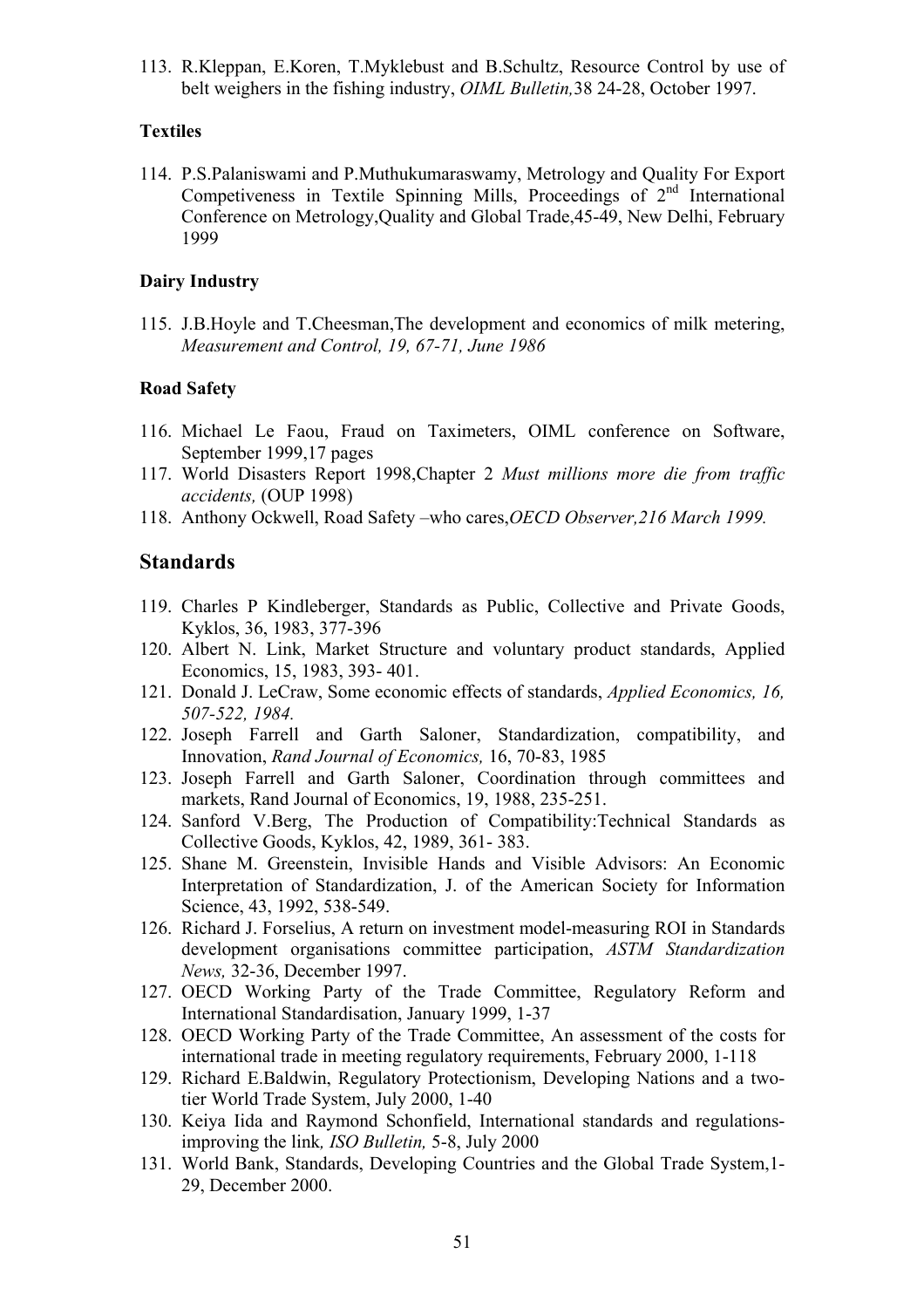113. R.Kleppan, E.Koren, T.Myklebust and B.Schultz, Resource Control by use of belt weighers in the fishing industry, *OIML Bulletin,*38 24-28, October 1997.

**Textiles**

114. P.S.Palaniswami and P.Muthukumaraswamy, Metrology and Quality For Export Competiveness in Textile Spinning Mills, Proceedings of 2nd International Conference on Metrology,Quality and Global Trade,45-49, New Delhi, February 1999

**Dairy Industry**

115. J.B.Hoyle and T.Cheesman,The development and economics of milk metering, *Measurement and Control, 19, 67-71, June 1986*

**Road Safety**

116. Michael Le Faou, Fraud on Taximeters, OIML conference on Software, September 1999,17 pages
117. World Disasters Report 1998,Chapter 2 *Must millions more die from traffic accidents,* (OUP 1998)
118. Anthony Ockwell, Road Safety –who cares,*OECD Observer,216 March 1999.*

## Standards

119. Charles P Kindleberger, Standards as Public, Collective and Private Goods, Kyklos, 36, 1983, 377-396
120. Albert N. Link, Market Structure and voluntary product standards, Applied Economics, 15, 1983, 393- 401.
121. Donald J. LeCraw, Some economic effects of standards, *Applied Economics, 16, 507-522, 1984.*
122. Joseph Farrell and Garth Saloner, Standardization, compatibility, and Innovation, *Rand Journal of Economics,* 16, 70-83, 1985
123. Joseph Farrell and Garth Saloner, Coordination through committees and markets, Rand Journal of Economics, 19, 1988, 235-251.
124. Sanford V.Berg, The Production of Compatibility:Technical Standards as Collective Goods, Kyklos, 42, 1989, 361- 383.
125. Shane M. Greenstein, Invisible Hands and Visible Advisors: An Economic Interpretation of Standardization, J. of the American Society for Information Science, 43, 1992, 538-549.
126. Richard J. Forselius, A return on investment model-measuring ROI in Standards development organisations committee participation, *ASTM Standardization News,* 32-36, December 1997.
127. OECD Working Party of the Trade Committee, Regulatory Reform and International Standardisation, January 1999, 1-37
128. OECD Working Party of the Trade Committee, An assessment of the costs for international trade in meeting regulatory requirements, February 2000, 1-118
129. Richard E.Baldwin, Regulatory Protectionism, Developing Nations and a two-tier World Trade System, July 2000, 1-40
130. Keiya Iida and Raymond Schonfield, International standards and regulations-improving the link*, ISO Bulletin,* 5-8, July 2000
131. World Bank, Standards, Developing Countries and the Global Trade System,1-29, December 2000.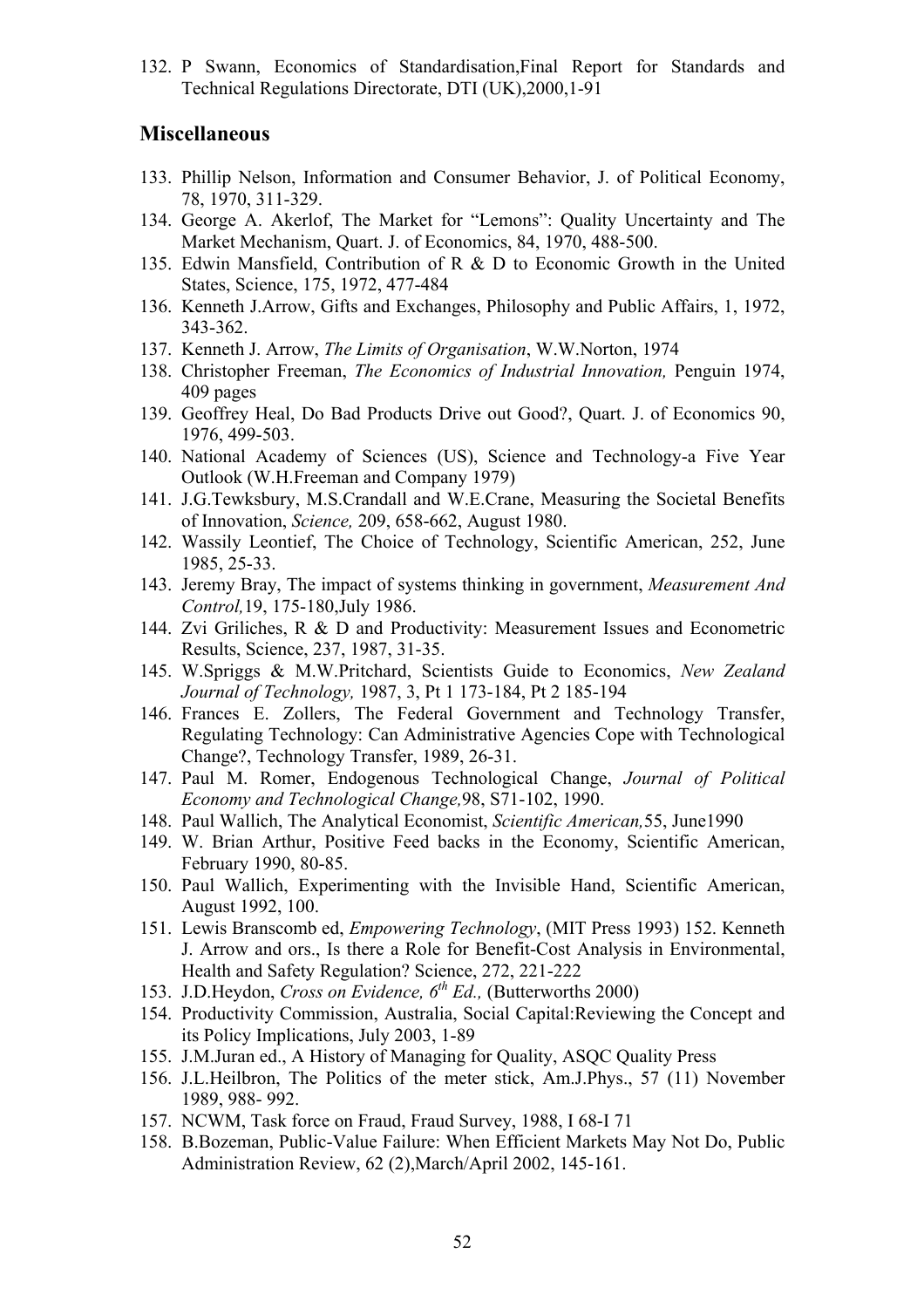132. P Swann, Economics of Standardisation,Final Report for Standards and Technical Regulations Directorate, DTI (UK),2000,1-91

## Miscellaneous

133. Phillip Nelson, Information and Consumer Behavior, J. of Political Economy, 78, 1970, 311-329.
134. George A. Akerlof, The Market for "Lemons": Quality Uncertainty and The Market Mechanism, Quart. J. of Economics, 84, 1970, 488-500.
135. Edwin Mansfield, Contribution of R & D to Economic Growth in the United States, Science, 175, 1972, 477-484
136. Kenneth J.Arrow, Gifts and Exchanges, Philosophy and Public Affairs, 1, 1972, 343-362.
137. Kenneth J. Arrow, *The Limits of Organisation*, W.W.Norton, 1974
138. Christopher Freeman, *The Economics of Industrial Innovation,* Penguin 1974, 409 pages
139. Geoffrey Heal, Do Bad Products Drive out Good?, Quart. J. of Economics 90, 1976, 499-503.
140. National Academy of Sciences (US), Science and Technology-a Five Year Outlook (W.H.Freeman and Company 1979)
141. J.G.Tewksbury, M.S.Crandall and W.E.Crane, Measuring the Societal Benefits of Innovation, *Science,* 209, 658-662, August 1980.
142. Wassily Leontief, The Choice of Technology, Scientific American, 252, June 1985, 25-33.
143. Jeremy Bray, The impact of systems thinking in government, *Measurement And Control,*19, 175-180,July 1986.
144. Zvi Griliches, R & D and Productivity: Measurement Issues and Econometric Results, Science, 237, 1987, 31-35.
145. W.Spriggs & M.W.Pritchard, Scientists Guide to Economics, *New Zealand Journal of Technology,* 1987, 3, Pt 1 173-184, Pt 2 185-194
146. Frances E. Zollers, The Federal Government and Technology Transfer, Regulating Technology: Can Administrative Agencies Cope with Technological Change?, Technology Transfer, 1989, 26-31.
147. Paul M. Romer, Endogenous Technological Change, *Journal of Political Economy and Technological Change,*98, S71-102, 1990.
148. Paul Wallich, The Analytical Economist, *Scientific American,*55, June1990
149. W. Brian Arthur, Positive Feed backs in the Economy, Scientific American, February 1990, 80-85.
150. Paul Wallich, Experimenting with the Invisible Hand, Scientific American, August 1992, 100.
151. Lewis Branscomb ed, *Empowering Technology*, (MIT Press 1993) 152. Kenneth J. Arrow and ors., Is there a Role for Benefit-Cost Analysis in Environmental, Health and Safety Regulation? Science, 272, 221-222
153. J.D.Heydon, *Cross on Evidence, 6th Ed.,* (Butterworths 2000)
154. Productivity Commission, Australia, Social Capital:Reviewing the Concept and its Policy Implications, July 2003, 1-89
155. J.M.Juran ed., A History of Managing for Quality, ASQC Quality Press
156. J.L.Heilbron, The Politics of the meter stick, Am.J.Phys., 57 (11) November 1989, 988- 992.
157. NCWM, Task force on Fraud, Fraud Survey, 1988, I 68-I 71
158. B.Bozeman, Public-Value Failure: When Efficient Markets May Not Do, Public Administration Review, 62 (2),March/April 2002, 145-161.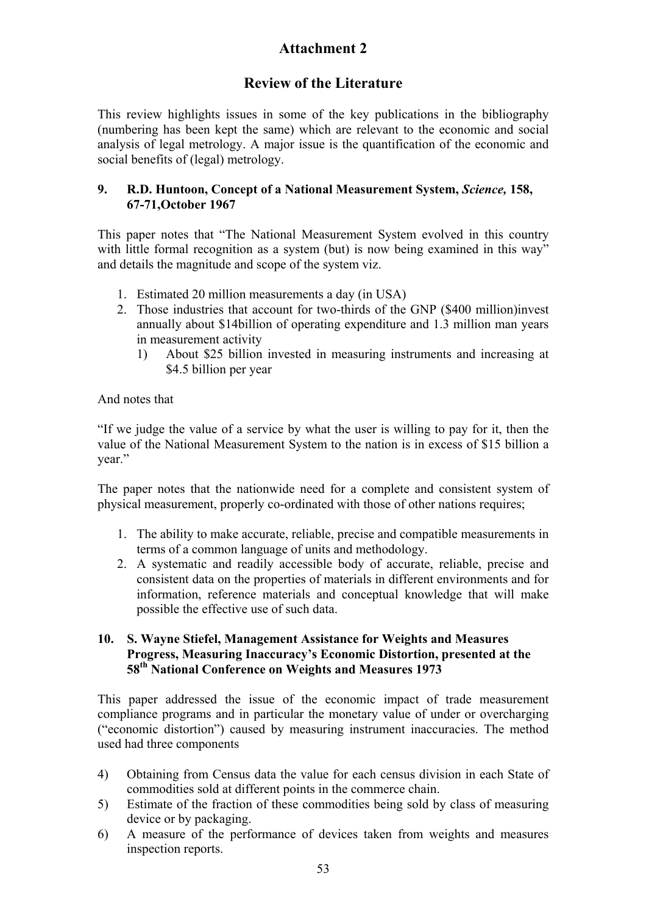# Attachment 2

## Review of the Literature

This review highlights issues in some of the key publications in the bibliography (numbering has been kept the same) which are relevant to the economic and social analysis of legal metrology. A major issue is the quantification of the economic and social benefits of (legal) metrology.

### 9. R.D. Huntoon, Concept of a National Measurement System, *Science,* 158, 67-71,October 1967

This paper notes that "The National Measurement System evolved in this country with little formal recognition as a system (but) is now being examined in this way" and details the magnitude and scope of the system viz.

1. Estimated 20 million measurements a day (in USA)
2. Those industries that account for two-thirds of the GNP ($400 million)invest annually about $14billion of operating expenditure and 1.3 million man years in measurement activity
   1) About $25 billion invested in measuring instruments and increasing at $4.5 billion per year

And notes that

"If we judge the value of a service by what the user is willing to pay for it, then the value of the National Measurement System to the nation is in excess of $15 billion a year."

The paper notes that the nationwide need for a complete and consistent system of physical measurement, properly co-ordinated with those of other nations requires;

1. The ability to make accurate, reliable, precise and compatible measurements in terms of a common language of units and methodology.
2. A systematic and readily accessible body of accurate, reliable, precise and consistent data on the properties of materials in different environments and for information, reference materials and conceptual knowledge that will make possible the effective use of such data.

### 10. S. Wayne Stiefel, Management Assistance for Weights and Measures Progress, Measuring Inaccuracy's Economic Distortion, presented at the 58th National Conference on Weights and Measures 1973

This paper addressed the issue of the economic impact of trade measurement compliance programs and in particular the monetary value of under or overcharging ("economic distortion") caused by measuring instrument inaccuracies. The method used had three components

4) Obtaining from Census data the value for each census division in each State of commodities sold at different points in the commerce chain.
5) Estimate of the fraction of these commodities being sold by class of measuring device or by packaging.
6) A measure of the performance of devices taken from weights and measures inspection reports.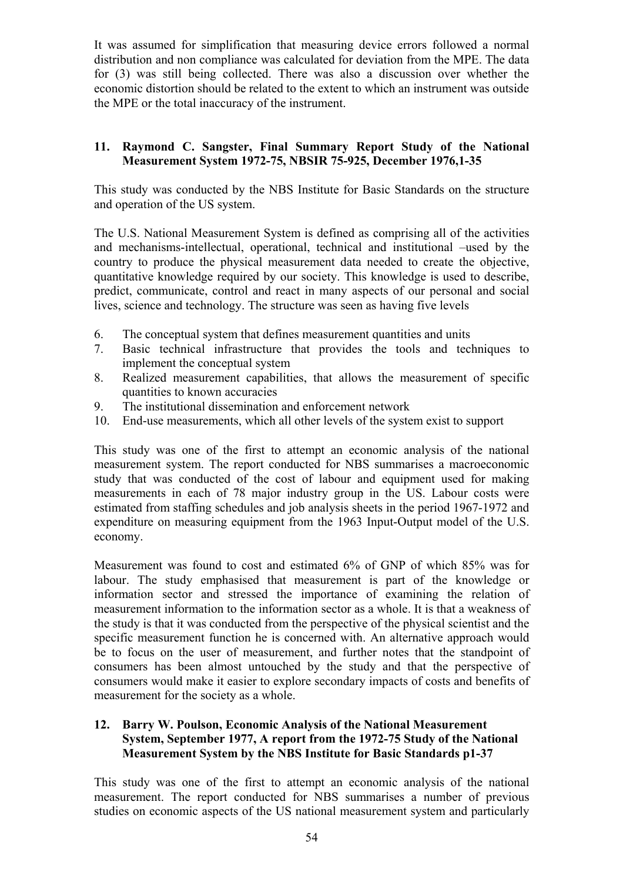It was assumed for simplification that measuring device errors followed a normal distribution and non compliance was calculated for deviation from the MPE. The data for (3) was still being collected. There was also a discussion over whether the economic distortion should be related to the extent to which an instrument was outside the MPE or the total inaccuracy of the instrument.

### 11. Raymond C. Sangster, Final Summary Report Study of the National Measurement System 1972-75, NBSIR 75-925, December 1976,1-35

This study was conducted by the NBS Institute for Basic Standards on the structure and operation of the US system.

The U.S. National Measurement System is defined as comprising all of the activities and mechanisms-intellectual, operational, technical and institutional –used by the country to produce the physical measurement data needed to create the objective, quantitative knowledge required by our society. This knowledge is used to describe, predict, communicate, control and react in many aspects of our personal and social lives, science and technology. The structure was seen as having five levels

6. The conceptual system that defines measurement quantities and units
7. Basic technical infrastructure that provides the tools and techniques to implement the conceptual system
8. Realized measurement capabilities, that allows the measurement of specific quantities to known accuracies
9. The institutional dissemination and enforcement network
10. End-use measurements, which all other levels of the system exist to support

This study was one of the first to attempt an economic analysis of the national measurement system. The report conducted for NBS summarises a macroeconomic study that was conducted of the cost of labour and equipment used for making measurements in each of 78 major industry group in the US. Labour costs were estimated from staffing schedules and job analysis sheets in the period 1967-1972 and expenditure on measuring equipment from the 1963 Input-Output model of the U.S. economy.

Measurement was found to cost and estimated 6% of GNP of which 85% was for labour. The study emphasised that measurement is part of the knowledge or information sector and stressed the importance of examining the relation of measurement information to the information sector as a whole. It is that a weakness of the study is that it was conducted from the perspective of the physical scientist and the specific measurement function he is concerned with. An alternative approach would be to focus on the user of measurement, and further notes that the standpoint of consumers has been almost untouched by the study and that the perspective of consumers would make it easier to explore secondary impacts of costs and benefits of measurement for the society as a whole.

### 12. Barry W. Poulson, Economic Analysis of the National Measurement System, September 1977, A report from the 1972-75 Study of the National Measurement System by the NBS Institute for Basic Standards p1-37

This study was one of the first to attempt an economic analysis of the national measurement. The report conducted for NBS summarises a number of previous studies on economic aspects of the US national measurement system and particularly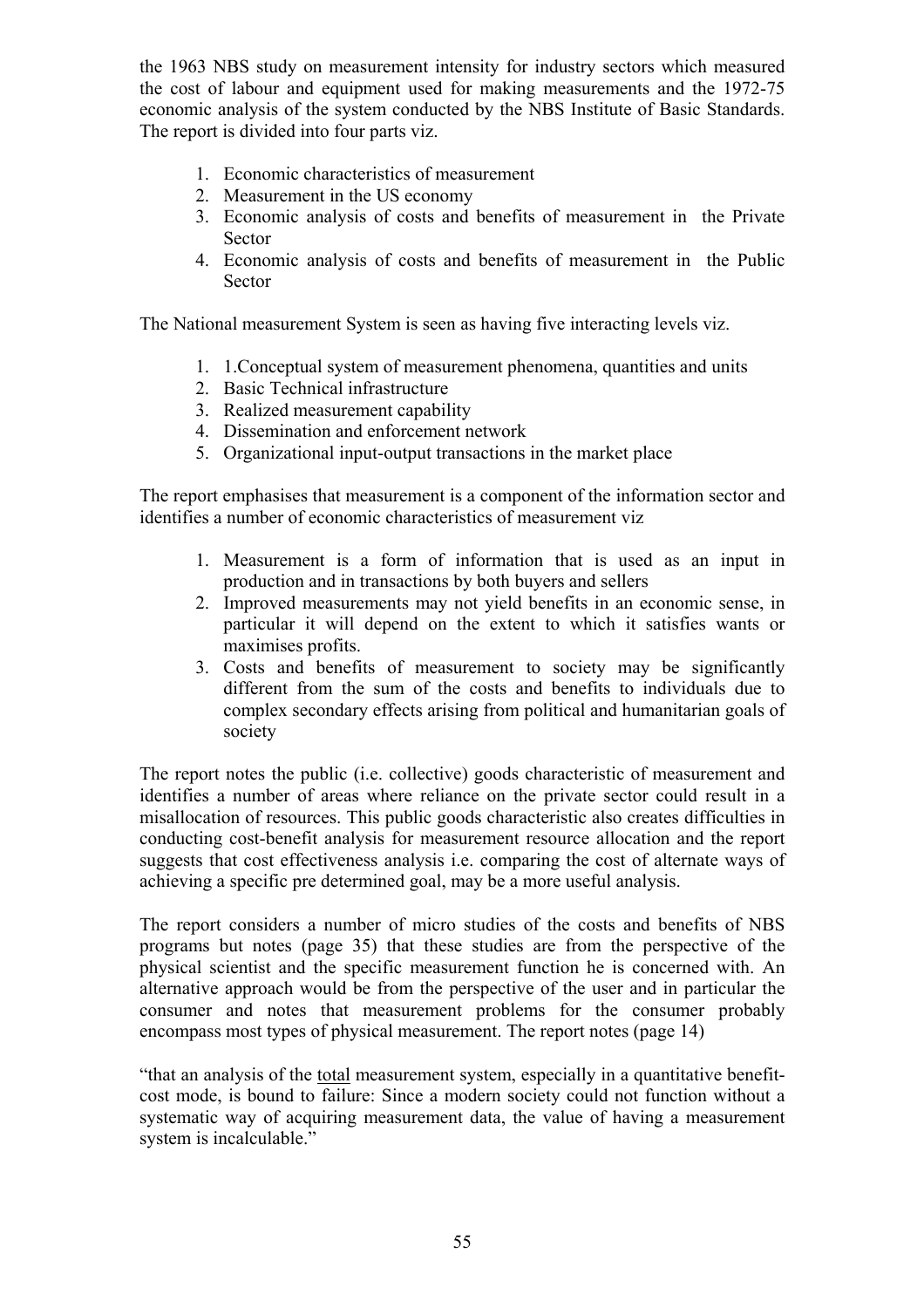the 1963 NBS study on measurement intensity for industry sectors which measured the cost of labour and equipment used for making measurements and the 1972-75 economic analysis of the system conducted by the NBS Institute of Basic Standards. The report is divided into four parts viz.

1. Economic characteristics of measurement
2. Measurement in the US economy
3. Economic analysis of costs and benefits of measurement in the Private Sector
4. Economic analysis of costs and benefits of measurement in the Public Sector

The National measurement System is seen as having five interacting levels viz.

1. 1.Conceptual system of measurement phenomena, quantities and units
2. Basic Technical infrastructure
3. Realized measurement capability
4. Dissemination and enforcement network
5. Organizational input-output transactions in the market place

The report emphasises that measurement is a component of the information sector and identifies a number of economic characteristics of measurement viz

1. Measurement is a form of information that is used as an input in production and in transactions by both buyers and sellers
2. Improved measurements may not yield benefits in an economic sense, in particular it will depend on the extent to which it satisfies wants or maximises profits.
3. Costs and benefits of measurement to society may be significantly different from the sum of the costs and benefits to individuals due to complex secondary effects arising from political and humanitarian goals of society

The report notes the public (i.e. collective) goods characteristic of measurement and identifies a number of areas where reliance on the private sector could result in a misallocation of resources. This public goods characteristic also creates difficulties in conducting cost-benefit analysis for measurement resource allocation and the report suggests that cost effectiveness analysis i.e. comparing the cost of alternate ways of achieving a specific pre determined goal, may be a more useful analysis.

The report considers a number of micro studies of the costs and benefits of NBS programs but notes (page 35) that these studies are from the perspective of the physical scientist and the specific measurement function he is concerned with. An alternative approach would be from the perspective of the user and in particular the consumer and notes that measurement problems for the consumer probably encompass most types of physical measurement. The report notes (page 14)

"that an analysis of the <u>total</u> measurement system, especially in a quantitative benefit-cost mode, is bound to failure: Since a modern society could not function without a systematic way of acquiring measurement data, the value of having a measurement system is incalculable."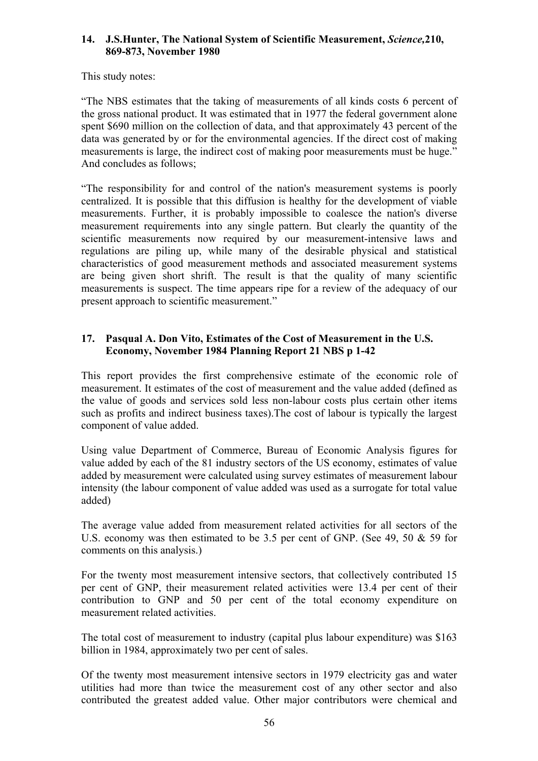**14. J.S.Hunter, The National System of Scientific Measurement, *Science*,210, 869-873, November 1980**

This study notes:

"The NBS estimates that the taking of measurements of all kinds costs 6 percent of the gross national product. It was estimated that in 1977 the federal government alone spent $690 million on the collection of data, and that approximately 43 percent of the data was generated by or for the environmental agencies. If the direct cost of making measurements is large, the indirect cost of making poor measurements must be huge." And concludes as follows;

"The responsibility for and control of the nation's measurement systems is poorly centralized. It is possible that this diffusion is healthy for the development of viable measurements. Further, it is probably impossible to coalesce the nation's diverse measurement requirements into any single pattern. But clearly the quantity of the scientific measurements now required by our measurement-intensive laws and regulations are piling up, while many of the desirable physical and statistical characteristics of good measurement methods and associated measurement systems are being given short shrift. The result is that the quality of many scientific measurements is suspect. The time appears ripe for a review of the adequacy of our present approach to scientific measurement."

**17. Pasqual A. Don Vito, Estimates of the Cost of Measurement in the U.S. Economy, November 1984 Planning Report 21 NBS p 1-42**

This report provides the first comprehensive estimate of the economic role of measurement. It estimates of the cost of measurement and the value added (defined as the value of goods and services sold less non-labour costs plus certain other items such as profits and indirect business taxes).The cost of labour is typically the largest component of value added.

Using value Department of Commerce, Bureau of Economic Analysis figures for value added by each of the 81 industry sectors of the US economy, estimates of value added by measurement were calculated using survey estimates of measurement labour intensity (the labour component of value added was used as a surrogate for total value added)

The average value added from measurement related activities for all sectors of the U.S. economy was then estimated to be 3.5 per cent of GNP. (See 49, 50 & 59 for comments on this analysis.)

For the twenty most measurement intensive sectors, that collectively contributed 15 per cent of GNP, their measurement related activities were 13.4 per cent of their contribution to GNP and 50 per cent of the total economy expenditure on measurement related activities.

The total cost of measurement to industry (capital plus labour expenditure) was $163 billion in 1984, approximately two per cent of sales.

Of the twenty most measurement intensive sectors in 1979 electricity gas and water utilities had more than twice the measurement cost of any other sector and also contributed the greatest added value. Other major contributors were chemical and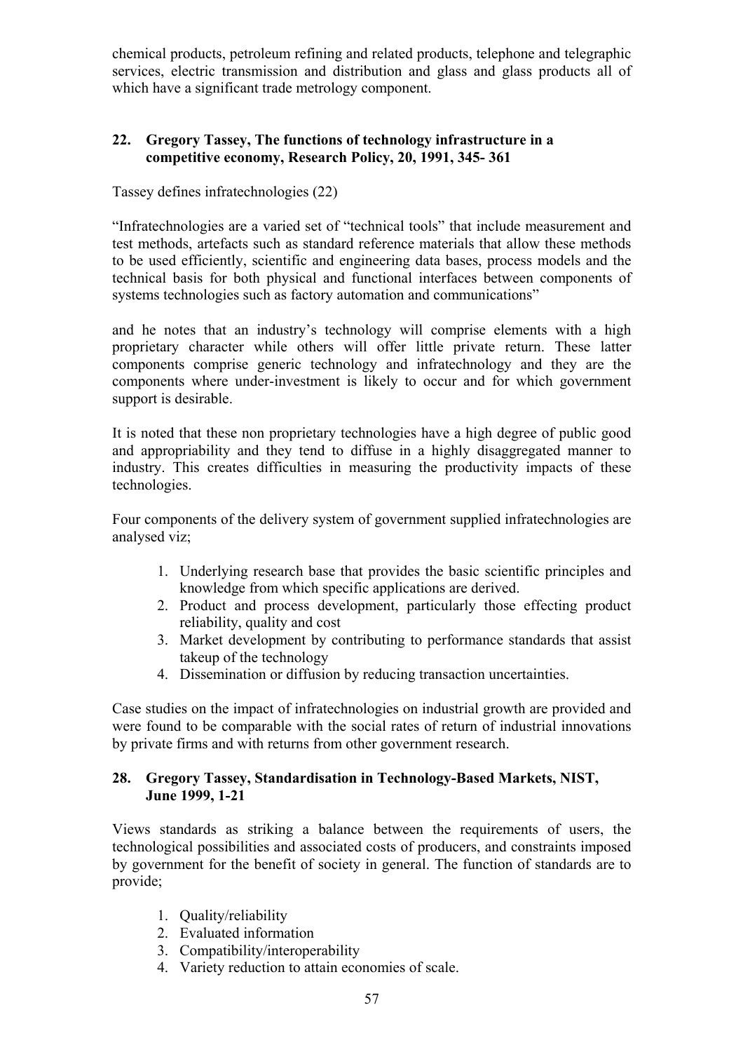chemical products, petroleum refining and related products, telephone and telegraphic services, electric transmission and distribution and glass and glass products all of which have a significant trade metrology component.

### 22. Gregory Tassey, The functions of technology infrastructure in a competitive economy, Research Policy, 20, 1991, 345- 361

Tassey defines infratechnologies (22)

"Infratechnologies are a varied set of "technical tools" that include measurement and test methods, artefacts such as standard reference materials that allow these methods to be used efficiently, scientific and engineering data bases, process models and the technical basis for both physical and functional interfaces between components of systems technologies such as factory automation and communications"

and he notes that an industry's technology will comprise elements with a high proprietary character while others will offer little private return. These latter components comprise generic technology and infratechnology and they are the components where under-investment is likely to occur and for which government support is desirable.

It is noted that these non proprietary technologies have a high degree of public good and appropriability and they tend to diffuse in a highly disaggregated manner to industry. This creates difficulties in measuring the productivity impacts of these technologies.

Four components of the delivery system of government supplied infratechnologies are analysed viz;

1. Underlying research base that provides the basic scientific principles and knowledge from which specific applications are derived.
2. Product and process development, particularly those effecting product reliability, quality and cost
3. Market development by contributing to performance standards that assist takeup of the technology
4. Dissemination or diffusion by reducing transaction uncertainties.

Case studies on the impact of infratechnologies on industrial growth are provided and were found to be comparable with the social rates of return of industrial innovations by private firms and with returns from other government research.

### 28. Gregory Tassey, Standardisation in Technology-Based Markets, NIST, June 1999, 1-21

Views standards as striking a balance between the requirements of users, the technological possibilities and associated costs of producers, and constraints imposed by government for the benefit of society in general. The function of standards are to provide;

1. Quality/reliability
2. Evaluated information
3. Compatibility/interoperability
4. Variety reduction to attain economies of scale.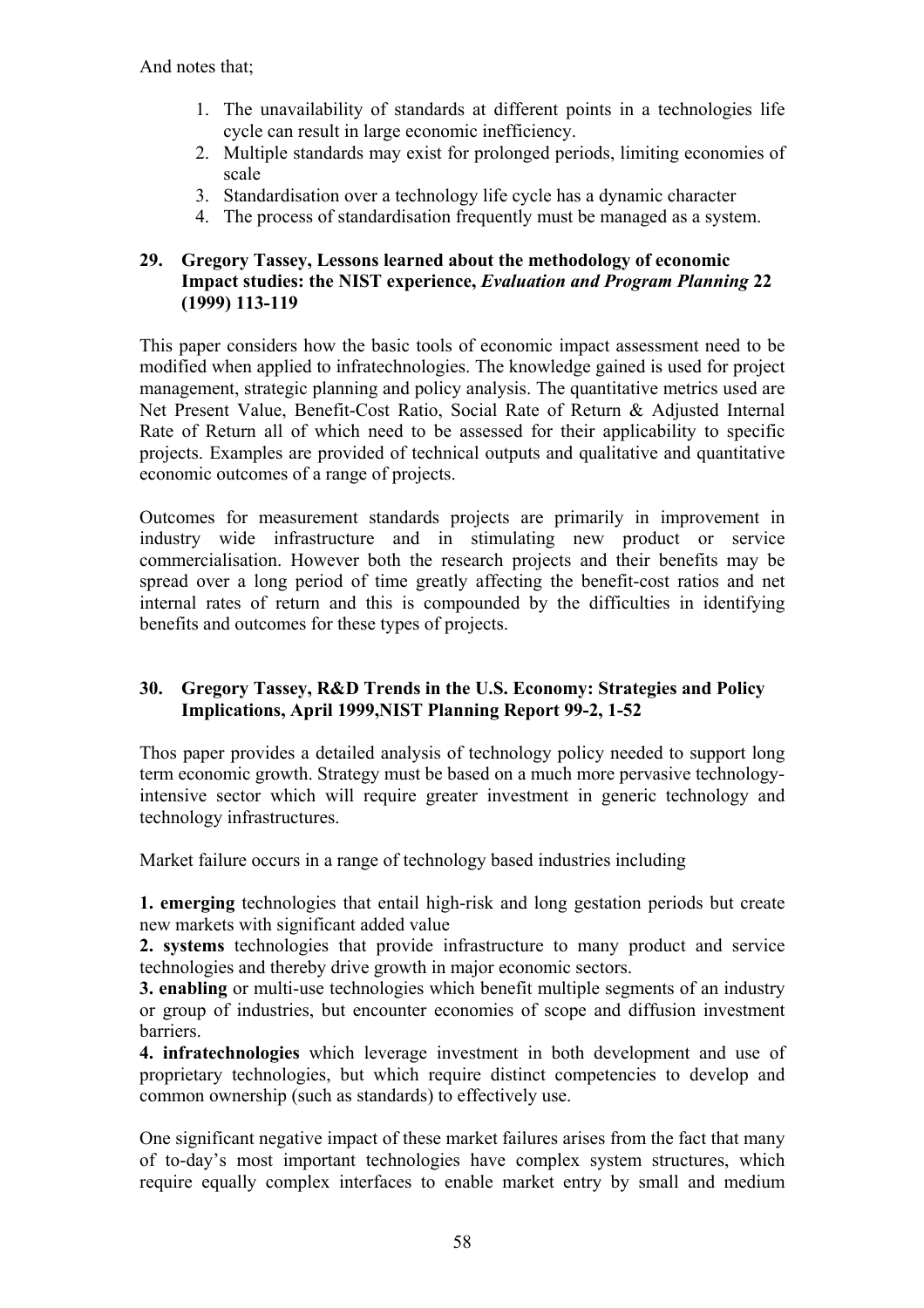And notes that;

1. The unavailability of standards at different points in a technologies life cycle can result in large economic inefficiency.
2. Multiple standards may exist for prolonged periods, limiting economies of scale
3. Standardisation over a technology life cycle has a dynamic character
4. The process of standardisation frequently must be managed as a system.

### 29. Gregory Tassey, Lessons learned about the methodology of economic Impact studies: the NIST experience, *Evaluation and Program Planning* 22 (1999) 113-119

This paper considers how the basic tools of economic impact assessment need to be modified when applied to infratechnologies. The knowledge gained is used for project management, strategic planning and policy analysis. The quantitative metrics used are Net Present Value, Benefit-Cost Ratio, Social Rate of Return & Adjusted Internal Rate of Return all of which need to be assessed for their applicability to specific projects. Examples are provided of technical outputs and qualitative and quantitative economic outcomes of a range of projects.

Outcomes for measurement standards projects are primarily in improvement in industry wide infrastructure and in stimulating new product or service commercialisation. However both the research projects and their benefits may be spread over a long period of time greatly affecting the benefit-cost ratios and net internal rates of return and this is compounded by the difficulties in identifying benefits and outcomes for these types of projects.

### 30. Gregory Tassey, R&D Trends in the U.S. Economy: Strategies and Policy Implications, April 1999,NIST Planning Report 99-2, 1-52

Thos paper provides a detailed analysis of technology policy needed to support long term economic growth. Strategy must be based on a much more pervasive technology-intensive sector which will require greater investment in generic technology and technology infrastructures.

Market failure occurs in a range of technology based industries including

**1. emerging** technologies that entail high-risk and long gestation periods but create new markets with significant added value
**2. systems** technologies that provide infrastructure to many product and service technologies and thereby drive growth in major economic sectors.
**3. enabling** or multi-use technologies which benefit multiple segments of an industry or group of industries, but encounter economies of scope and diffusion investment barriers.
**4. infratechnologies** which leverage investment in both development and use of proprietary technologies, but which require distinct competencies to develop and common ownership (such as standards) to effectively use.

One significant negative impact of these market failures arises from the fact that many of to-day's most important technologies have complex system structures, which require equally complex interfaces to enable market entry by small and medium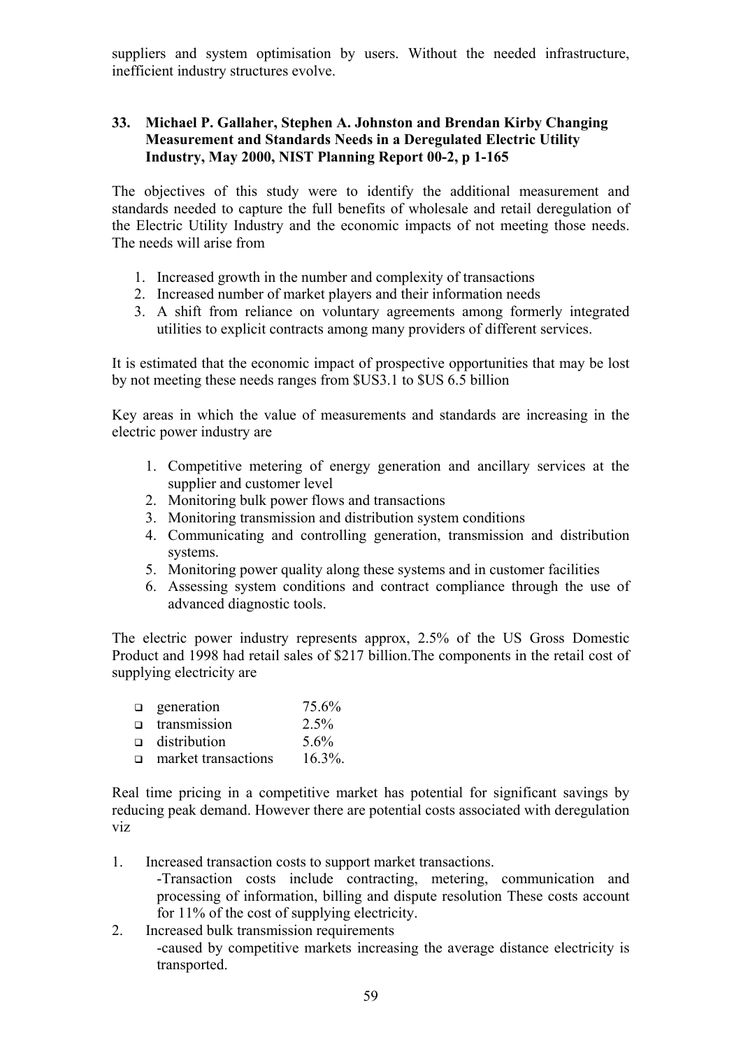suppliers and system optimisation by users. Without the needed infrastructure, inefficient industry structures evolve.

### 33. Michael P. Gallaher, Stephen A. Johnston and Brendan Kirby Changing Measurement and Standards Needs in a Deregulated Electric Utility Industry, May 2000, NIST Planning Report 00-2, p 1-165

The objectives of this study were to identify the additional measurement and standards needed to capture the full benefits of wholesale and retail deregulation of the Electric Utility Industry and the economic impacts of not meeting those needs. The needs will arise from

1. Increased growth in the number and complexity of transactions
2. Increased number of market players and their information needs
3. A shift from reliance on voluntary agreements among formerly integrated utilities to explicit contracts among many providers of different services.

It is estimated that the economic impact of prospective opportunities that may be lost by not meeting these needs ranges from $US3.1 to $US 6.5 billion

Key areas in which the value of measurements and standards are increasing in the electric power industry are

1. Competitive metering of energy generation and ancillary services at the supplier and customer level
2. Monitoring bulk power flows and transactions
3. Monitoring transmission and distribution system conditions
4. Communicating and controlling generation, transmission and distribution systems.
5. Monitoring power quality along these systems and in customer facilities
6. Assessing system conditions and contract compliance through the use of advanced diagnostic tools.

The electric power industry represents approx, 2.5% of the US Gross Domestic Product and 1998 had retail sales of $217 billion.The components in the retail cost of supplying electricity are

- generation 75.6%
- transmission 2.5%
- distribution 5.6%
- market transactions 16.3%.

Real time pricing in a competitive market has potential for significant savings by reducing peak demand. However there are potential costs associated with deregulation viz

1. Increased transaction costs to support market transactions.
   -Transaction costs include contracting, metering, communication and processing of information, billing and dispute resolution These costs account for 11% of the cost of supplying electricity.
2. Increased bulk transmission requirements
   -caused by competitive markets increasing the average distance electricity is transported.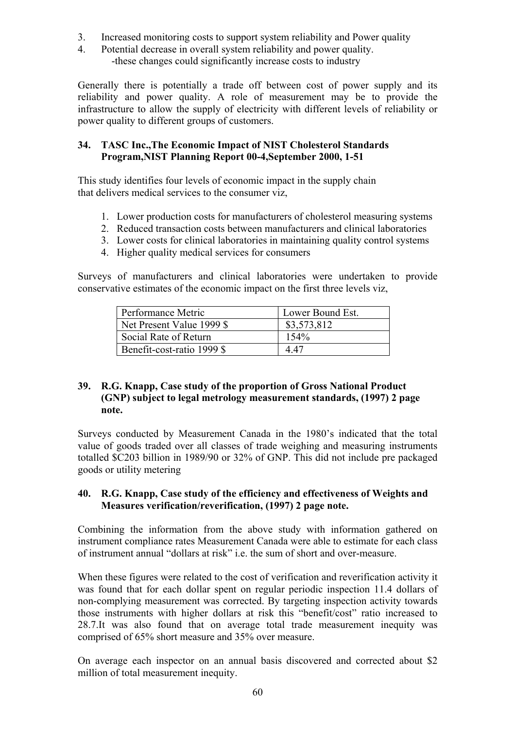3. Increased monitoring costs to support system reliability and Power quality
4. Potential decrease in overall system reliability and power quality.
   -these changes could significantly increase costs to industry

Generally there is potentially a trade off between cost of power supply and its reliability and power quality. A role of measurement may be to provide the infrastructure to allow the supply of electricity with different levels of reliability or power quality to different groups of customers.

### 34. TASC Inc.,The Economic Impact of NIST Cholesterol Standards Program,NIST Planning Report 00-4,September 2000, 1-51

This study identifies four levels of economic impact in the supply chain that delivers medical services to the consumer viz,

1. Lower production costs for manufacturers of cholesterol measuring systems
2. Reduced transaction costs between manufacturers and clinical laboratories
3. Lower costs for clinical laboratories in maintaining quality control systems
4. Higher quality medical services for consumers

Surveys of manufacturers and clinical laboratories were undertaken to provide conservative estimates of the economic impact on the first three levels viz,

| Performance Metric | Lower Bound Est. |
|---|---|
| Net Present Value 1999 $ | $3,573,812 |
| Social Rate of Return | 154% |
| Benefit-cost-ratio 1999 $ | 4.47 |

### 39. R.G. Knapp, Case study of the proportion of Gross National Product (GNP) subject to legal metrology measurement standards, (1997) 2 page note.

Surveys conducted by Measurement Canada in the 1980's indicated that the total value of goods traded over all classes of trade weighing and measuring instruments totalled $C203 billion in 1989/90 or 32% of GNP. This did not include pre packaged goods or utility metering

### 40. R.G. Knapp, Case study of the efficiency and effectiveness of Weights and Measures verification/reverification, (1997) 2 page note.

Combining the information from the above study with information gathered on instrument compliance rates Measurement Canada were able to estimate for each class of instrument annual "dollars at risk" i.e. the sum of short and over-measure.

When these figures were related to the cost of verification and reverification activity it was found that for each dollar spent on regular periodic inspection 11.4 dollars of non-complying measurement was corrected. By targeting inspection activity towards those instruments with higher dollars at risk this "benefit/cost" ratio increased to 28.7.It was also found that on average total trade measurement inequity was comprised of 65% short measure and 35% over measure.

On average each inspector on an annual basis discovered and corrected about $2 million of total measurement inequity.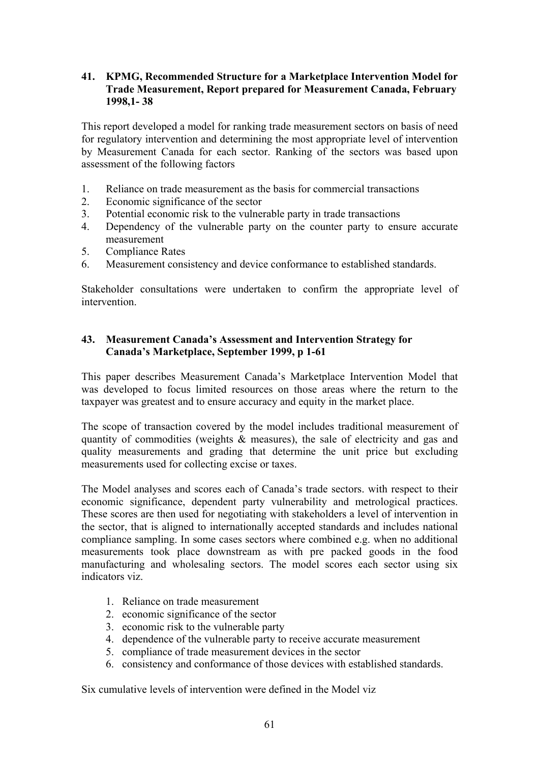**41. KPMG, Recommended Structure for a Marketplace Intervention Model for Trade Measurement, Report prepared for Measurement Canada, February 1998,1- 38**

This report developed a model for ranking trade measurement sectors on basis of need for regulatory intervention and determining the most appropriate level of intervention by Measurement Canada for each sector. Ranking of the sectors was based upon assessment of the following factors

1. Reliance on trade measurement as the basis for commercial transactions
2. Economic significance of the sector
3. Potential economic risk to the vulnerable party in trade transactions
4. Dependency of the vulnerable party on the counter party to ensure accurate measurement
5. Compliance Rates
6. Measurement consistency and device conformance to established standards.

Stakeholder consultations were undertaken to confirm the appropriate level of intervention.

**43. Measurement Canada's Assessment and Intervention Strategy for Canada's Marketplace, September 1999, p 1-61**

This paper describes Measurement Canada's Marketplace Intervention Model that was developed to focus limited resources on those areas where the return to the taxpayer was greatest and to ensure accuracy and equity in the market place.

The scope of transaction covered by the model includes traditional measurement of quantity of commodities (weights & measures), the sale of electricity and gas and quality measurements and grading that determine the unit price but excluding measurements used for collecting excise or taxes.

The Model analyses and scores each of Canada's trade sectors. with respect to their economic significance, dependent party vulnerability and metrological practices. These scores are then used for negotiating with stakeholders a level of intervention in the sector, that is aligned to internationally accepted standards and includes national compliance sampling. In some cases sectors where combined e.g. when no additional measurements took place downstream as with pre packed goods in the food manufacturing and wholesaling sectors. The model scores each sector using six indicators viz.

1. Reliance on trade measurement
2. economic significance of the sector
3. economic risk to the vulnerable party
4. dependence of the vulnerable party to receive accurate measurement
5. compliance of trade measurement devices in the sector
6. consistency and conformance of those devices with established standards.

Six cumulative levels of intervention were defined in the Model viz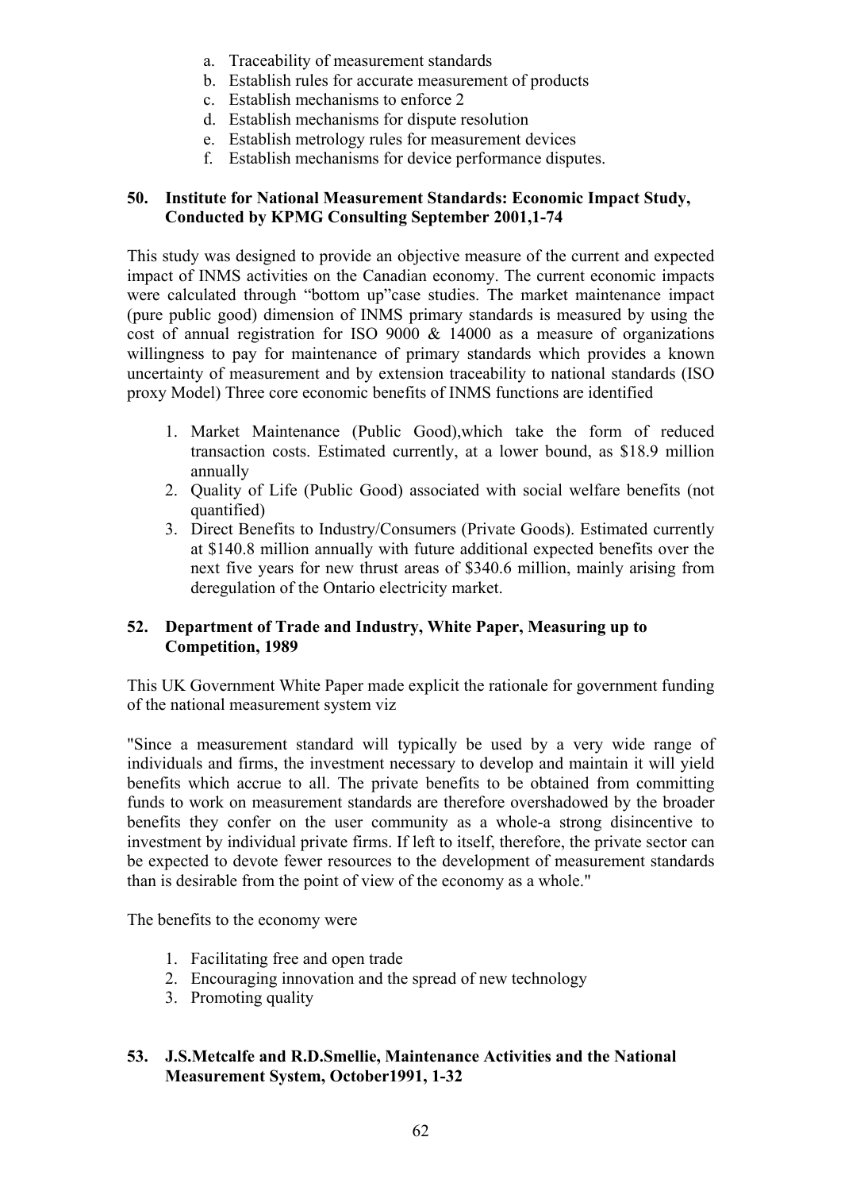a. Traceability of measurement standards
b. Establish rules for accurate measurement of products
c. Establish mechanisms to enforce 2
d. Establish mechanisms for dispute resolution
e. Establish metrology rules for measurement devices
f. Establish mechanisms for device performance disputes.

**50. Institute for National Measurement Standards: Economic Impact Study, Conducted by KPMG Consulting September 2001,1-74**

This study was designed to provide an objective measure of the current and expected impact of INMS activities on the Canadian economy. The current economic impacts were calculated through "bottom up"case studies. The market maintenance impact (pure public good) dimension of INMS primary standards is measured by using the cost of annual registration for ISO 9000 & 14000 as a measure of organizations willingness to pay for maintenance of primary standards which provides a known uncertainty of measurement and by extension traceability to national standards (ISO proxy Model) Three core economic benefits of INMS functions are identified

1. Market Maintenance (Public Good),which take the form of reduced transaction costs. Estimated currently, at a lower bound, as $18.9 million annually
2. Quality of Life (Public Good) associated with social welfare benefits (not quantified)
3. Direct Benefits to Industry/Consumers (Private Goods). Estimated currently at $140.8 million annually with future additional expected benefits over the next five years for new thrust areas of $340.6 million, mainly arising from deregulation of the Ontario electricity market.

**52. Department of Trade and Industry, White Paper, Measuring up to Competition, 1989**

This UK Government White Paper made explicit the rationale for government funding of the national measurement system viz

"Since a measurement standard will typically be used by a very wide range of individuals and firms, the investment necessary to develop and maintain it will yield benefits which accrue to all. The private benefits to be obtained from committing funds to work on measurement standards are therefore overshadowed by the broader benefits they confer on the user community as a whole-a strong disincentive to investment by individual private firms. If left to itself, therefore, the private sector can be expected to devote fewer resources to the development of measurement standards than is desirable from the point of view of the economy as a whole."

The benefits to the economy were

1. Facilitating free and open trade
2. Encouraging innovation and the spread of new technology
3. Promoting quality

**53. J.S.Metcalfe and R.D.Smellie, Maintenance Activities and the National Measurement System, October1991, 1-32**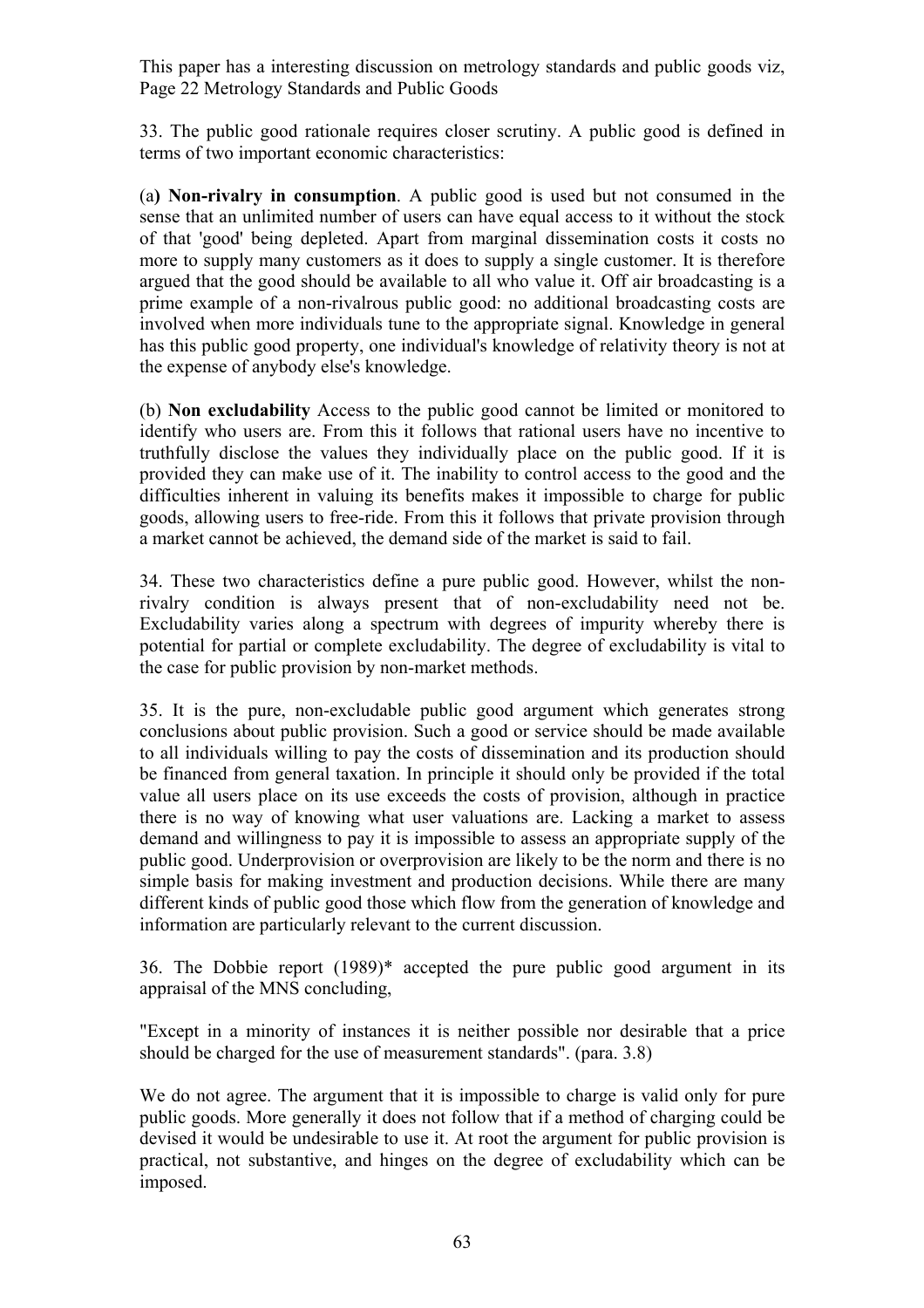This paper has a interesting discussion on metrology standards and public goods viz, Page 22 Metrology Standards and Public Goods

33. The public good rationale requires closer scrutiny. A public good is defined in terms of two important economic characteristics:

(a**) Non-rivalry in consumption**. A public good is used but not consumed in the sense that an unlimited number of users can have equal access to it without the stock of that 'good' being depleted. Apart from marginal dissemination costs it costs no more to supply many customers as it does to supply a single customer. It is therefore argued that the good should be available to all who value it. Off air broadcasting is a prime example of a non-rivalrous public good: no additional broadcasting costs are involved when more individuals tune to the appropriate signal. Knowledge in general has this public good property, one individual's knowledge of relativity theory is not at the expense of anybody else's knowledge.

(b) **Non excludability** Access to the public good cannot be limited or monitored to identify who users are. From this it follows that rational users have no incentive to truthfully disclose the values they individually place on the public good. If it is provided they can make use of it. The inability to control access to the good and the difficulties inherent in valuing its benefits makes it impossible to charge for public goods, allowing users to free-ride. From this it follows that private provision through a market cannot be achieved, the demand side of the market is said to fail.

34. These two characteristics define a pure public good. However, whilst the non-rivalry condition is always present that of non-excludability need not be. Excludability varies along a spectrum with degrees of impurity whereby there is potential for partial or complete excludability. The degree of excludability is vital to the case for public provision by non-market methods.

35. It is the pure, non-excludable public good argument which generates strong conclusions about public provision. Such a good or service should be made available to all individuals willing to pay the costs of dissemination and its production should be financed from general taxation. In principle it should only be provided if the total value all users place on its use exceeds the costs of provision, although in practice there is no way of knowing what user valuations are. Lacking a market to assess demand and willingness to pay it is impossible to assess an appropriate supply of the public good. Underprovision or overprovision are likely to be the norm and there is no simple basis for making investment and production decisions. While there are many different kinds of public good those which flow from the generation of knowledge and information are particularly relevant to the current discussion.

36. The Dobbie report (1989)* accepted the pure public good argument in its appraisal of the MNS concluding,

"Except in a minority of instances it is neither possible nor desirable that a price should be charged for the use of measurement standards". (para. 3.8)

We do not agree. The argument that it is impossible to charge is valid only for pure public goods. More generally it does not follow that if a method of charging could be devised it would be undesirable to use it. At root the argument for public provision is practical, not substantive, and hinges on the degree of excludability which can be imposed.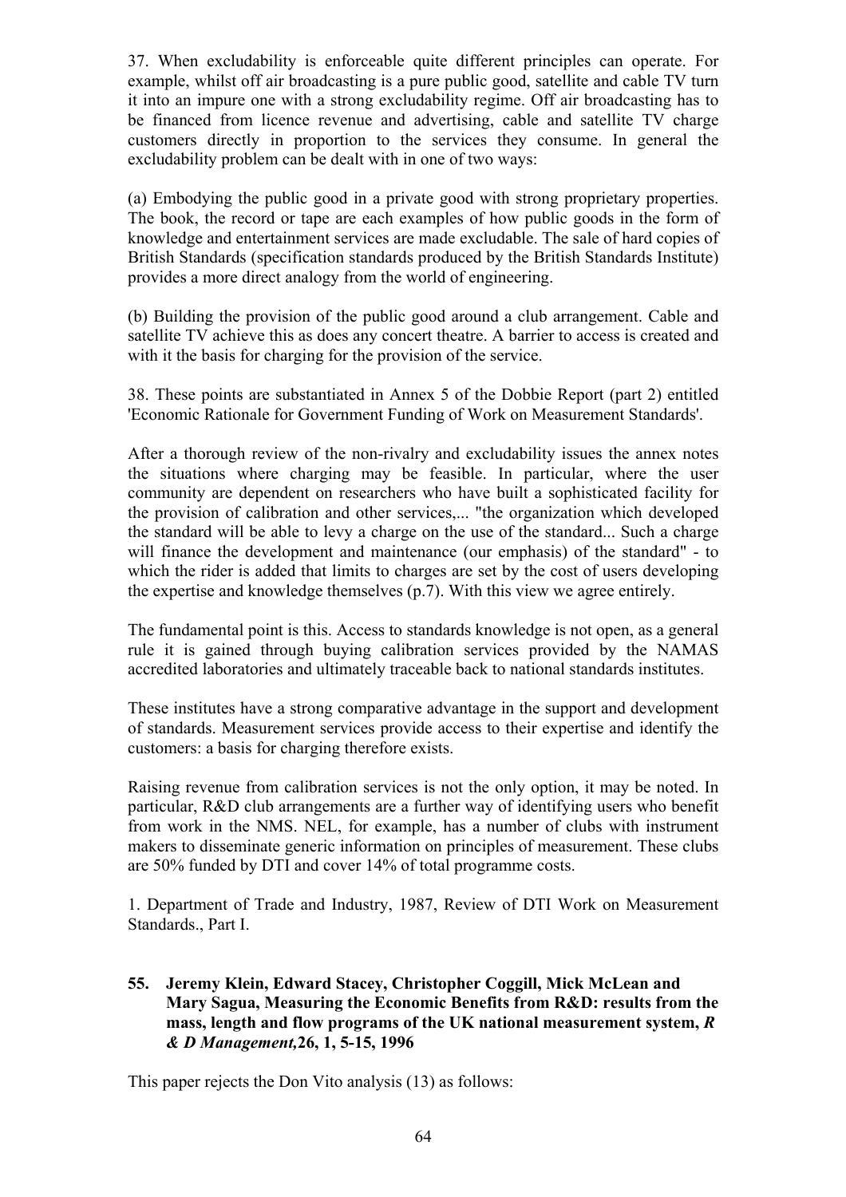37. When excludability is enforceable quite different principles can operate. For example, whilst off air broadcasting is a pure public good, satellite and cable TV turn it into an impure one with a strong excludability regime. Off air broadcasting has to be financed from licence revenue and advertising, cable and satellite TV charge customers directly in proportion to the services they consume. In general the excludability problem can be dealt with in one of two ways:

(a) Embodying the public good in a private good with strong proprietary properties. The book, the record or tape are each examples of how public goods in the form of knowledge and entertainment services are made excludable. The sale of hard copies of British Standards (specification standards produced by the British Standards Institute) provides a more direct analogy from the world of engineering.

(b) Building the provision of the public good around a club arrangement. Cable and satellite TV achieve this as does any concert theatre. A barrier to access is created and with it the basis for charging for the provision of the service.

38. These points are substantiated in Annex 5 of the Dobbie Report (part 2) entitled 'Economic Rationale for Government Funding of Work on Measurement Standards'.

After a thorough review of the non-rivalry and excludability issues the annex notes the situations where charging may be feasible. In particular, where the user community are dependent on researchers who have built a sophisticated facility for the provision of calibration and other services,... "the organization which developed the standard will be able to levy a charge on the use of the standard... Such a charge will finance the development and maintenance (our emphasis) of the standard" - to which the rider is added that limits to charges are set by the cost of users developing the expertise and knowledge themselves (p.7). With this view we agree entirely.

The fundamental point is this. Access to standards knowledge is not open, as a general rule it is gained through buying calibration services provided by the NAMAS accredited laboratories and ultimately traceable back to national standards institutes.

These institutes have a strong comparative advantage in the support and development of standards. Measurement services provide access to their expertise and identify the customers: a basis for charging therefore exists.

Raising revenue from calibration services is not the only option, it may be noted. In particular, R&D club arrangements are a further way of identifying users who benefit from work in the NMS. NEL, for example, has a number of clubs with instrument makers to disseminate generic information on principles of measurement. These clubs are 50% funded by DTI and cover 14% of total programme costs.

1. Department of Trade and Industry, 1987, Review of DTI Work on Measurement Standards., Part I.

**55. Jeremy Klein, Edward Stacey, Christopher Coggill, Mick McLean and Mary Sagua, Measuring the Economic Benefits from R&D: results from the mass, length and flow programs of the UK national measurement system, *R & D Management*, 26, 1, 5-15, 1996**

This paper rejects the Don Vito analysis (13) as follows: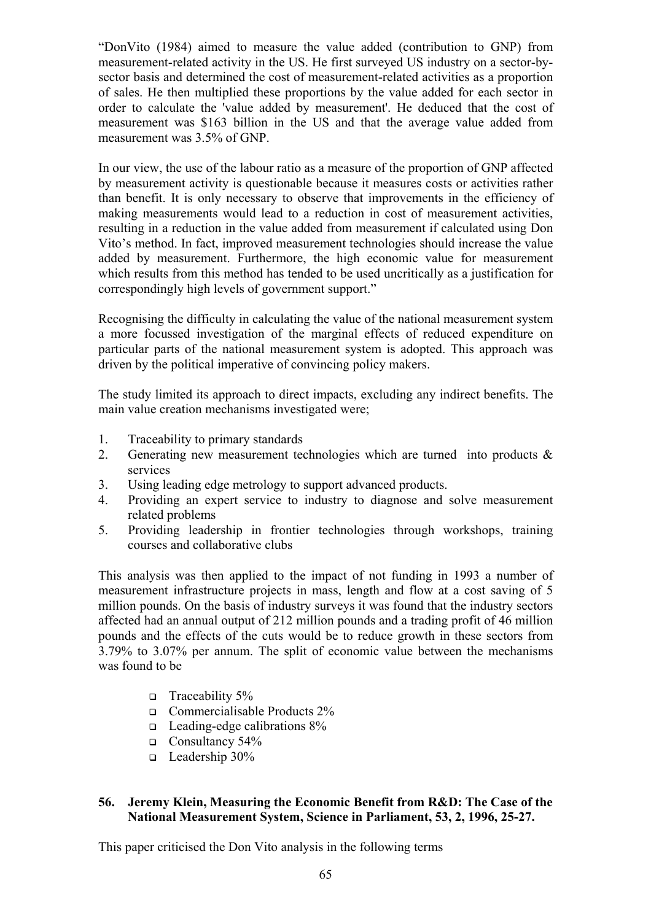"DonVito (1984) aimed to measure the value added (contribution to GNP) from measurement-related activity in the US. He first surveyed US industry on a sector-by-sector basis and determined the cost of measurement-related activities as a proportion of sales. He then multiplied these proportions by the value added for each sector in order to calculate the 'value added by measurement'. He deduced that the cost of measurement was $163 billion in the US and that the average value added from measurement was 3.5% of GNP.

In our view, the use of the labour ratio as a measure of the proportion of GNP affected by measurement activity is questionable because it measures costs or activities rather than benefit. It is only necessary to observe that improvements in the efficiency of making measurements would lead to a reduction in cost of measurement activities, resulting in a reduction in the value added from measurement if calculated using Don Vito's method. In fact, improved measurement technologies should increase the value added by measurement. Furthermore, the high economic value for measurement which results from this method has tended to be used uncritically as a justification for correspondingly high levels of government support."

Recognising the difficulty in calculating the value of the national measurement system a more focussed investigation of the marginal effects of reduced expenditure on particular parts of the national measurement system is adopted. This approach was driven by the political imperative of convincing policy makers.

The study limited its approach to direct impacts, excluding any indirect benefits. The main value creation mechanisms investigated were;

1. Traceability to primary standards
2. Generating new measurement technologies which are turned into products & services
3. Using leading edge metrology to support advanced products.
4. Providing an expert service to industry to diagnose and solve measurement related problems
5. Providing leadership in frontier technologies through workshops, training courses and collaborative clubs

This analysis was then applied to the impact of not funding in 1993 a number of measurement infrastructure projects in mass, length and flow at a cost saving of 5 million pounds. On the basis of industry surveys it was found that the industry sectors affected had an annual output of 212 million pounds and a trading profit of 46 million pounds and the effects of the cuts would be to reduce growth in these sectors from 3.79% to 3.07% per annum. The split of economic value between the mechanisms was found to be

- Traceability 5%
- Commercialisable Products 2%
- Leading-edge calibrations 8%
- Consultancy 54%
- Leadership 30%

### 56. Jeremy Klein, Measuring the Economic Benefit from R&D: The Case of the National Measurement System, Science in Parliament, 53, 2, 1996, 25-27.

This paper criticised the Don Vito analysis in the following terms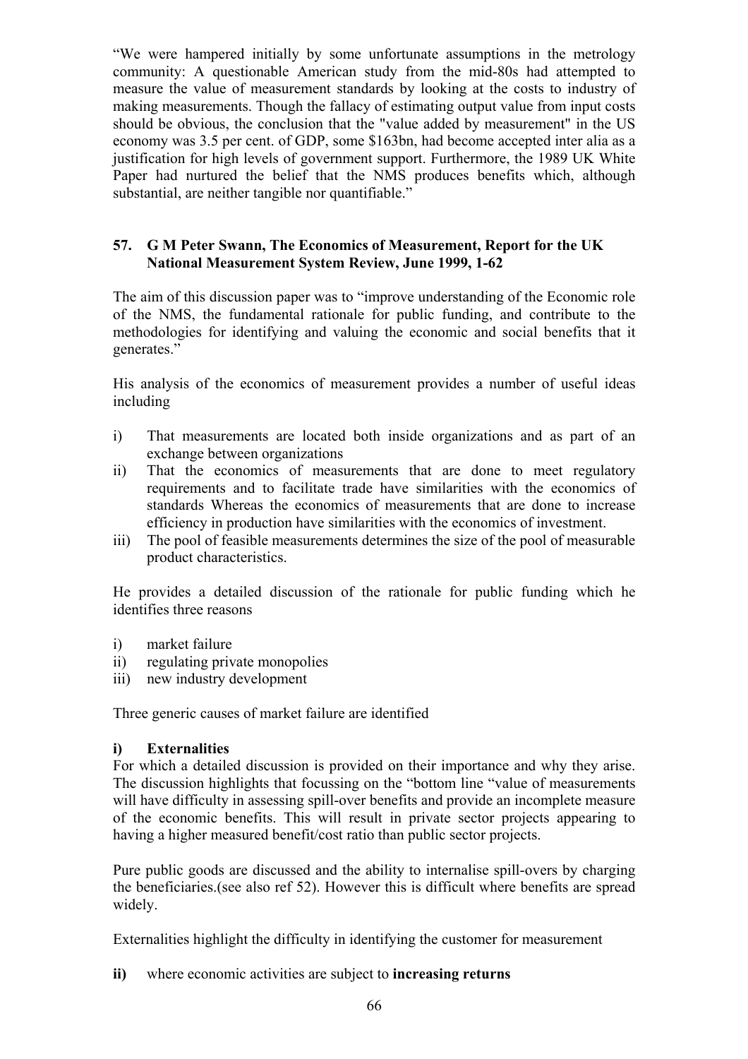"We were hampered initially by some unfortunate assumptions in the metrology community: A questionable American study from the mid-80s had attempted to measure the value of measurement standards by looking at the costs to industry of making measurements. Though the fallacy of estimating output value from input costs should be obvious, the conclusion that the "value added by measurement" in the US economy was 3.5 per cent. of GDP, some $163bn, had become accepted inter alia as a justification for high levels of government support. Furthermore, the 1989 UK White Paper had nurtured the belief that the NMS produces benefits which, although substantial, are neither tangible nor quantifiable."

### 57. G M Peter Swann, The Economics of Measurement, Report for the UK National Measurement System Review, June 1999, 1-62

The aim of this discussion paper was to "improve understanding of the Economic role of the NMS, the fundamental rationale for public funding, and contribute to the methodologies for identifying and valuing the economic and social benefits that it generates."

His analysis of the economics of measurement provides a number of useful ideas including

i) That measurements are located both inside organizations and as part of an exchange between organizations
ii) That the economics of measurements that are done to meet regulatory requirements and to facilitate trade have similarities with the economics of standards Whereas the economics of measurements that are done to increase efficiency in production have similarities with the economics of investment.
iii) The pool of feasible measurements determines the size of the pool of measurable product characteristics.

He provides a detailed discussion of the rationale for public funding which he identifies three reasons

i) market failure
ii) regulating private monopolies
iii) new industry development

Three generic causes of market failure are identified

**i) Externalities**

For which a detailed discussion is provided on their importance and why they arise. The discussion highlights that focussing on the "bottom line "value of measurements will have difficulty in assessing spill-over benefits and provide an incomplete measure of the economic benefits. This will result in private sector projects appearing to having a higher measured benefit/cost ratio than public sector projects.

Pure public goods are discussed and the ability to internalise spill-overs by charging the beneficiaries.(see also ref 52). However this is difficult where benefits are spread widely.

Externalities highlight the difficulty in identifying the customer for measurement

**ii)** where economic activities are subject to **increasing returns**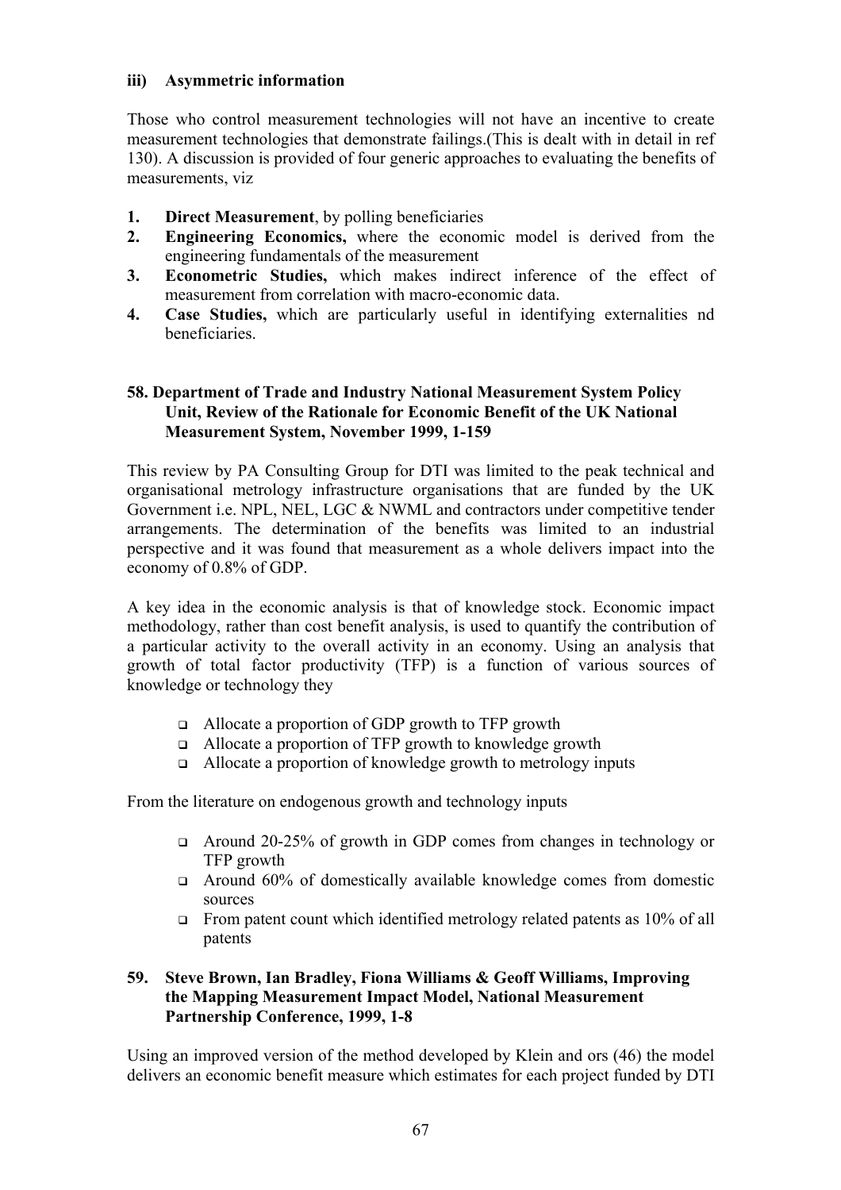### iii) Asymmetric information

Those who control measurement technologies will not have an incentive to create measurement technologies that demonstrate failings.(This is dealt with in detail in ref 130). A discussion is provided of four generic approaches to evaluating the benefits of measurements, viz

1. **Direct Measurement**, by polling beneficiaries
2. **Engineering Economics,** where the economic model is derived from the engineering fundamentals of the measurement
3. **Econometric Studies,** which makes indirect inference of the effect of measurement from correlation with macro-economic data.
4. **Case Studies,** which are particularly useful in identifying externalities nd beneficiaries.

### 58. Department of Trade and Industry National Measurement System Policy Unit, Review of the Rationale for Economic Benefit of the UK National Measurement System, November 1999, 1-159

This review by PA Consulting Group for DTI was limited to the peak technical and organisational metrology infrastructure organisations that are funded by the UK Government i.e. NPL, NEL, LGC & NWML and contractors under competitive tender arrangements. The determination of the benefits was limited to an industrial perspective and it was found that measurement as a whole delivers impact into the economy of 0.8% of GDP.

A key idea in the economic analysis is that of knowledge stock. Economic impact methodology, rather than cost benefit analysis, is used to quantify the contribution of a particular activity to the overall activity in an economy. Using an analysis that growth of total factor productivity (TFP) is a function of various sources of knowledge or technology they

- Allocate a proportion of GDP growth to TFP growth
- Allocate a proportion of TFP growth to knowledge growth
- Allocate a proportion of knowledge growth to metrology inputs

From the literature on endogenous growth and technology inputs

- Around 20-25% of growth in GDP comes from changes in technology or TFP growth
- Around 60% of domestically available knowledge comes from domestic sources
- From patent count which identified metrology related patents as 10% of all patents

### 59. Steve Brown, Ian Bradley, Fiona Williams & Geoff Williams, Improving the Mapping Measurement Impact Model, National Measurement Partnership Conference, 1999, 1-8

Using an improved version of the method developed by Klein and ors (46) the model delivers an economic benefit measure which estimates for each project funded by DTI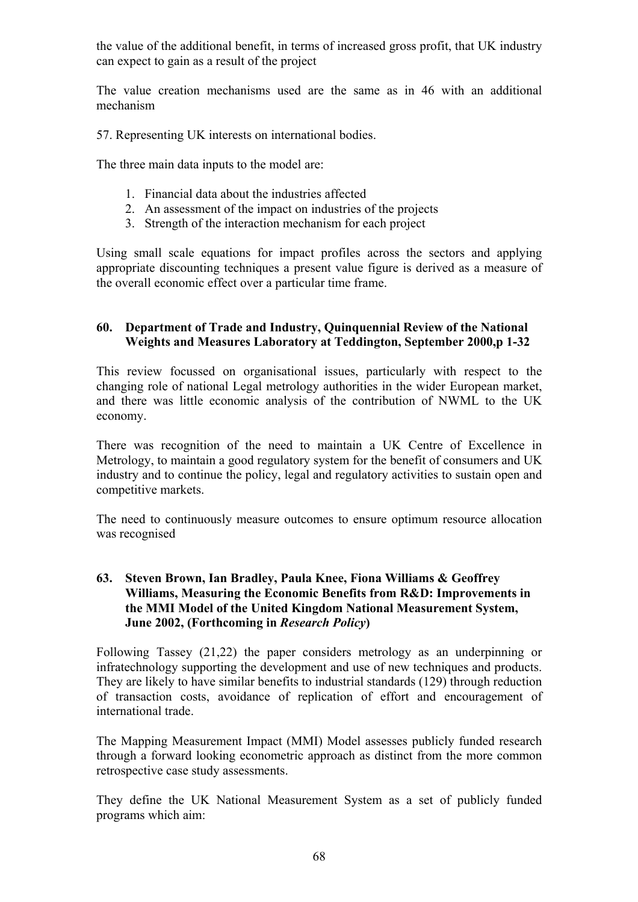the value of the additional benefit, in terms of increased gross profit, that UK industry can expect to gain as a result of the project

The value creation mechanisms used are the same as in 46 with an additional mechanism

57. Representing UK interests on international bodies.

The three main data inputs to the model are:

1. Financial data about the industries affected
2. An assessment of the impact on industries of the projects
3. Strength of the interaction mechanism for each project

Using small scale equations for impact profiles across the sectors and applying appropriate discounting techniques a present value figure is derived as a measure of the overall economic effect over a particular time frame.

### 60. Department of Trade and Industry, Quinquennial Review of the National Weights and Measures Laboratory at Teddington, September 2000,p 1-32

This review focussed on organisational issues, particularly with respect to the changing role of national Legal metrology authorities in the wider European market, and there was little economic analysis of the contribution of NWML to the UK economy.

There was recognition of the need to maintain a UK Centre of Excellence in Metrology, to maintain a good regulatory system for the benefit of consumers and UK industry and to continue the policy, legal and regulatory activities to sustain open and competitive markets.

The need to continuously measure outcomes to ensure optimum resource allocation was recognised

### 63. Steven Brown, Ian Bradley, Paula Knee, Fiona Williams & Geoffrey Williams, Measuring the Economic Benefits from R&D: Improvements in the MMI Model of the United Kingdom National Measurement System, June 2002, (Forthcoming in *Research Policy*)

Following Tassey (21,22) the paper considers metrology as an underpinning or infratechnology supporting the development and use of new techniques and products. They are likely to have similar benefits to industrial standards (129) through reduction of transaction costs, avoidance of replication of effort and encouragement of international trade.

The Mapping Measurement Impact (MMI) Model assesses publicly funded research through a forward looking econometric approach as distinct from the more common retrospective case study assessments.

They define the UK National Measurement System as a set of publicly funded programs which aim: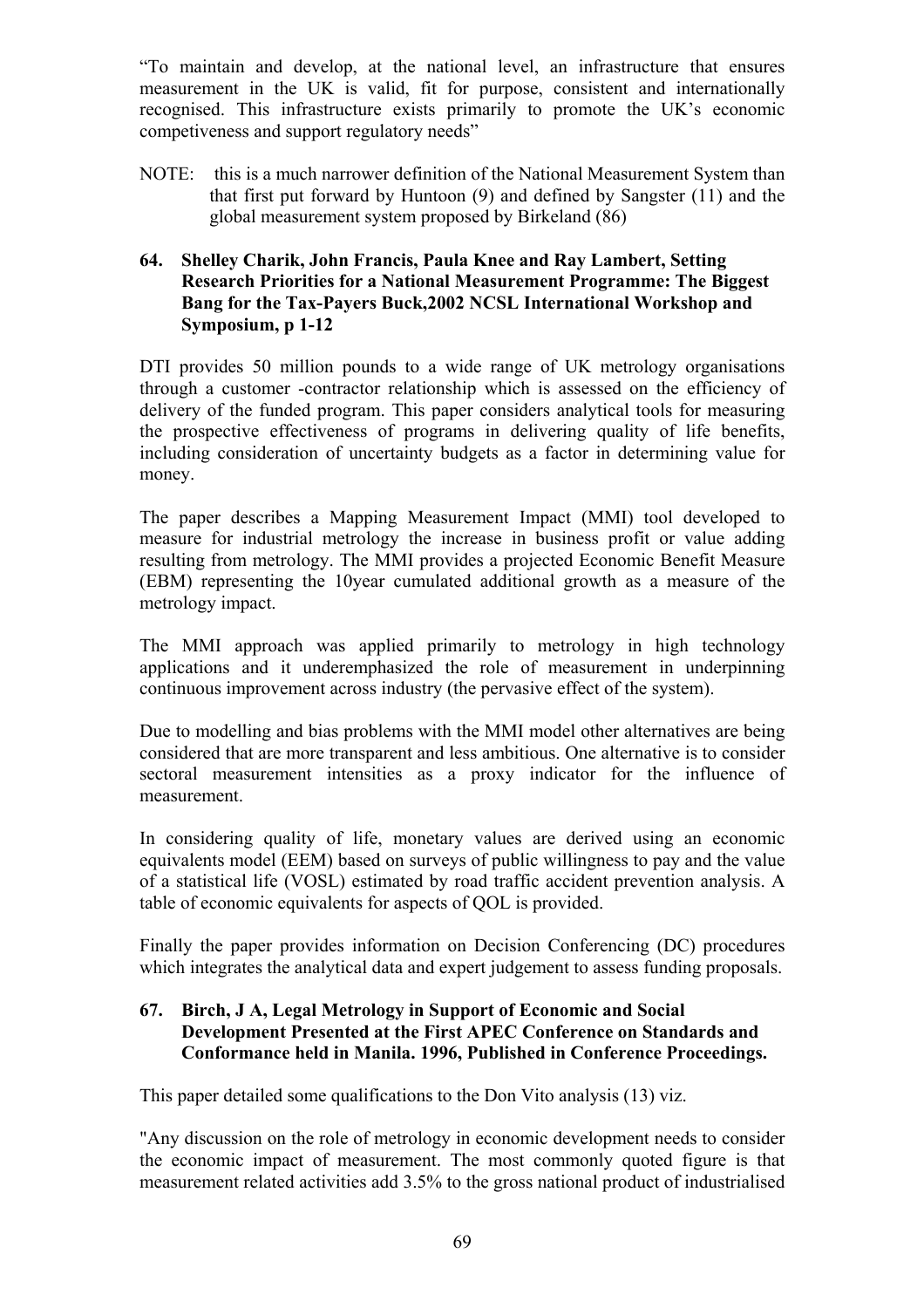"To maintain and develop, at the national level, an infrastructure that ensures measurement in the UK is valid, fit for purpose, consistent and internationally recognised. This infrastructure exists primarily to promote the UK's economic competiveness and support regulatory needs"

NOTE: this is a much narrower definition of the National Measurement System than that first put forward by Huntoon (9) and defined by Sangster (11) and the global measurement system proposed by Birkeland (86)

**64. Shelley Charik, John Francis, Paula Knee and Ray Lambert, Setting Research Priorities for a National Measurement Programme: The Biggest Bang for the Tax-Payers Buck,2002 NCSL International Workshop and Symposium, p 1-12**

DTI provides 50 million pounds to a wide range of UK metrology organisations through a customer -contractor relationship which is assessed on the efficiency of delivery of the funded program. This paper considers analytical tools for measuring the prospective effectiveness of programs in delivering quality of life benefits, including consideration of uncertainty budgets as a factor in determining value for money.

The paper describes a Mapping Measurement Impact (MMI) tool developed to measure for industrial metrology the increase in business profit or value adding resulting from metrology. The MMI provides a projected Economic Benefit Measure (EBM) representing the 10year cumulated additional growth as a measure of the metrology impact.

The MMI approach was applied primarily to metrology in high technology applications and it underemphasized the role of measurement in underpinning continuous improvement across industry (the pervasive effect of the system).

Due to modelling and bias problems with the MMI model other alternatives are being considered that are more transparent and less ambitious. One alternative is to consider sectoral measurement intensities as a proxy indicator for the influence of measurement.

In considering quality of life, monetary values are derived using an economic equivalents model (EEM) based on surveys of public willingness to pay and the value of a statistical life (VOSL) estimated by road traffic accident prevention analysis. A table of economic equivalents for aspects of QOL is provided.

Finally the paper provides information on Decision Conferencing (DC) procedures which integrates the analytical data and expert judgement to assess funding proposals.

**67. Birch, J A, Legal Metrology in Support of Economic and Social Development Presented at the First APEC Conference on Standards and Conformance held in Manila. 1996, Published in Conference Proceedings.**

This paper detailed some qualifications to the Don Vito analysis (13) viz.

"Any discussion on the role of metrology in economic development needs to consider the economic impact of measurement. The most commonly quoted figure is that measurement related activities add 3.5% to the gross national product of industrialised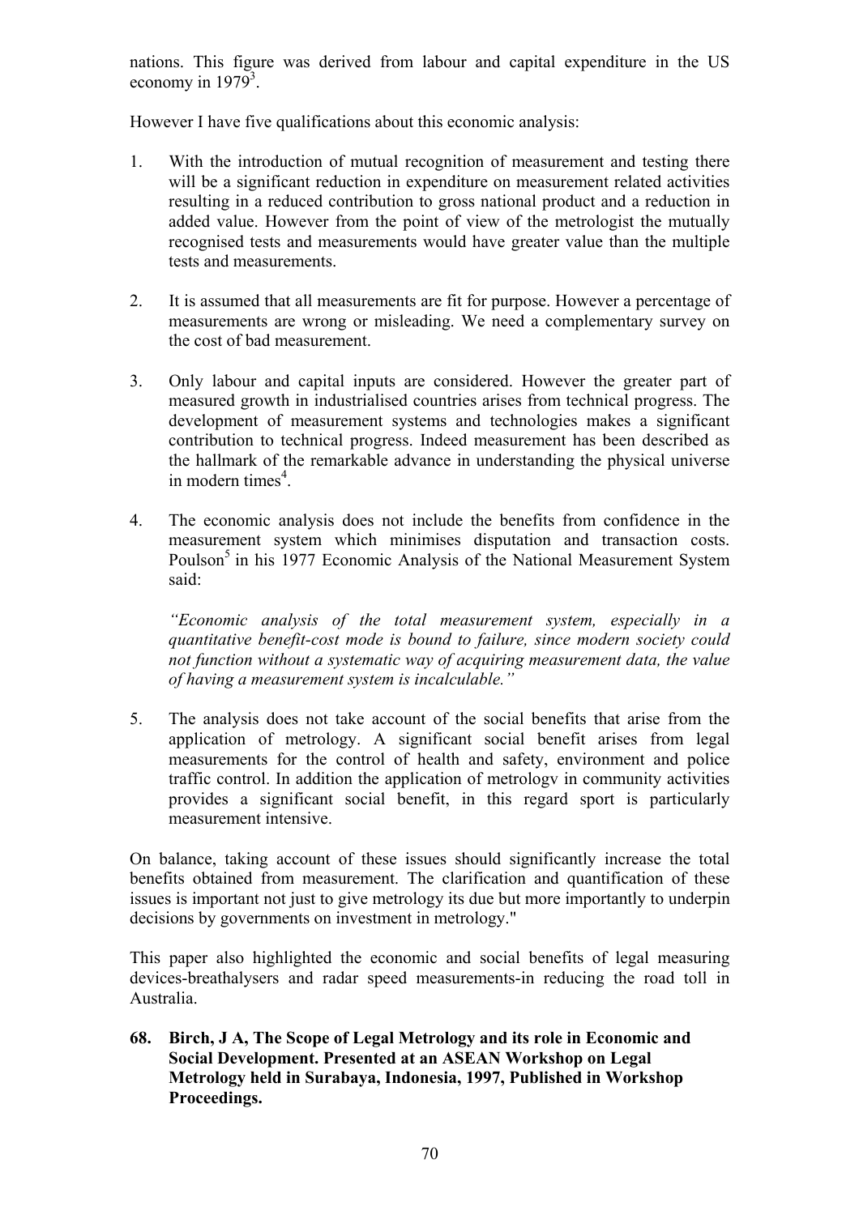nations. This figure was derived from labour and capital expenditure in the US economy in 1979[3].

However I have five qualifications about this economic analysis:

1. With the introduction of mutual recognition of measurement and testing there will be a significant reduction in expenditure on measurement related activities resulting in a reduced contribution to gross national product and a reduction in added value. However from the point of view of the metrologist the mutually recognised tests and measurements would have greater value than the multiple tests and measurements.

2. It is assumed that all measurements are fit for purpose. However a percentage of measurements are wrong or misleading. We need a complementary survey on the cost of bad measurement.

3. Only labour and capital inputs are considered. However the greater part of measured growth in industrialised countries arises from technical progress. The development of measurement systems and technologies makes a significant contribution to technical progress. Indeed measurement has been described as the hallmark of the remarkable advance in understanding the physical universe in modern times[4].

4. The economic analysis does not include the benefits from confidence in the measurement system which minimises disputation and transaction costs. Poulson[5] in his 1977 Economic Analysis of the National Measurement System said:

   *"Economic analysis of the total measurement system, especially in a quantitative benefit-cost mode is bound to failure, since modern society could not function without a systematic way of acquiring measurement data, the value of having a measurement system is incalculable."*

5. The analysis does not take account of the social benefits that arise from the application of metrology. A significant social benefit arises from legal measurements for the control of health and safety, environment and police traffic control. In addition the application of metrologv in community activities provides a significant social benefit, in this regard sport is particularly measurement intensive.

On balance, taking account of these issues should significantly increase the total benefits obtained from measurement. The clarification and quantification of these issues is important not just to give metrology its due but more importantly to underpin decisions by governments on investment in metrology."

This paper also highlighted the economic and social benefits of legal measuring devices-breathalysers and radar speed measurements-in reducing the road toll in Australia.

**68. Birch, J A, The Scope of Legal Metrology and its role in Economic and Social Development. Presented at an ASEAN Workshop on Legal Metrology held in Surabaya, Indonesia, 1997, Published in Workshop Proceedings.**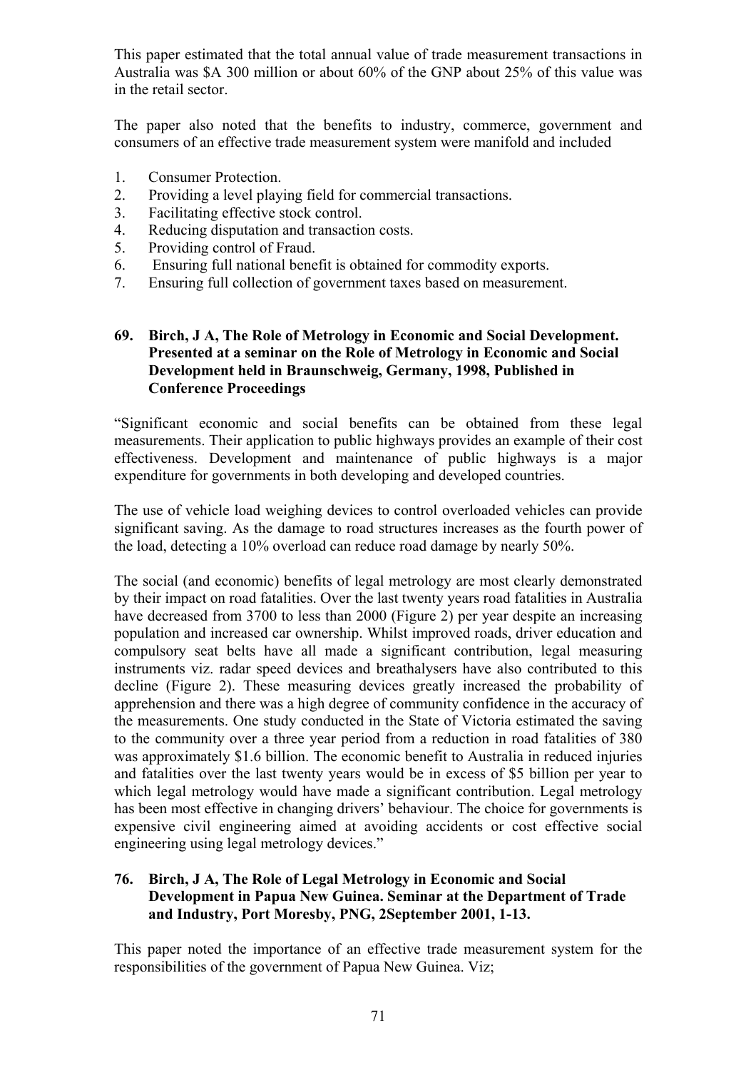This paper estimated that the total annual value of trade measurement transactions in Australia was $A 300 million or about 60% of the GNP about 25% of this value was in the retail sector.

The paper also noted that the benefits to industry, commerce, government and consumers of an effective trade measurement system were manifold and included

1. Consumer Protection.
2. Providing a level playing field for commercial transactions.
3. Facilitating effective stock control.
4. Reducing disputation and transaction costs.
5. Providing control of Fraud.
6. Ensuring full national benefit is obtained for commodity exports.
7. Ensuring full collection of government taxes based on measurement.

**69. Birch, J A, The Role of Metrology in Economic and Social Development. Presented at a seminar on the Role of Metrology in Economic and Social Development held in Braunschweig, Germany, 1998, Published in Conference Proceedings**

"Significant economic and social benefits can be obtained from these legal measurements. Their application to public highways provides an example of their cost effectiveness. Development and maintenance of public highways is a major expenditure for governments in both developing and developed countries.

The use of vehicle load weighing devices to control overloaded vehicles can provide significant saving. As the damage to road structures increases as the fourth power of the load, detecting a 10% overload can reduce road damage by nearly 50%.

The social (and economic) benefits of legal metrology are most clearly demonstrated by their impact on road fatalities. Over the last twenty years road fatalities in Australia have decreased from 3700 to less than 2000 (Figure 2) per year despite an increasing population and increased car ownership. Whilst improved roads, driver education and compulsory seat belts have all made a significant contribution, legal measuring instruments viz. radar speed devices and breathalysers have also contributed to this decline (Figure 2). These measuring devices greatly increased the probability of apprehension and there was a high degree of community confidence in the accuracy of the measurements. One study conducted in the State of Victoria estimated the saving to the community over a three year period from a reduction in road fatalities of 380 was approximately $1.6 billion. The economic benefit to Australia in reduced injuries and fatalities over the last twenty years would be in excess of $5 billion per year to which legal metrology would have made a significant contribution. Legal metrology has been most effective in changing drivers' behaviour. The choice for governments is expensive civil engineering aimed at avoiding accidents or cost effective social engineering using legal metrology devices."

**76. Birch, J A, The Role of Legal Metrology in Economic and Social Development in Papua New Guinea. Seminar at the Department of Trade and Industry, Port Moresby, PNG, 2September 2001, 1-13.**

This paper noted the importance of an effective trade measurement system for the responsibilities of the government of Papua New Guinea. Viz;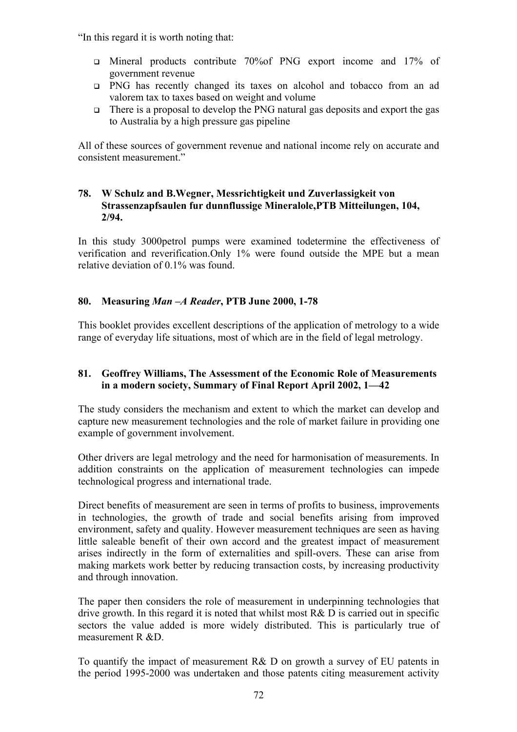"In this regard it is worth noting that:

- Mineral products contribute 70%of PNG export income and 17% of government revenue
- PNG has recently changed its taxes on alcohol and tobacco from an ad valorem tax to taxes based on weight and volume
- There is a proposal to develop the PNG natural gas deposits and export the gas to Australia by a high pressure gas pipeline

All of these sources of government revenue and national income rely on accurate and consistent measurement."

### 78. W Schulz and B.Wegner, Messrichtigkeit und Zuverlassigkeit von Strassenzapfsaulen fur dunnflussige Mineralole,PTB Mitteilungen, 104, 2/94.

In this study 3000petrol pumps were examined todetermine the effectiveness of verification and reverification.Only 1% were found outside the MPE but a mean relative deviation of 0.1% was found.

### 80. Measuring *Man –A Reader*, PTB June 2000, 1-78

This booklet provides excellent descriptions of the application of metrology to a wide range of everyday life situations, most of which are in the field of legal metrology.

### 81. Geoffrey Williams, The Assessment of the Economic Role of Measurements in a modern society, Summary of Final Report April 2002, 1—42

The study considers the mechanism and extent to which the market can develop and capture new measurement technologies and the role of market failure in providing one example of government involvement.

Other drivers are legal metrology and the need for harmonisation of measurements. In addition constraints on the application of measurement technologies can impede technological progress and international trade.

Direct benefits of measurement are seen in terms of profits to business, improvements in technologies, the growth of trade and social benefits arising from improved environment, safety and quality. However measurement techniques are seen as having little saleable benefit of their own accord and the greatest impact of measurement arises indirectly in the form of externalities and spill-overs. These can arise from making markets work better by reducing transaction costs, by increasing productivity and through innovation.

The paper then considers the role of measurement in underpinning technologies that drive growth. In this regard it is noted that whilst most R& D is carried out in specific sectors the value added is more widely distributed. This is particularly true of measurement R &D.

To quantify the impact of measurement R& D on growth a survey of EU patents in the period 1995-2000 was undertaken and those patents citing measurement activity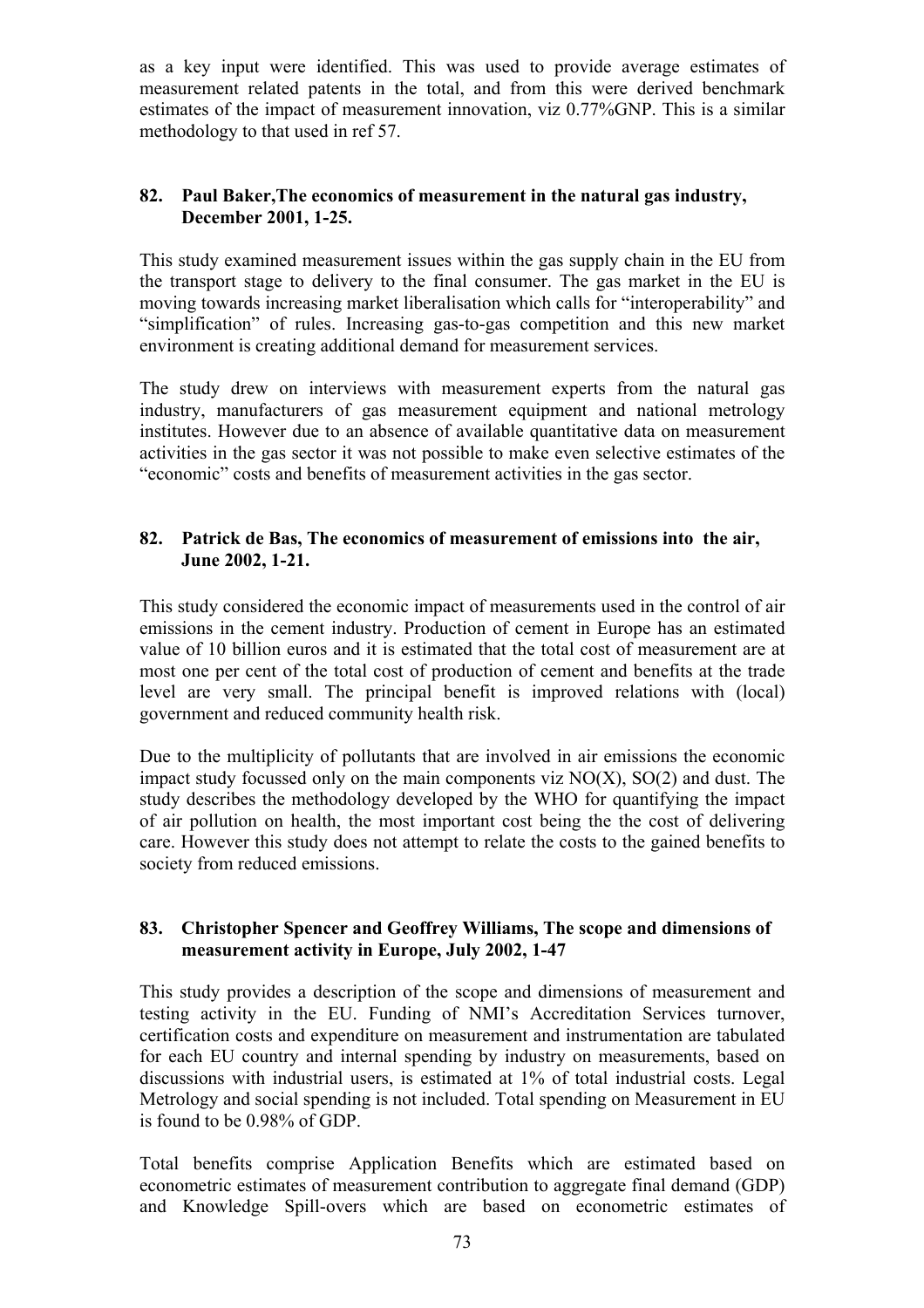as a key input were identified. This was used to provide average estimates of measurement related patents in the total, and from this were derived benchmark estimates of the impact of measurement innovation, viz 0.77%GNP. This is a similar methodology to that used in ref 57.

### 82. Paul Baker,The economics of measurement in the natural gas industry, December 2001, 1-25.

This study examined measurement issues within the gas supply chain in the EU from the transport stage to delivery to the final consumer. The gas market in the EU is moving towards increasing market liberalisation which calls for "interoperability" and "simplification" of rules. Increasing gas-to-gas competition and this new market environment is creating additional demand for measurement services.

The study drew on interviews with measurement experts from the natural gas industry, manufacturers of gas measurement equipment and national metrology institutes. However due to an absence of available quantitative data on measurement activities in the gas sector it was not possible to make even selective estimates of the "economic" costs and benefits of measurement activities in the gas sector.

### 82. Patrick de Bas, The economics of measurement of emissions into the air, June 2002, 1-21.

This study considered the economic impact of measurements used in the control of air emissions in the cement industry. Production of cement in Europe has an estimated value of 10 billion euros and it is estimated that the total cost of measurement are at most one per cent of the total cost of production of cement and benefits at the trade level are very small. The principal benefit is improved relations with (local) government and reduced community health risk.

Due to the multiplicity of pollutants that are involved in air emissions the economic impact study focussed only on the main components viz NO(X), SO(2) and dust. The study describes the methodology developed by the WHO for quantifying the impact of air pollution on health, the most important cost being the the cost of delivering care. However this study does not attempt to relate the costs to the gained benefits to society from reduced emissions.

### 83. Christopher Spencer and Geoffrey Williams, The scope and dimensions of measurement activity in Europe, July 2002, 1-47

This study provides a description of the scope and dimensions of measurement and testing activity in the EU. Funding of NMI's Accreditation Services turnover, certification costs and expenditure on measurement and instrumentation are tabulated for each EU country and internal spending by industry on measurements, based on discussions with industrial users, is estimated at 1% of total industrial costs. Legal Metrology and social spending is not included. Total spending on Measurement in EU is found to be 0.98% of GDP.

Total benefits comprise Application Benefits which are estimated based on econometric estimates of measurement contribution to aggregate final demand (GDP) and Knowledge Spill-overs which are based on econometric estimates of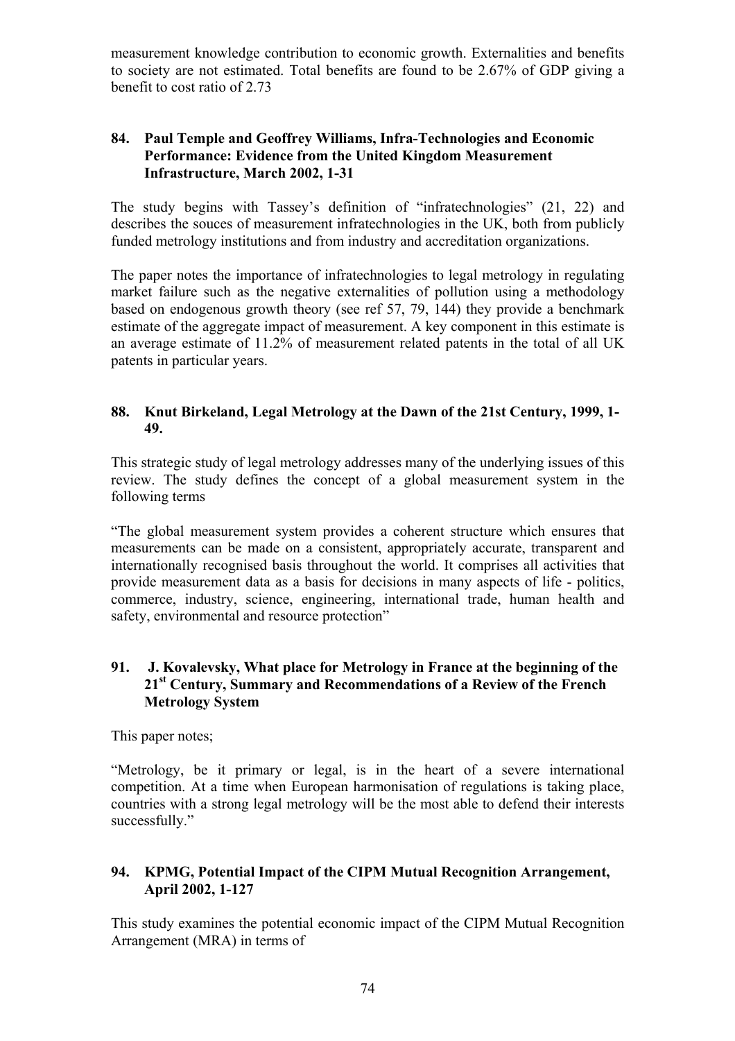measurement knowledge contribution to economic growth. Externalities and benefits to society are not estimated. Total benefits are found to be 2.67% of GDP giving a benefit to cost ratio of 2.73

### 84. Paul Temple and Geoffrey Williams, Infra-Technologies and Economic Performance: Evidence from the United Kingdom Measurement Infrastructure, March 2002, 1-31

The study begins with Tassey's definition of "infratechnologies" (21, 22) and describes the souces of measurement infratechnologies in the UK, both from publicly funded metrology institutions and from industry and accreditation organizations.

The paper notes the importance of infratechnologies to legal metrology in regulating market failure such as the negative externalities of pollution using a methodology based on endogenous growth theory (see ref 57, 79, 144) they provide a benchmark estimate of the aggregate impact of measurement. A key component in this estimate is an average estimate of 11.2% of measurement related patents in the total of all UK patents in particular years.

### 88. Knut Birkeland, Legal Metrology at the Dawn of the 21st Century, 1999, 1-49.

This strategic study of legal metrology addresses many of the underlying issues of this review. The study defines the concept of a global measurement system in the following terms

"The global measurement system provides a coherent structure which ensures that measurements can be made on a consistent, appropriately accurate, transparent and internationally recognised basis throughout the world. It comprises all activities that provide measurement data as a basis for decisions in many aspects of life - politics, commerce, industry, science, engineering, international trade, human health and safety, environmental and resource protection"

### 91. J. Kovalevsky, What place for Metrology in France at the beginning of the 21st Century, Summary and Recommendations of a Review of the French Metrology System

This paper notes;

"Metrology, be it primary or legal, is in the heart of a severe international competition. At a time when European harmonisation of regulations is taking place, countries with a strong legal metrology will be the most able to defend their interests successfully."

### 94. KPMG, Potential Impact of the CIPM Mutual Recognition Arrangement, April 2002, 1-127

This study examines the potential economic impact of the CIPM Mutual Recognition Arrangement (MRA) in terms of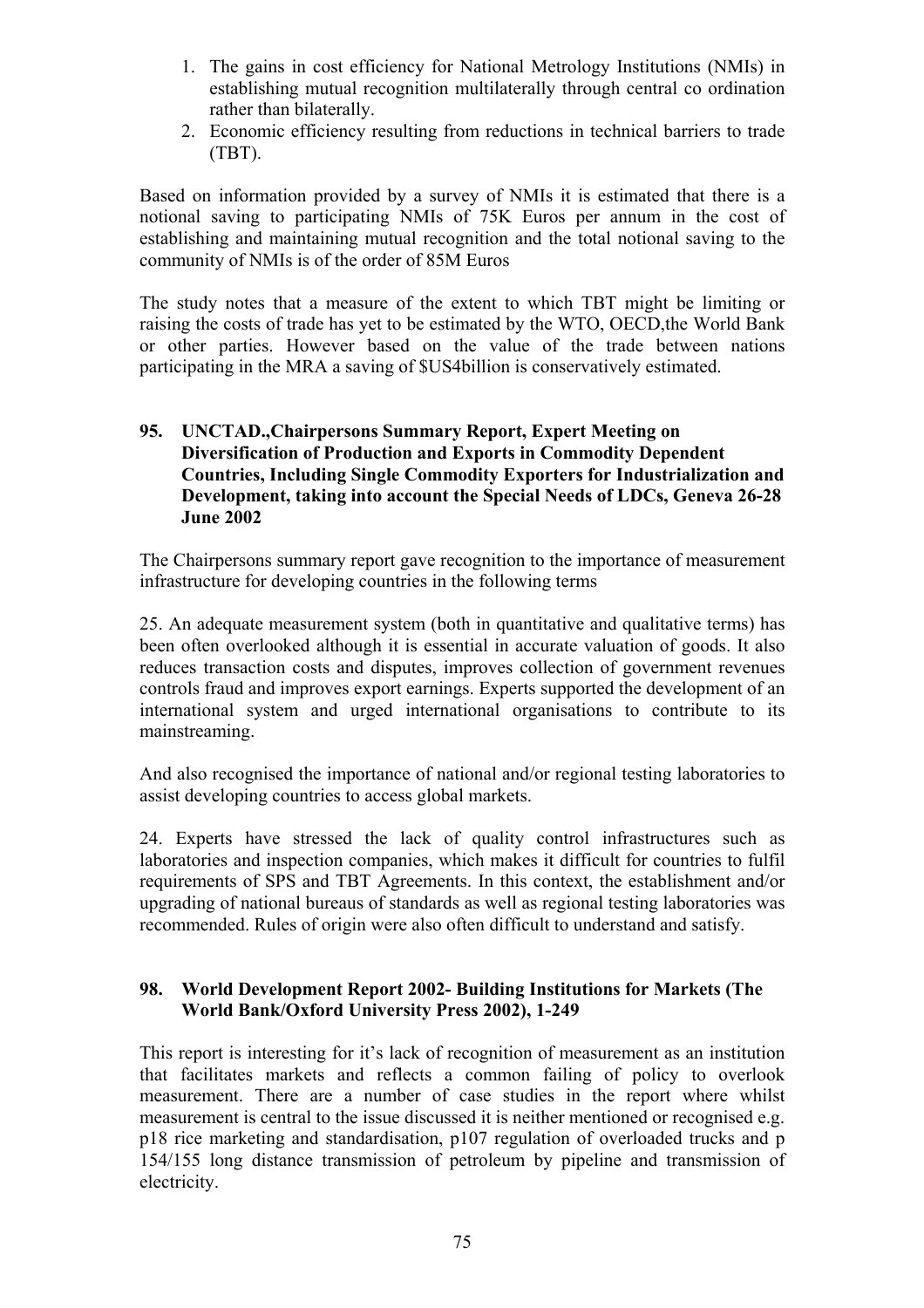1. The gains in cost efficiency for National Metrology Institutions (NMIs) in establishing mutual recognition multilaterally through central co ordination rather than bilaterally.
2. Economic efficiency resulting from reductions in technical barriers to trade (TBT).

Based on information provided by a survey of NMIs it is estimated that there is a notional saving to participating NMIs of 75K Euros per annum in the cost of establishing and maintaining mutual recognition and the total notional saving to the community of NMIs is of the order of 85M Euros

The study notes that a measure of the extent to which TBT might be limiting or raising the costs of trade has yet to be estimated by the WTO, OECD,the World Bank or other parties. However based on the value of the trade between nations participating in the MRA a saving of $US4billion is conservatively estimated.

**95. UNCTAD.,Chairpersons Summary Report, Expert Meeting on Diversification of Production and Exports in Commodity Dependent Countries, Including Single Commodity Exporters for Industrialization and Development, taking into account the Special Needs of LDCs, Geneva 26-28 June 2002**

The Chairpersons summary report gave recognition to the importance of measurement infrastructure for developing countries in the following terms

25. An adequate measurement system (both in quantitative and qualitative terms) has been often overlooked although it is essential in accurate valuation of goods. It also reduces transaction costs and disputes, improves collection of government revenues controls fraud and improves export earnings. Experts supported the development of an international system and urged international organisations to contribute to its mainstreaming.

And also recognised the importance of national and/or regional testing laboratories to assist developing countries to access global markets.

24. Experts have stressed the lack of quality control infrastructures such as laboratories and inspection companies, which makes it difficult for countries to fulfil requirements of SPS and TBT Agreements. In this context, the establishment and/or upgrading of national bureaus of standards as well as regional testing laboratories was recommended. Rules of origin were also often difficult to understand and satisfy.

**98. World Development Report 2002- Building Institutions for Markets (The World Bank/Oxford University Press 2002), 1-249**

This report is interesting for it's lack of recognition of measurement as an institution that facilitates markets and reflects a common failing of policy to overlook measurement. There are a number of case studies in the report where whilst measurement is central to the issue discussed it is neither mentioned or recognised e.g. p18 rice marketing and standardisation, p107 regulation of overloaded trucks and p 154/155 long distance transmission of petroleum by pipeline and transmission of electricity.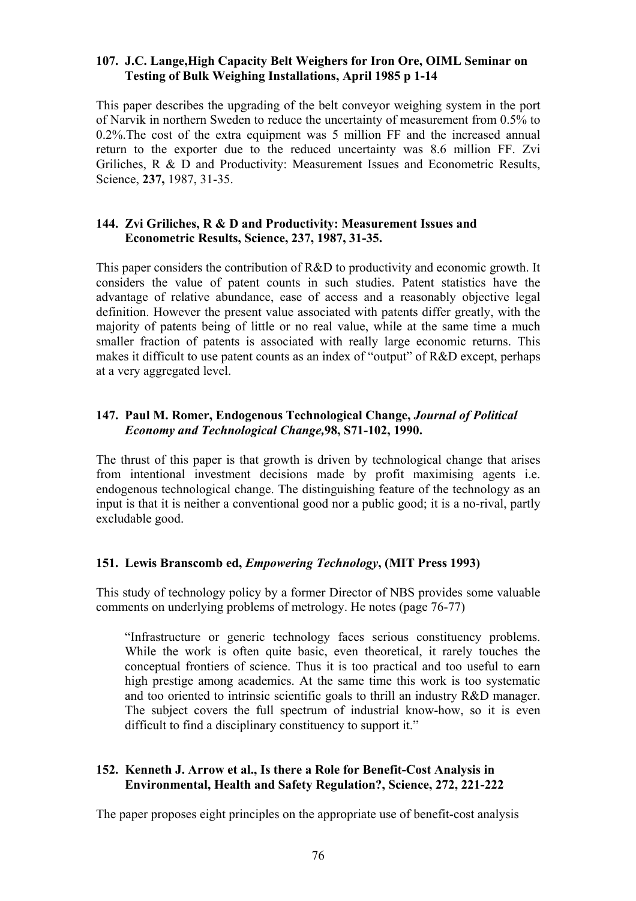**107. J.C. Lange,High Capacity Belt Weighers for Iron Ore, OIML Seminar on Testing of Bulk Weighing Installations, April 1985 p 1-14**

This paper describes the upgrading of the belt conveyor weighing system in the port of Narvik in northern Sweden to reduce the uncertainty of measurement from 0.5% to 0.2%.The cost of the extra equipment was 5 million FF and the increased annual return to the exporter due to the reduced uncertainty was 8.6 million FF. Zvi Griliches, R & D and Productivity: Measurement Issues and Econometric Results, Science, **237,** 1987, 31-35.

**144. Zvi Griliches, R & D and Productivity: Measurement Issues and Econometric Results, Science, 237, 1987, 31-35.**

This paper considers the contribution of R&D to productivity and economic growth. It considers the value of patent counts in such studies. Patent statistics have the advantage of relative abundance, ease of access and a reasonably objective legal definition. However the present value associated with patents differ greatly, with the majority of patents being of little or no real value, while at the same time a much smaller fraction of patents is associated with really large economic returns. This makes it difficult to use patent counts as an index of "output" of R&D except, perhaps at a very aggregated level.

**147. Paul M. Romer, Endogenous Technological Change, *Journal of Political Economy and Technological Change,*98, S71-102, 1990.**

The thrust of this paper is that growth is driven by technological change that arises from intentional investment decisions made by profit maximising agents i.e. endogenous technological change. The distinguishing feature of the technology as an input is that it is neither a conventional good nor a public good; it is a no-rival, partly excludable good.

**151. Lewis Branscomb ed, *Empowering Technology*, (MIT Press 1993)**

This study of technology policy by a former Director of NBS provides some valuable comments on underlying problems of metrology. He notes (page 76-77)

> "Infrastructure or generic technology faces serious constituency problems. While the work is often quite basic, even theoretical, it rarely touches the conceptual frontiers of science. Thus it is too practical and too useful to earn high prestige among academics. At the same time this work is too systematic and too oriented to intrinsic scientific goals to thrill an industry R&D manager. The subject covers the full spectrum of industrial know-how, so it is even difficult to find a disciplinary constituency to support it."

**152. Kenneth J. Arrow et al., Is there a Role for Benefit-Cost Analysis in Environmental, Health and Safety Regulation?, Science, 272, 221-222**

The paper proposes eight principles on the appropriate use of benefit-cost analysis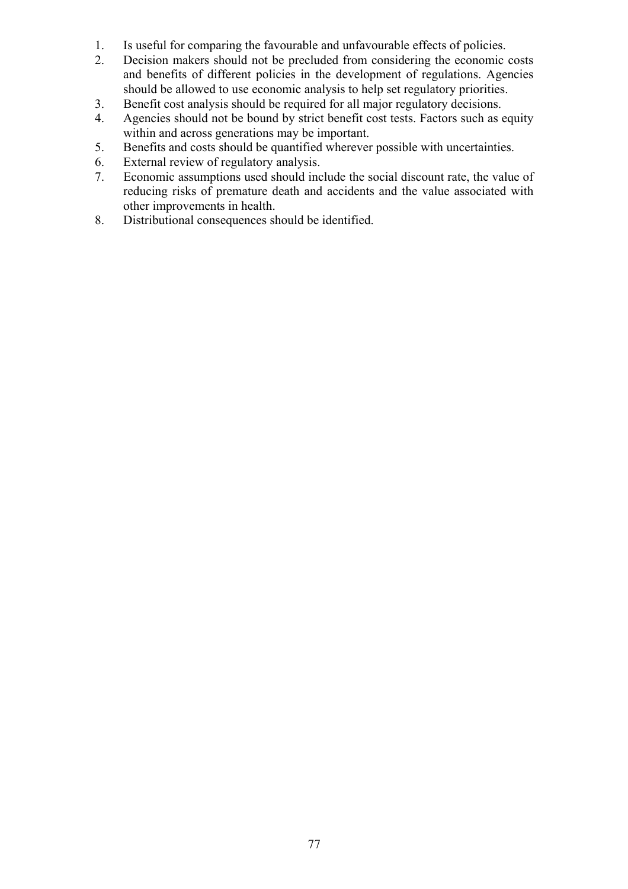1. Is useful for comparing the favourable and unfavourable effects of policies.
2. Decision makers should not be precluded from considering the economic costs and benefits of different policies in the development of regulations. Agencies should be allowed to use economic analysis to help set regulatory priorities.
3. Benefit cost analysis should be required for all major regulatory decisions.
4. Agencies should not be bound by strict benefit cost tests. Factors such as equity within and across generations may be important.
5. Benefits and costs should be quantified wherever possible with uncertainties.
6. External review of regulatory analysis.
7. Economic assumptions used should include the social discount rate, the value of reducing risks of premature death and accidents and the value associated with other improvements in health.
8. Distributional consequences should be identified.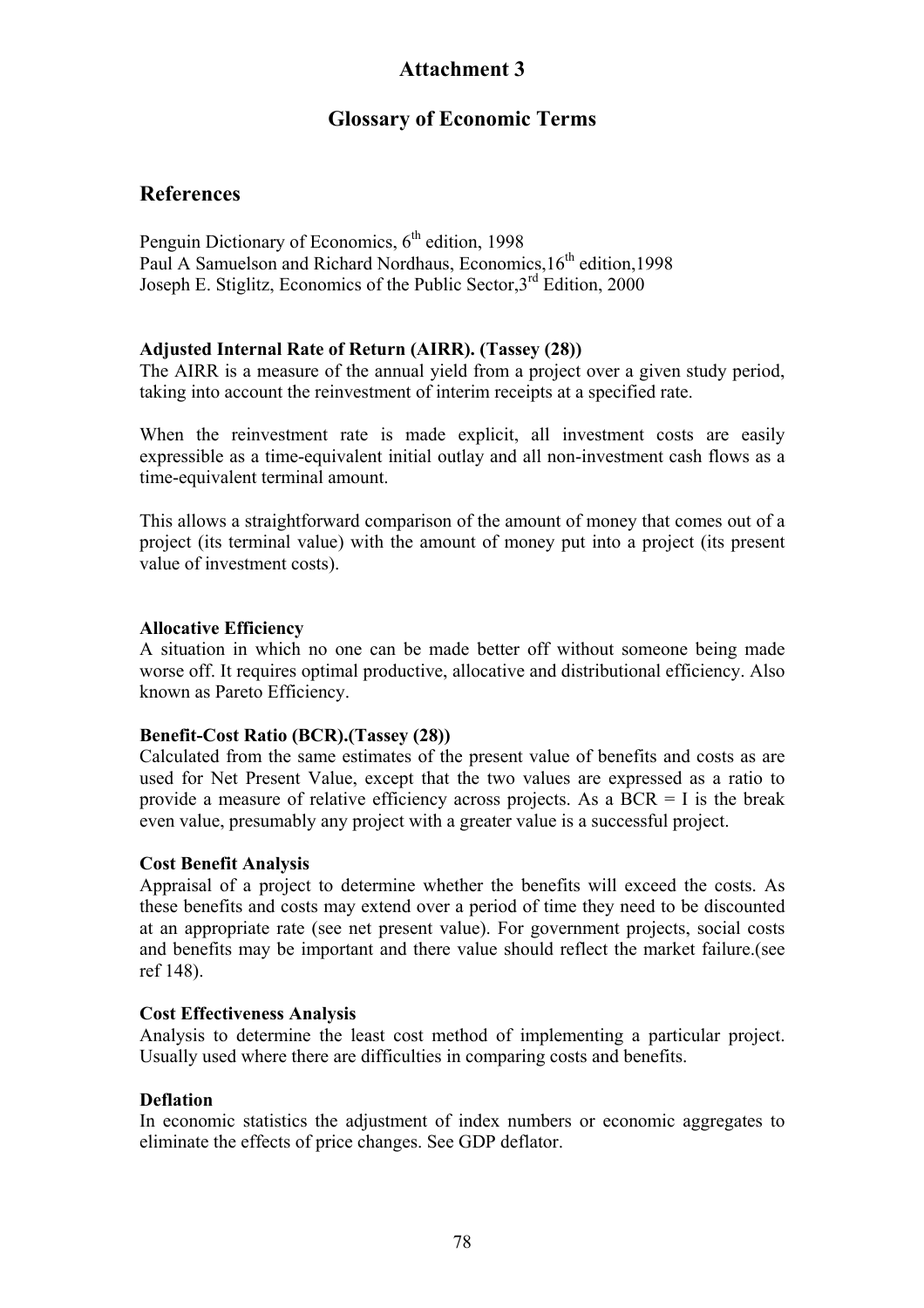# Attachment 3

## Glossary of Economic Terms

## References

Penguin Dictionary of Economics, 6th edition, 1998
Paul A Samuelson and Richard Nordhaus, Economics,16th edition,1998
Joseph E. Stiglitz, Economics of the Public Sector,3rd Edition, 2000

**Adjusted Internal Rate of Return (AIRR). (Tassey (28))**
The AIRR is a measure of the annual yield from a project over a given study period, taking into account the reinvestment of interim receipts at a specified rate.

When the reinvestment rate is made explicit, all investment costs are easily expressible as a time-equivalent initial outlay and all non-investment cash flows as a time-equivalent terminal amount.

This allows a straightforward comparison of the amount of money that comes out of a project (its terminal value) with the amount of money put into a project (its present value of investment costs).

**Allocative Efficiency**
A situation in which no one can be made better off without someone being made worse off. It requires optimal productive, allocative and distributional efficiency. Also known as Pareto Efficiency.

**Benefit-Cost Ratio (BCR).(Tassey (28))**
Calculated from the same estimates of the present value of benefits and costs as are used for Net Present Value, except that the two values are expressed as a ratio to provide a measure of relative efficiency across projects. As a BCR = I is the break even value, presumably any project with a greater value is a successful project.

**Cost Benefit Analysis**
Appraisal of a project to determine whether the benefits will exceed the costs. As these benefits and costs may extend over a period of time they need to be discounted at an appropriate rate (see net present value). For government projects, social costs and benefits may be important and there value should reflect the market failure.(see ref 148).

**Cost Effectiveness Analysis**
Analysis to determine the least cost method of implementing a particular project. Usually used where there are difficulties in comparing costs and benefits.

**Deflation**
In economic statistics the adjustment of index numbers or economic aggregates to eliminate the effects of price changes. See GDP deflator.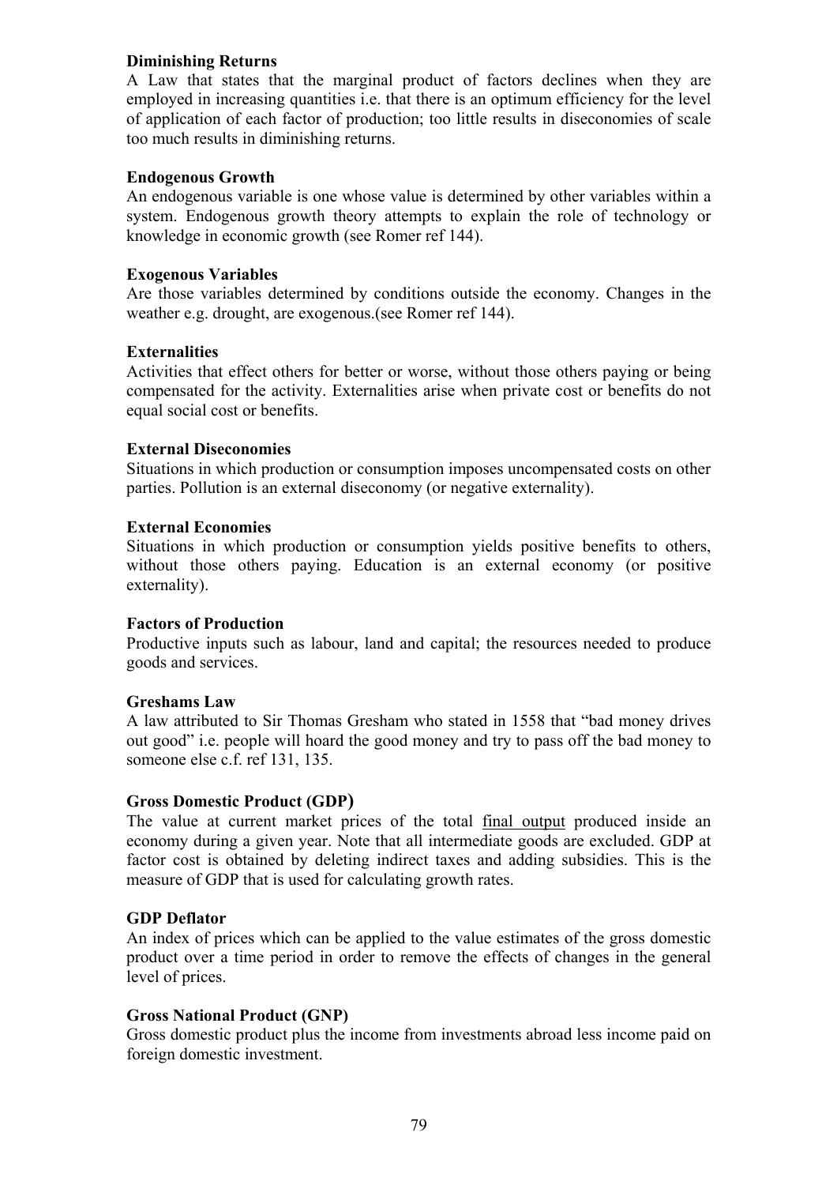**Diminishing Returns**
A Law that states that the marginal product of factors declines when they are employed in increasing quantities i.e. that there is an optimum efficiency for the level of application of each factor of production; too little results in diseconomies of scale too much results in diminishing returns.

**Endogenous Growth**
An endogenous variable is one whose value is determined by other variables within a system. Endogenous growth theory attempts to explain the role of technology or knowledge in economic growth (see Romer ref 144).

**Exogenous Variables**
Are those variables determined by conditions outside the economy. Changes in the weather e.g. drought, are exogenous.(see Romer ref 144).

**Externalities**
Activities that effect others for better or worse, without those others paying or being compensated for the activity. Externalities arise when private cost or benefits do not equal social cost or benefits.

**External Diseconomies**
Situations in which production or consumption imposes uncompensated costs on other parties. Pollution is an external diseconomy (or negative externality).

**External Economies**
Situations in which production or consumption yields positive benefits to others, without those others paying. Education is an external economy (or positive externality).

**Factors of Production**
Productive inputs such as labour, land and capital; the resources needed to produce goods and services.

**Greshams Law**
A law attributed to Sir Thomas Gresham who stated in 1558 that "bad money drives out good" i.e. people will hoard the good money and try to pass off the bad money to someone else c.f. ref 131, 135.

**Gross Domestic Product (GDP)**
The value at current market prices of the total <u>final output</u> produced inside an economy during a given year. Note that all intermediate goods are excluded. GDP at factor cost is obtained by deleting indirect taxes and adding subsidies. This is the measure of GDP that is used for calculating growth rates.

**GDP Deflator**
An index of prices which can be applied to the value estimates of the gross domestic product over a time period in order to remove the effects of changes in the general level of prices.

**Gross National Product (GNP)**
Gross domestic product plus the income from investments abroad less income paid on foreign domestic investment.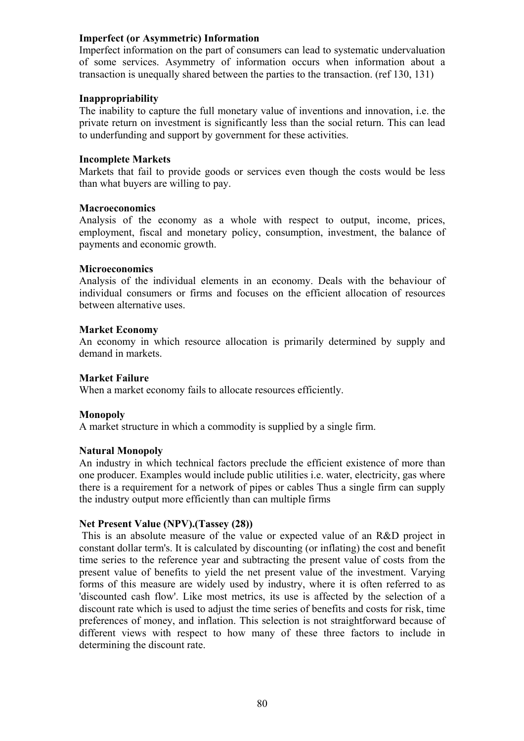**Imperfect (or Asymmetric) Information**
Imperfect information on the part of consumers can lead to systematic undervaluation of some services. Asymmetry of information occurs when information about a transaction is unequally shared between the parties to the transaction. (ref 130, 131)

**Inappropriability**
The inability to capture the full monetary value of inventions and innovation, i.e. the private return on investment is significantly less than the social return. This can lead to underfunding and support by government for these activities.

**Incomplete Markets**
Markets that fail to provide goods or services even though the costs would be less than what buyers are willing to pay.

**Macroeconomics**
Analysis of the economy as a whole with respect to output, income, prices, employment, fiscal and monetary policy, consumption, investment, the balance of payments and economic growth.

**Microeconomics**
Analysis of the individual elements in an economy. Deals with the behaviour of individual consumers or firms and focuses on the efficient allocation of resources between alternative uses.

**Market Economy**
An economy in which resource allocation is primarily determined by supply and demand in markets.

**Market Failure**
When a market economy fails to allocate resources efficiently.

**Monopoly**
A market structure in which a commodity is supplied by a single firm.

**Natural Monopoly**
An industry in which technical factors preclude the efficient existence of more than one producer. Examples would include public utilities i.e. water, electricity, gas where there is a requirement for a network of pipes or cables Thus a single firm can supply the industry output more efficiently than can multiple firms

**Net Present Value (NPV).(Tassey (28))**
This is an absolute measure of the value or expected value of an R&D project in constant dollar term's. It is calculated by discounting (or inflating) the cost and benefit time series to the reference year and subtracting the present value of costs from the present value of benefits to yield the net present value of the investment. Varying forms of this measure are widely used by industry, where it is often referred to as 'discounted cash flow'. Like most metrics, its use is affected by the selection of a discount rate which is used to adjust the time series of benefits and costs for risk, time preferences of money, and inflation. This selection is not straightforward because of different views with respect to how many of these three factors to include in determining the discount rate.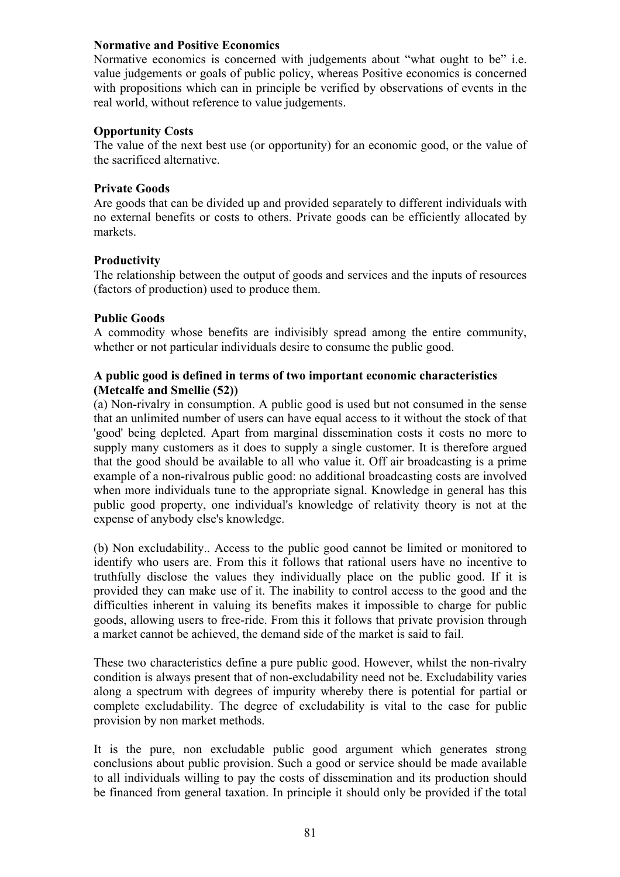**Normative and Positive Economics**
Normative economics is concerned with judgements about "what ought to be" i.e. value judgements or goals of public policy, whereas Positive economics is concerned with propositions which can in principle be verified by observations of events in the real world, without reference to value judgements.

**Opportunity Costs**
The value of the next best use (or opportunity) for an economic good, or the value of the sacrificed alternative.

**Private Goods**
Are goods that can be divided up and provided separately to different individuals with no external benefits or costs to others. Private goods can be efficiently allocated by markets.

**Productivity**
The relationship between the output of goods and services and the inputs of resources (factors of production) used to produce them.

**Public Goods**
A commodity whose benefits are indivisibly spread among the entire community, whether or not particular individuals desire to consume the public good.

**A public good is defined in terms of two important economic characteristics (Metcalfe and Smellie (52))**
(a) Non-rivalry in consumption. A public good is used but not consumed in the sense that an unlimited number of users can have equal access to it without the stock of that 'good' being depleted. Apart from marginal dissemination costs it costs no more to supply many customers as it does to supply a single customer. It is therefore argued that the good should be available to all who value it. Off air broadcasting is a prime example of a non-rivalrous public good: no additional broadcasting costs are involved when more individuals tune to the appropriate signal. Knowledge in general has this public good property, one individual's knowledge of relativity theory is not at the expense of anybody else's knowledge.

(b) Non excludability.. Access to the public good cannot be limited or monitored to identify who users are. From this it follows that rational users have no incentive to truthfully disclose the values they individually place on the public good. If it is provided they can make use of it. The inability to control access to the good and the difficulties inherent in valuing its benefits makes it impossible to charge for public goods, allowing users to free-ride. From this it follows that private provision through a market cannot be achieved, the demand side of the market is said to fail.

These two characteristics define a pure public good. However, whilst the non-rivalry condition is always present that of non-excludability need not be. Excludability varies along a spectrum with degrees of impurity whereby there is potential for partial or complete excludability. The degree of excludability is vital to the case for public provision by non market methods.

It is the pure, non excludable public good argument which generates strong conclusions about public provision. Such a good or service should be made available to all individuals willing to pay the costs of dissemination and its production should be financed from general taxation. In principle it should only be provided if the total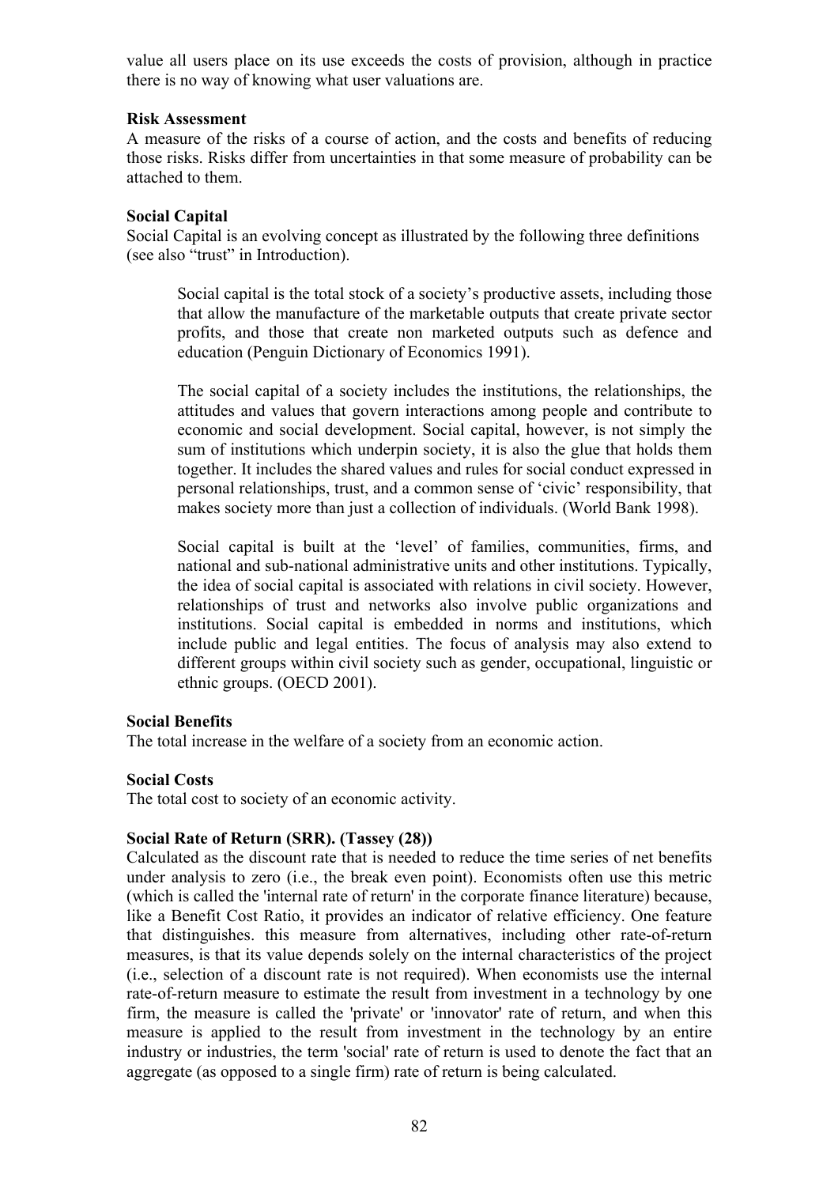value all users place on its use exceeds the costs of provision, although in practice there is no way of knowing what user valuations are.

**Risk Assessment**

A measure of the risks of a course of action, and the costs and benefits of reducing those risks. Risks differ from uncertainties in that some measure of probability can be attached to them.

**Social Capital**

Social Capital is an evolving concept as illustrated by the following three definitions (see also "trust" in Introduction).

> Social capital is the total stock of a society's productive assets, including those that allow the manufacture of the marketable outputs that create private sector profits, and those that create non marketed outputs such as defence and education (Penguin Dictionary of Economics 1991).
>
> The social capital of a society includes the institutions, the relationships, the attitudes and values that govern interactions among people and contribute to economic and social development. Social capital, however, is not simply the sum of institutions which underpin society, it is also the glue that holds them together. It includes the shared values and rules for social conduct expressed in personal relationships, trust, and a common sense of 'civic' responsibility, that makes society more than just a collection of individuals. (World Bank 1998).
>
> Social capital is built at the 'level' of families, communities, firms, and national and sub-national administrative units and other institutions. Typically, the idea of social capital is associated with relations in civil society. However, relationships of trust and networks also involve public organizations and institutions. Social capital is embedded in norms and institutions, which include public and legal entities. The focus of analysis may also extend to different groups within civil society such as gender, occupational, linguistic or ethnic groups. (OECD 2001).

**Social Benefits**

The total increase in the welfare of a society from an economic action.

**Social Costs**

The total cost to society of an economic activity.

**Social Rate of Return (SRR). (Tassey (28))**

Calculated as the discount rate that is needed to reduce the time series of net benefits under analysis to zero (i.e., the break even point). Economists often use this metric (which is called the 'internal rate of return' in the corporate finance literature) because, like a Benefit Cost Ratio, it provides an indicator of relative efficiency. One feature that distinguishes. this measure from alternatives, including other rate-of-return measures, is that its value depends solely on the internal characteristics of the project (i.e., selection of a discount rate is not required). When economists use the internal rate-of-return measure to estimate the result from investment in a technology by one firm, the measure is called the 'private' or 'innovator' rate of return, and when this measure is applied to the result from investment in the technology by an entire industry or industries, the term 'social' rate of return is used to denote the fact that an aggregate (as opposed to a single firm) rate of return is being calculated.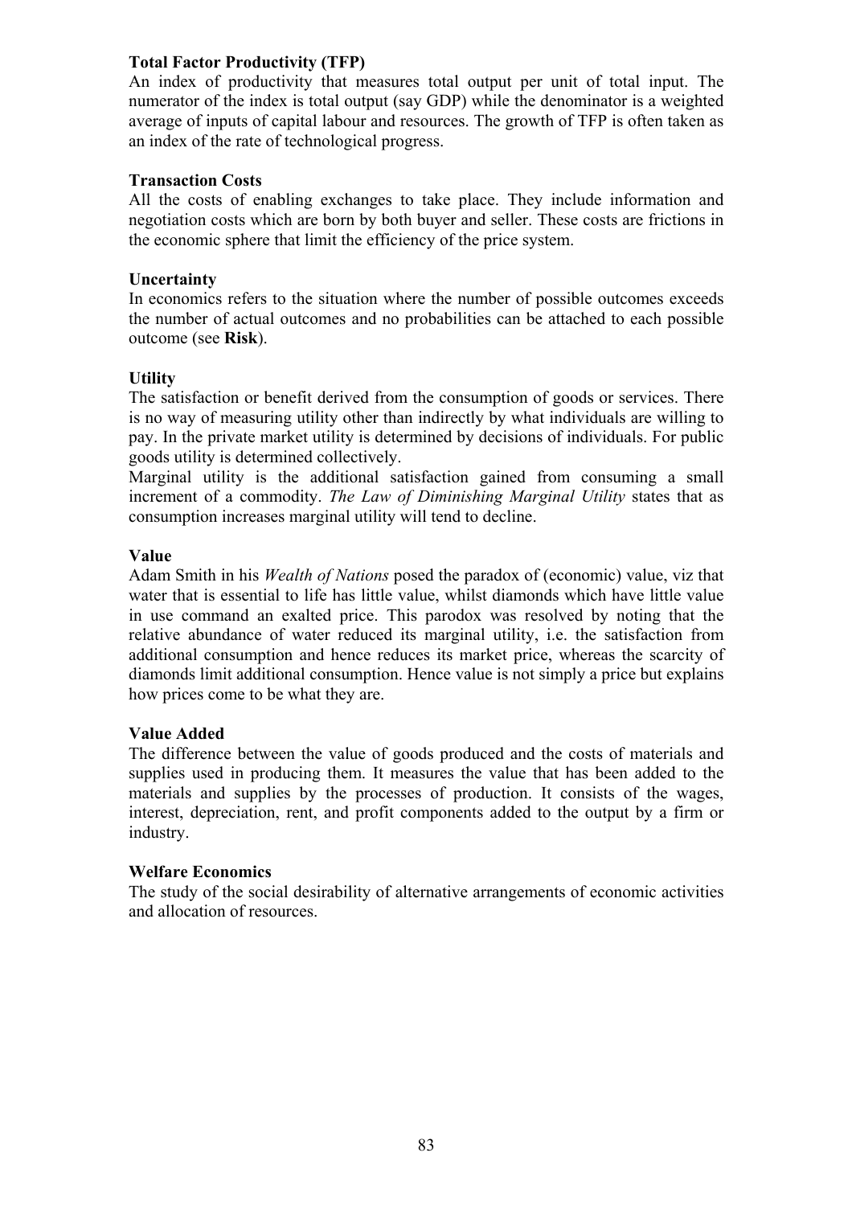**Total Factor Productivity (TFP)**
An index of productivity that measures total output per unit of total input. The numerator of the index is total output (say GDP) while the denominator is a weighted average of inputs of capital labour and resources. The growth of TFP is often taken as an index of the rate of technological progress.

**Transaction Costs**
All the costs of enabling exchanges to take place. They include information and negotiation costs which are born by both buyer and seller. These costs are frictions in the economic sphere that limit the efficiency of the price system.

**Uncertainty**
In economics refers to the situation where the number of possible outcomes exceeds the number of actual outcomes and no probabilities can be attached to each possible outcome (see **Risk**).

**Utility**
The satisfaction or benefit derived from the consumption of goods or services. There is no way of measuring utility other than indirectly by what individuals are willing to pay. In the private market utility is determined by decisions of individuals. For public goods utility is determined collectively.
Marginal utility is the additional satisfaction gained from consuming a small increment of a commodity. *The Law of Diminishing Marginal Utility* states that as consumption increases marginal utility will tend to decline.

**Value**
Adam Smith in his *Wealth of Nations* posed the paradox of (economic) value, viz that water that is essential to life has little value, whilst diamonds which have little value in use command an exalted price. This parodox was resolved by noting that the relative abundance of water reduced its marginal utility, i.e. the satisfaction from additional consumption and hence reduces its market price, whereas the scarcity of diamonds limit additional consumption. Hence value is not simply a price but explains how prices come to be what they are.

**Value Added**
The difference between the value of goods produced and the costs of materials and supplies used in producing them. It measures the value that has been added to the materials and supplies by the processes of production. It consists of the wages, interest, depreciation, rent, and profit components added to the output by a firm or industry.

**Welfare Economics**
The study of the social desirability of alternative arrangements of economic activities and allocation of resources.